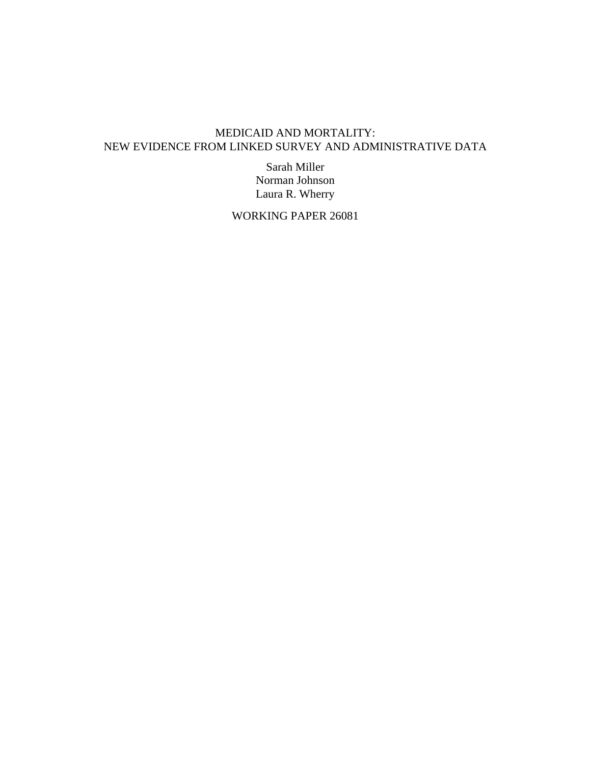# MEDICAID AND MORTALITY: NEW EVIDENCE FROM LINKED SURVEY AND ADMINISTRATIVE DATA

Sarah Miller
Norman Johnson
Laura R. Wherry

WORKING PAPER 26081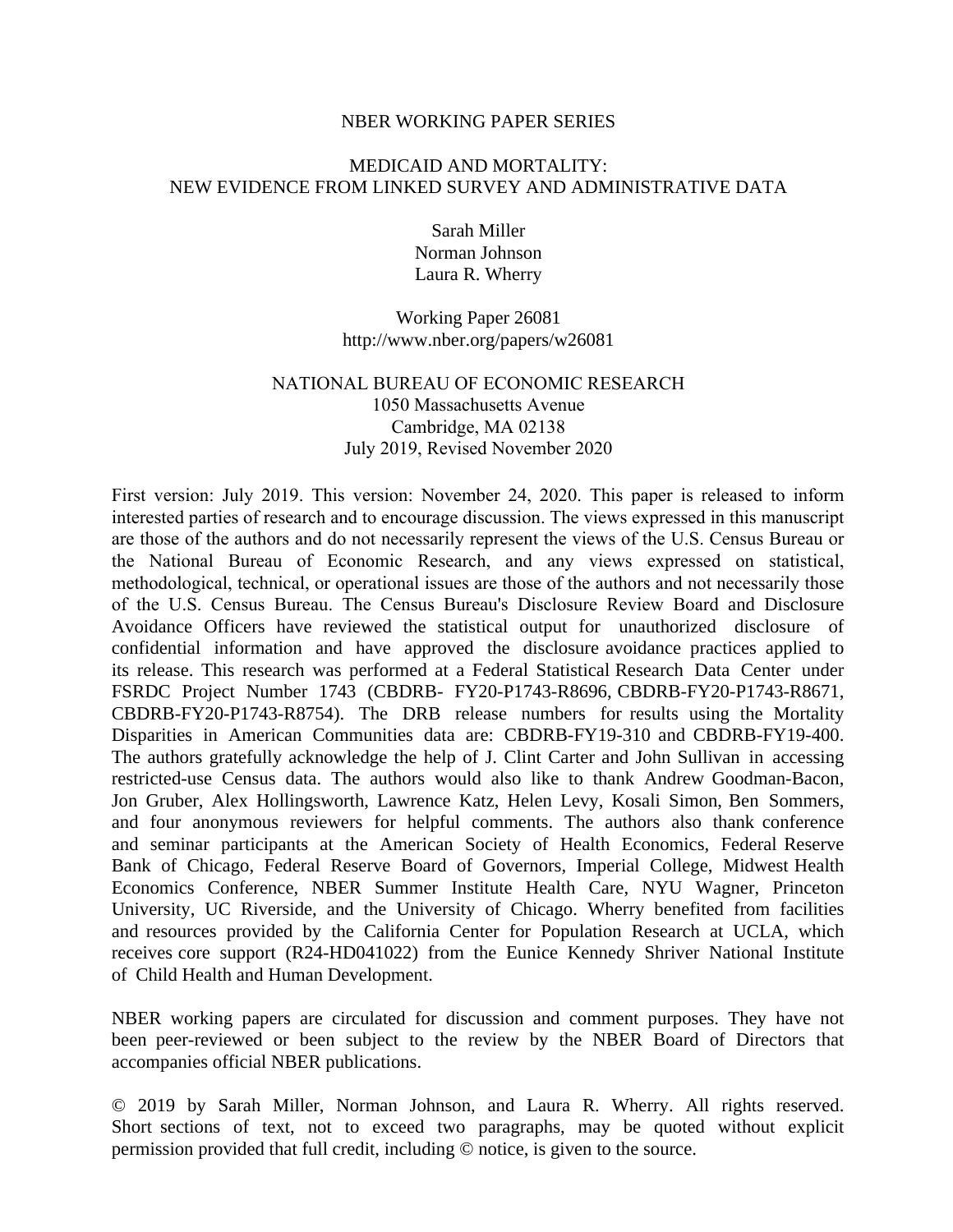NBER WORKING PAPER SERIES

MEDICAID AND MORTALITY:
NEW EVIDENCE FROM LINKED SURVEY AND ADMINISTRATIVE DATA

Sarah Miller
Norman Johnson
Laura R. Wherry

Working Paper 26081
http://www.nber.org/papers/w26081

NATIONAL BUREAU OF ECONOMIC RESEARCH
1050 Massachusetts Avenue
Cambridge, MA 02138
July 2019, Revised November 2020

First version: July 2019. This version: November 24, 2020. This paper is released to inform interested parties of research and to encourage discussion. The views expressed in this manuscript are those of the authors and do not necessarily represent the views of the U.S. Census Bureau or the National Bureau of Economic Research, and any views expressed on statistical, methodological, technical, or operational issues are those of the authors and not necessarily those of the U.S. Census Bureau. The Census Bureau's Disclosure Review Board and Disclosure Avoidance Officers have reviewed the statistical output for unauthorized disclosure of confidential information and have approved the disclosure avoidance practices applied to its release. This research was performed at a Federal Statistical Research Data Center under FSRDC Project Number 1743 (CBDRB- FY20-P1743-R8696, CBDRB-FY20-P1743-R8671, CBDRB-FY20-P1743-R8754). The DRB release numbers for results using the Mortality Disparities in American Communities data are: CBDRB-FY19-310 and CBDRB-FY19-400. The authors gratefully acknowledge the help of J. Clint Carter and John Sullivan in accessing restricted-use Census data. The authors would also like to thank Andrew Goodman-Bacon, Jon Gruber, Alex Hollingsworth, Lawrence Katz, Helen Levy, Kosali Simon, Ben Sommers, and four anonymous reviewers for helpful comments. The authors also thank conference and seminar participants at the American Society of Health Economics, Federal Reserve Bank of Chicago, Federal Reserve Board of Governors, Imperial College, Midwest Health Economics Conference, NBER Summer Institute Health Care, NYU Wagner, Princeton University, UC Riverside, and the University of Chicago. Wherry benefited from facilities and resources provided by the California Center for Population Research at UCLA, which receives core support (R24-HD041022) from the Eunice Kennedy Shriver National Institute of Child Health and Human Development.

NBER working papers are circulated for discussion and comment purposes. They have not been peer-reviewed or been subject to the review by the NBER Board of Directors that accompanies official NBER publications.

© 2019 by Sarah Miller, Norman Johnson, and Laura R. Wherry. All rights reserved. Short sections of text, not to exceed two paragraphs, may be quoted without explicit permission provided that full credit, including © notice, is given to the source.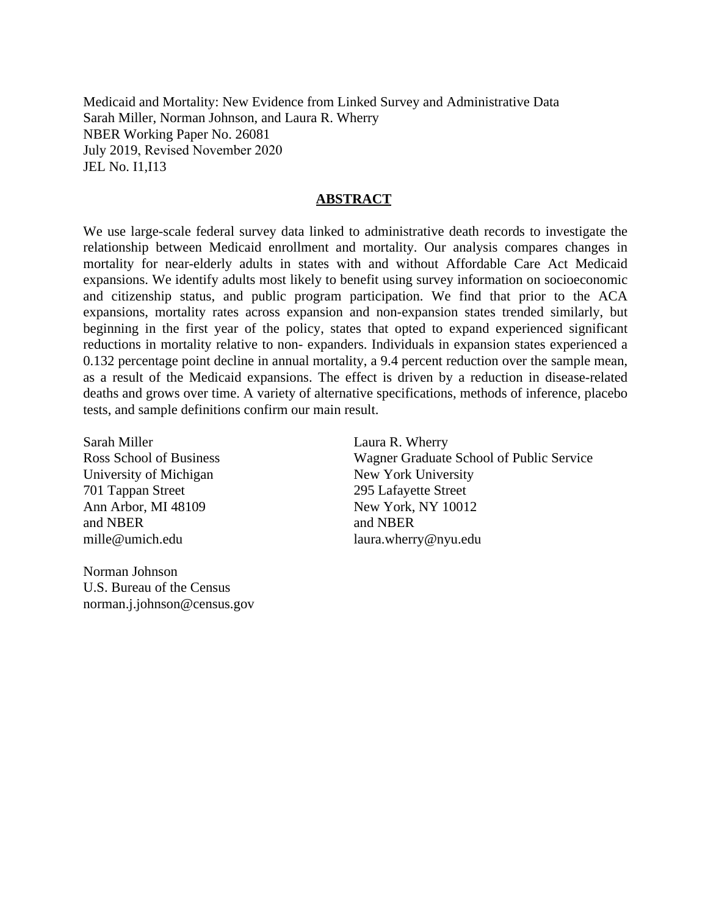Medicaid and Mortality: New Evidence from Linked Survey and Administrative Data
Sarah Miller, Norman Johnson, and Laura R. Wherry
NBER Working Paper No. 26081
July 2019, Revised November 2020
JEL No. I1,I13

## ABSTRACT

We use large-scale federal survey data linked to administrative death records to investigate the relationship between Medicaid enrollment and mortality. Our analysis compares changes in mortality for near-elderly adults in states with and without Affordable Care Act Medicaid expansions. We identify adults most likely to benefit using survey information on socioeconomic and citizenship status, and public program participation. We find that prior to the ACA expansions, mortality rates across expansion and non-expansion states trended similarly, but beginning in the first year of the policy, states that opted to expand experienced significant reductions in mortality relative to non- expanders. Individuals in expansion states experienced a 0.132 percentage point decline in annual mortality, a 9.4 percent reduction over the sample mean, as a result of the Medicaid expansions. The effect is driven by a reduction in disease-related deaths and grows over time. A variety of alternative specifications, methods of inference, placebo tests, and sample definitions confirm our main result.

Sarah Miller
Ross School of Business
University of Michigan
701 Tappan Street
Ann Arbor, MI 48109
and NBER
mille@umich.edu

Laura R. Wherry
Wagner Graduate School of Public Service
New York University
295 Lafayette Street
New York, NY 10012
and NBER
laura.wherry@nyu.edu

Norman Johnson
U.S. Bureau of the Census
norman.j.johnson@census.gov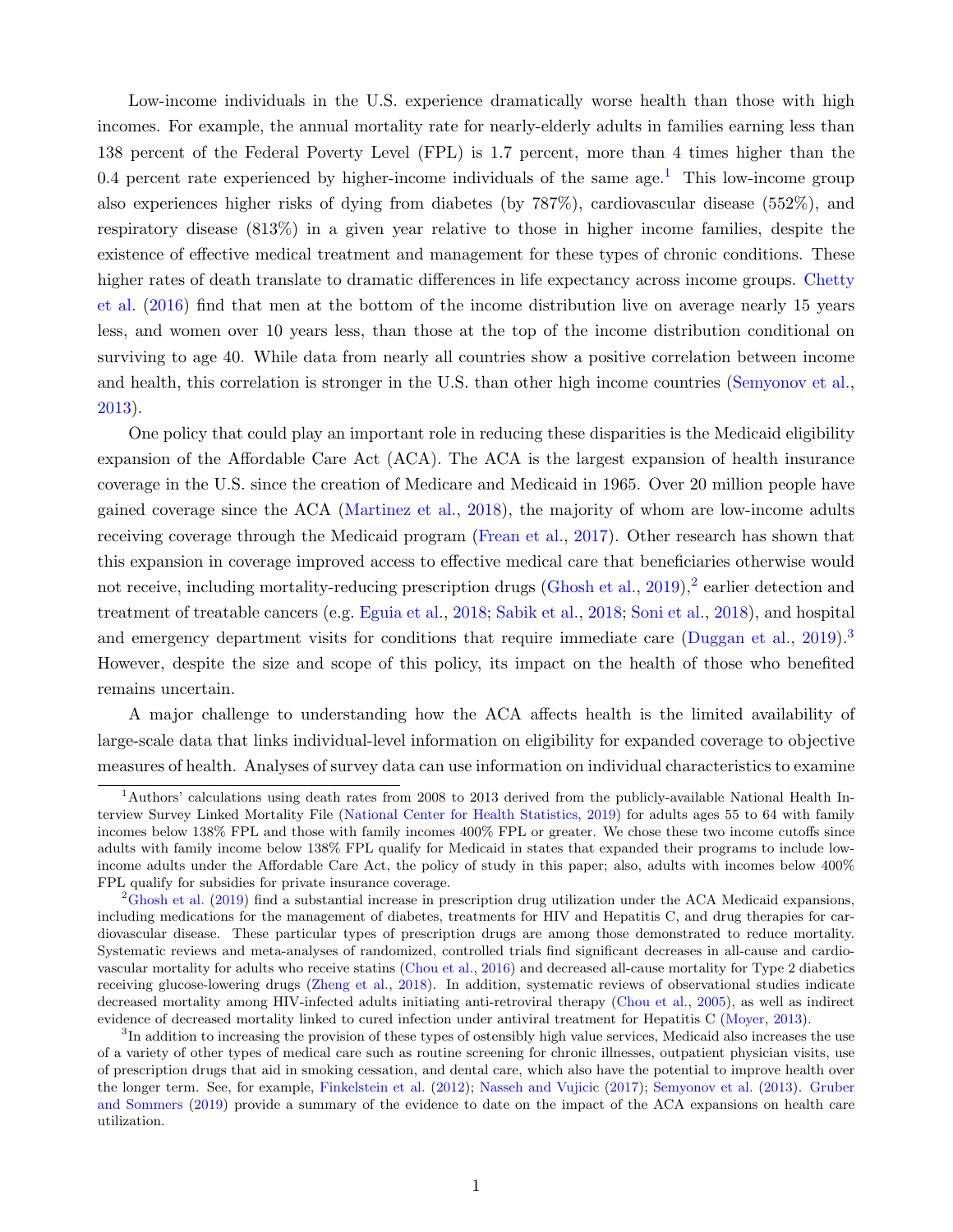Low-income individuals in the U.S. experience dramatically worse health than those with high incomes. For example, the annual mortality rate for nearly-elderly adults in families earning less than 138 percent of the Federal Poverty Level (FPL) is 1.7 percent, more than 4 times higher than the 0.4 percent rate experienced by higher-income individuals of the same age.[1] This low-income group also experiences higher risks of dying from diabetes (by 787%), cardiovascular disease (552%), and respiratory disease (813%) in a given year relative to those in higher income families, despite the existence of effective medical treatment and management for these types of chronic conditions. These higher rates of death translate to dramatic differences in life expectancy across income groups. Chetty et al. (2016) find that men at the bottom of the income distribution live on average nearly 15 years less, and women over 10 years less, than those at the top of the income distribution conditional on surviving to age 40. While data from nearly all countries show a positive correlation between income and health, this correlation is stronger in the U.S. than other high income countries (Semyonov et al., 2013).

One policy that could play an important role in reducing these disparities is the Medicaid eligibility expansion of the Affordable Care Act (ACA). The ACA is the largest expansion of health insurance coverage in the U.S. since the creation of Medicare and Medicaid in 1965. Over 20 million people have gained coverage since the ACA (Martinez et al., 2018), the majority of whom are low-income adults receiving coverage through the Medicaid program (Frean et al., 2017). Other research has shown that this expansion in coverage improved access to effective medical care that beneficiaries otherwise would not receive, including mortality-reducing prescription drugs (Ghosh et al., 2019),[2] earlier detection and treatment of treatable cancers (e.g. Eguia et al., 2018; Sabik et al., 2018; Soni et al., 2018), and hospital and emergency department visits for conditions that require immediate care (Duggan et al., 2019).[3] However, despite the size and scope of this policy, its impact on the health of those who benefited remains uncertain.

A major challenge to understanding how the ACA affects health is the limited availability of large-scale data that links individual-level information on eligibility for expanded coverage to objective measures of health. Analyses of survey data can use information on individual characteristics to examine

---

[1] Authors' calculations using death rates from 2008 to 2013 derived from the publicly-available National Health Interview Survey Linked Mortality File (National Center for Health Statistics, 2019) for adults ages 55 to 64 with family incomes below 138% FPL and those with family incomes 400% FPL or greater. We chose these two income cutoffs since adults with family income below 138% FPL qualify for Medicaid in states that expanded their programs to include low-income adults under the Affordable Care Act, the policy of study in this paper; also, adults with incomes below 400% FPL qualify for subsidies for private insurance coverage.

[2] Ghosh et al. (2019) find a substantial increase in prescription drug utilization under the ACA Medicaid expansions, including medications for the management of diabetes, treatments for HIV and Hepatitis C, and drug therapies for cardiovascular disease. These particular types of prescription drugs are among those demonstrated to reduce mortality. Systematic reviews and meta-analyses of randomized, controlled trials find significant decreases in all-cause and cardiovascular mortality for adults who receive statins (Chou et al., 2016) and decreased all-cause mortality for Type 2 diabetics receiving glucose-lowering drugs (Zheng et al., 2018). In addition, systematic reviews of observational studies indicate decreased mortality among HIV-infected adults initiating anti-retroviral therapy (Chou et al., 2005), as well as indirect evidence of decreased mortality linked to cured infection under antiviral treatment for Hepatitis C (Moyer, 2013).

[3] In addition to increasing the provision of these types of ostensibly high value services, Medicaid also increases the use of a variety of other types of medical care such as routine screening for chronic illnesses, outpatient physician visits, use of prescription drugs that aid in smoking cessation, and dental care, which also have the potential to improve health over the longer term. See, for example, Finkelstein et al. (2012); Nasseh and Vujicic (2017); Semyonov et al. (2013). Gruber and Sommers (2019) provide a summary of the evidence to date on the impact of the ACA expansions on health care utilization.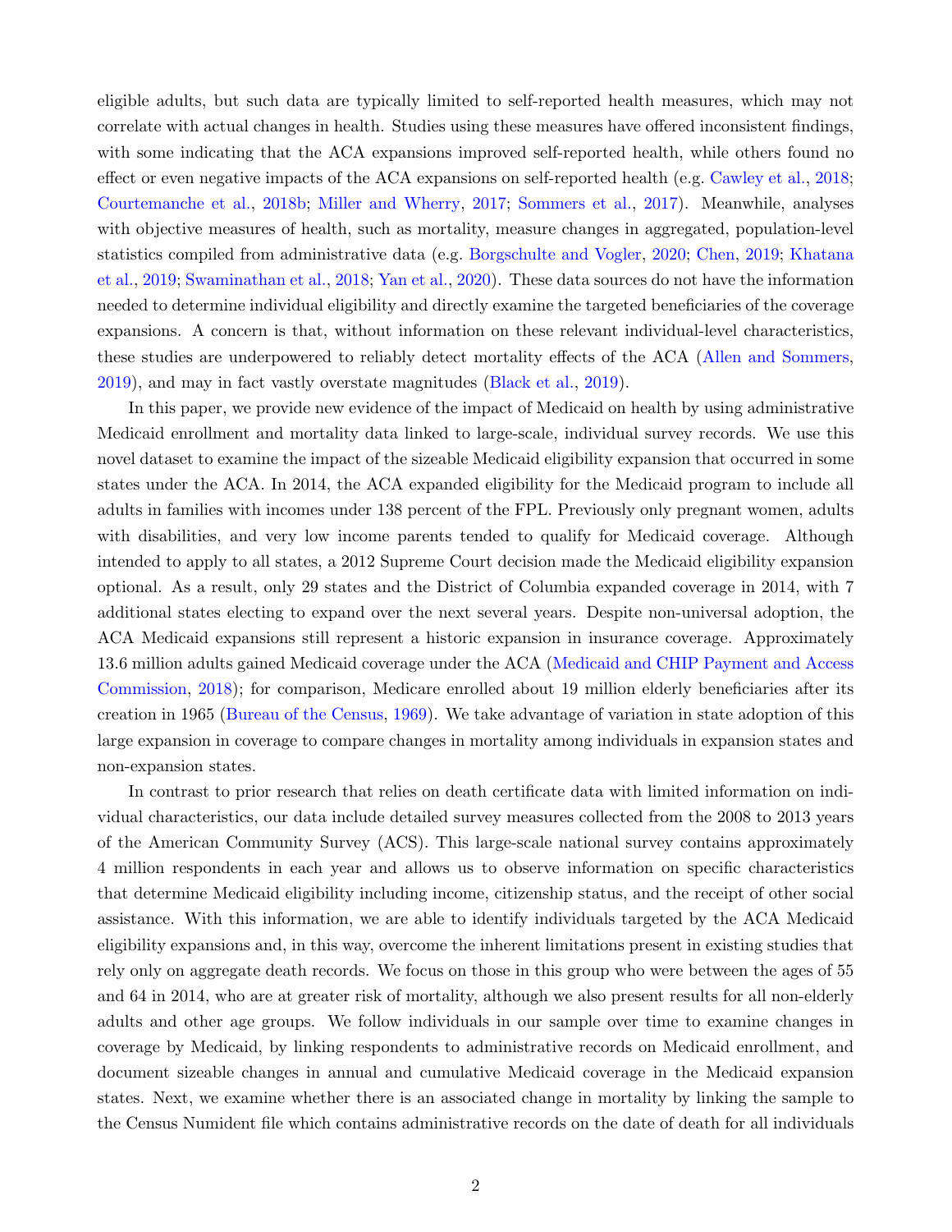eligible adults, but such data are typically limited to self-reported health measures, which may not correlate with actual changes in health. Studies using these measures have offered inconsistent findings, with some indicating that the ACA expansions improved self-reported health, while others found no effect or even negative impacts of the ACA expansions on self-reported health (e.g. Cawley et al., 2018; Courtemanche et al., 2018b; Miller and Wherry, 2017; Sommers et al., 2017). Meanwhile, analyses with objective measures of health, such as mortality, measure changes in aggregated, population-level statistics compiled from administrative data (e.g. Borgschulte and Vogler, 2020; Chen, 2019; Khatana et al., 2019; Swaminathan et al., 2018; Yan et al., 2020). These data sources do not have the information needed to determine individual eligibility and directly examine the targeted beneficiaries of the coverage expansions. A concern is that, without information on these relevant individual-level characteristics, these studies are underpowered to reliably detect mortality effects of the ACA (Allen and Sommers, 2019), and may in fact vastly overstate magnitudes (Black et al., 2019).

In this paper, we provide new evidence of the impact of Medicaid on health by using administrative Medicaid enrollment and mortality data linked to large-scale, individual survey records. We use this novel dataset to examine the impact of the sizeable Medicaid eligibility expansion that occurred in some states under the ACA. In 2014, the ACA expanded eligibility for the Medicaid program to include all adults in families with incomes under 138 percent of the FPL. Previously only pregnant women, adults with disabilities, and very low income parents tended to qualify for Medicaid coverage. Although intended to apply to all states, a 2012 Supreme Court decision made the Medicaid eligibility expansion optional. As a result, only 29 states and the District of Columbia expanded coverage in 2014, with 7 additional states electing to expand over the next several years. Despite non-universal adoption, the ACA Medicaid expansions still represent a historic expansion in insurance coverage. Approximately 13.6 million adults gained Medicaid coverage under the ACA (Medicaid and CHIP Payment and Access Commission, 2018); for comparison, Medicare enrolled about 19 million elderly beneficiaries after its creation in 1965 (Bureau of the Census, 1969). We take advantage of variation in state adoption of this large expansion in coverage to compare changes in mortality among individuals in expansion states and non-expansion states.

In contrast to prior research that relies on death certificate data with limited information on individual characteristics, our data include detailed survey measures collected from the 2008 to 2013 years of the American Community Survey (ACS). This large-scale national survey contains approximately 4 million respondents in each year and allows us to observe information on specific characteristics that determine Medicaid eligibility including income, citizenship status, and the receipt of other social assistance. With this information, we are able to identify individuals targeted by the ACA Medicaid eligibility expansions and, in this way, overcome the inherent limitations present in existing studies that rely only on aggregate death records. We focus on those in this group who were between the ages of 55 and 64 in 2014, who are at greater risk of mortality, although we also present results for all non-elderly adults and other age groups. We follow individuals in our sample over time to examine changes in coverage by Medicaid, by linking respondents to administrative records on Medicaid enrollment, and document sizeable changes in annual and cumulative Medicaid coverage in the Medicaid expansion states. Next, we examine whether there is an associated change in mortality by linking the sample to the Census Numident file which contains administrative records on the date of death for all individuals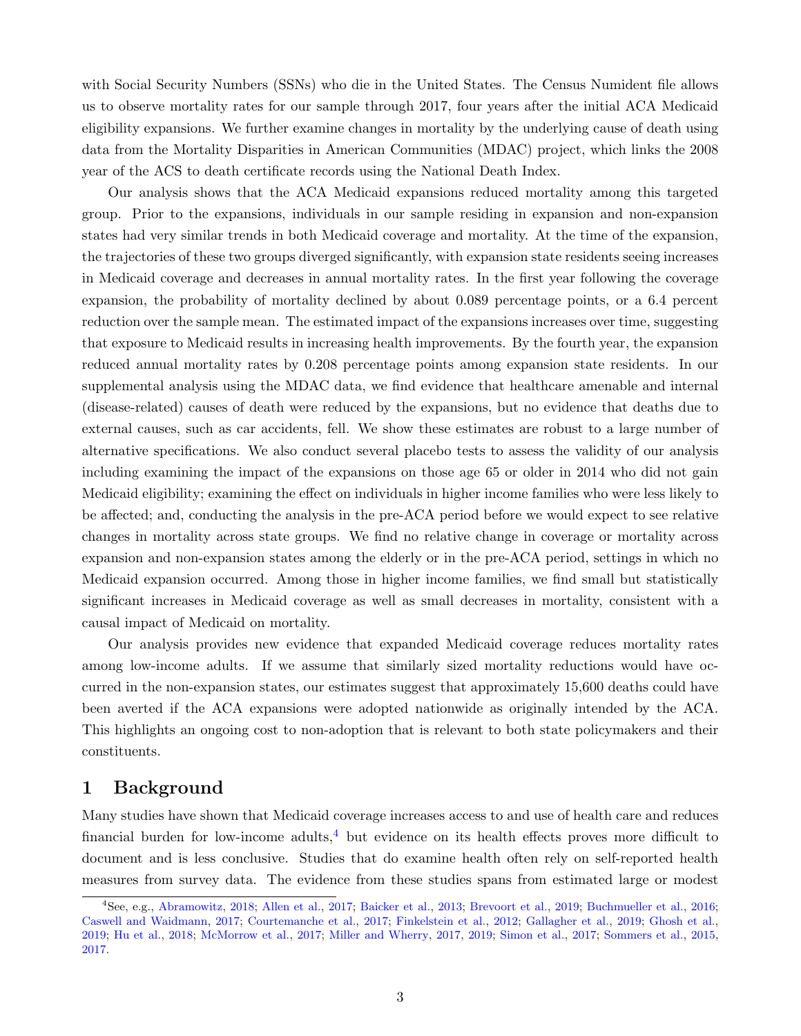with Social Security Numbers (SSNs) who die in the United States. The Census Numident file allows us to observe mortality rates for our sample through 2017, four years after the initial ACA Medicaid eligibility expansions. We further examine changes in mortality by the underlying cause of death using data from the Mortality Disparities in American Communities (MDAC) project, which links the 2008 year of the ACS to death certificate records using the National Death Index.

Our analysis shows that the ACA Medicaid expansions reduced mortality among this targeted group. Prior to the expansions, individuals in our sample residing in expansion and non-expansion states had very similar trends in both Medicaid coverage and mortality. At the time of the expansion, the trajectories of these two groups diverged significantly, with expansion state residents seeing increases in Medicaid coverage and decreases in annual mortality rates. In the first year following the coverage expansion, the probability of mortality declined by about 0.089 percentage points, or a 6.4 percent reduction over the sample mean. The estimated impact of the expansions increases over time, suggesting that exposure to Medicaid results in increasing health improvements. By the fourth year, the expansion reduced annual mortality rates by 0.208 percentage points among expansion state residents. In our supplemental analysis using the MDAC data, we find evidence that healthcare amenable and internal (disease-related) causes of death were reduced by the expansions, but no evidence that deaths due to external causes, such as car accidents, fell. We show these estimates are robust to a large number of alternative specifications. We also conduct several placebo tests to assess the validity of our analysis including examining the impact of the expansions on those age 65 or older in 2014 who did not gain Medicaid eligibility; examining the effect on individuals in higher income families who were less likely to be affected; and, conducting the analysis in the pre-ACA period before we would expect to see relative changes in mortality across state groups. We find no relative change in coverage or mortality across expansion and non-expansion states among the elderly or in the pre-ACA period, settings in which no Medicaid expansion occurred. Among those in higher income families, we find small but statistically significant increases in Medicaid coverage as well as small decreases in mortality, consistent with a causal impact of Medicaid on mortality.

Our analysis provides new evidence that expanded Medicaid coverage reduces mortality rates among low-income adults. If we assume that similarly sized mortality reductions would have occurred in the non-expansion states, our estimates suggest that approximately 15,600 deaths could have been averted if the ACA expansions were adopted nationwide as originally intended by the ACA. This highlights an ongoing cost to non-adoption that is relevant to both state policymakers and their constituents.

# 1 Background

Many studies have shown that Medicaid coverage increases access to and use of health care and reduces financial burden for low-income adults,[4] but evidence on its health effects proves more difficult to document and is less conclusive. Studies that do examine health often rely on self-reported health measures from survey data. The evidence from these studies spans from estimated large or modest

[4] See, e.g., Abramowitz, 2018; Allen et al., 2017; Baicker et al., 2013; Brevoort et al., 2019; Buchmueller et al., 2016; Caswell and Waidmann, 2017; Courtemanche et al., 2017; Finkelstein et al., 2012; Gallagher et al., 2019; Ghosh et al., 2019; Hu et al., 2018; McMorrow et al., 2017; Miller and Wherry, 2017, 2019; Simon et al., 2017; Sommers et al., 2015, 2017.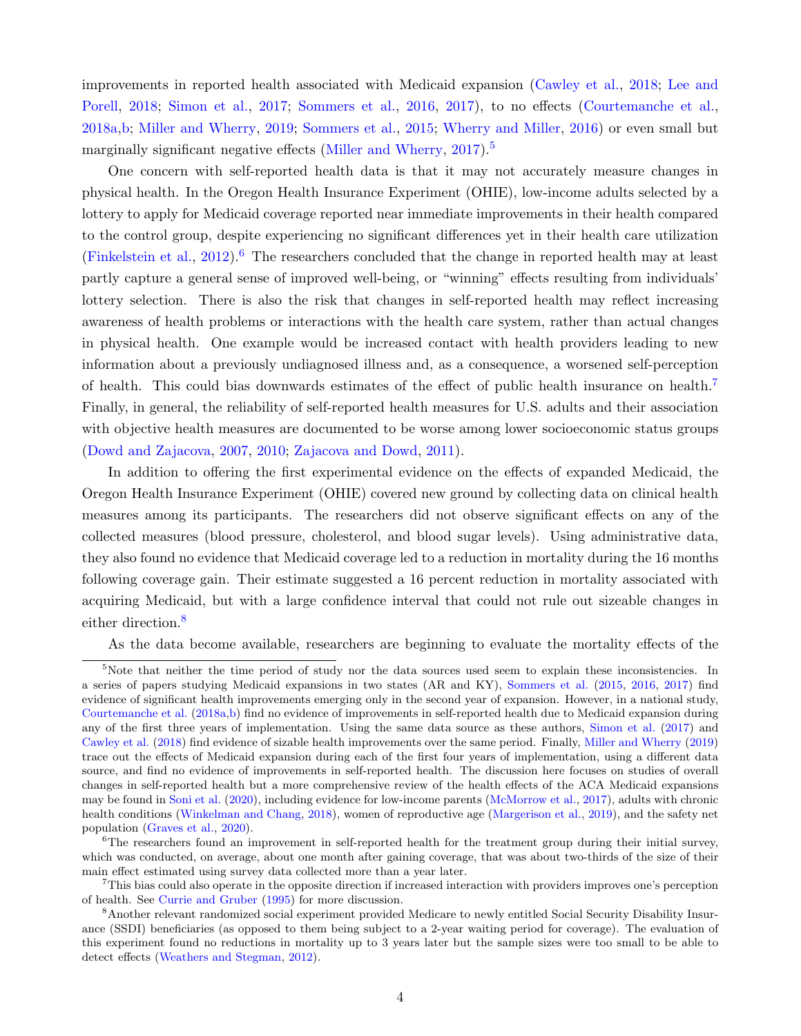improvements in reported health associated with Medicaid expansion (Cawley et al., 2018; Lee and Porell, 2018; Simon et al., 2017; Sommers et al., 2016, 2017), to no effects (Courtemanche et al., 2018a,b; Miller and Wherry, 2019; Sommers et al., 2015; Wherry and Miller, 2016) or even small but marginally significant negative effects (Miller and Wherry, 2017).[5]

One concern with self-reported health data is that it may not accurately measure changes in physical health. In the Oregon Health Insurance Experiment (OHIE), low-income adults selected by a lottery to apply for Medicaid coverage reported near immediate improvements in their health compared to the control group, despite experiencing no significant differences yet in their health care utilization (Finkelstein et al., 2012).[6] The researchers concluded that the change in reported health may at least partly capture a general sense of improved well-being, or "winning" effects resulting from individuals' lottery selection. There is also the risk that changes in self-reported health may reflect increasing awareness of health problems or interactions with the health care system, rather than actual changes in physical health. One example would be increased contact with health providers leading to new information about a previously undiagnosed illness and, as a consequence, a worsened self-perception of health. This could bias downwards estimates of the effect of public health insurance on health.[7] Finally, in general, the reliability of self-reported health measures for U.S. adults and their association with objective health measures are documented to be worse among lower socioeconomic status groups (Dowd and Zajacova, 2007, 2010; Zajacova and Dowd, 2011).

In addition to offering the first experimental evidence on the effects of expanded Medicaid, the Oregon Health Insurance Experiment (OHIE) covered new ground by collecting data on clinical health measures among its participants. The researchers did not observe significant effects on any of the collected measures (blood pressure, cholesterol, and blood sugar levels). Using administrative data, they also found no evidence that Medicaid coverage led to a reduction in mortality during the 16 months following coverage gain. Their estimate suggested a 16 percent reduction in mortality associated with acquiring Medicaid, but with a large confidence interval that could not rule out sizeable changes in either direction.[8]

As the data become available, researchers are beginning to evaluate the mortality effects of the

---

[5] Note that neither the time period of study nor the data sources used seem to explain these inconsistencies. In a series of papers studying Medicaid expansions in two states (AR and KY), Sommers et al. (2015, 2016, 2017) find evidence of significant health improvements emerging only in the second year of expansion. However, in a national study, Courtemanche et al. (2018a,b) find no evidence of improvements in self-reported health due to Medicaid expansion during any of the first three years of implementation. Using the same data source as these authors, Simon et al. (2017) and Cawley et al. (2018) find evidence of sizable health improvements over the same period. Finally, Miller and Wherry (2019) trace out the effects of Medicaid expansion during each of the first four years of implementation, using a different data source, and find no evidence of improvements in self-reported health. The discussion here focuses on studies of overall changes in self-reported health but a more comprehensive review of the health effects of the ACA Medicaid expansions may be found in Soni et al. (2020), including evidence for low-income parents (McMorrow et al., 2017), adults with chronic health conditions (Winkelman and Chang, 2018), women of reproductive age (Margerison et al., 2019), and the safety net population (Graves et al., 2020).

[6] The researchers found an improvement in self-reported health for the treatment group during their initial survey, which was conducted, on average, about one month after gaining coverage, that was about two-thirds of the size of their main effect estimated using survey data collected more than a year later.

[7] This bias could also operate in the opposite direction if increased interaction with providers improves one's perception of health. See Currie and Gruber (1995) for more discussion.

[8] Another relevant randomized social experiment provided Medicare to newly entitled Social Security Disability Insurance (SSDI) beneficiaries (as opposed to them being subject to a 2-year waiting period for coverage). The evaluation of this experiment found no reductions in mortality up to 3 years later but the sample sizes were too small to be able to detect effects (Weathers and Stegman, 2012).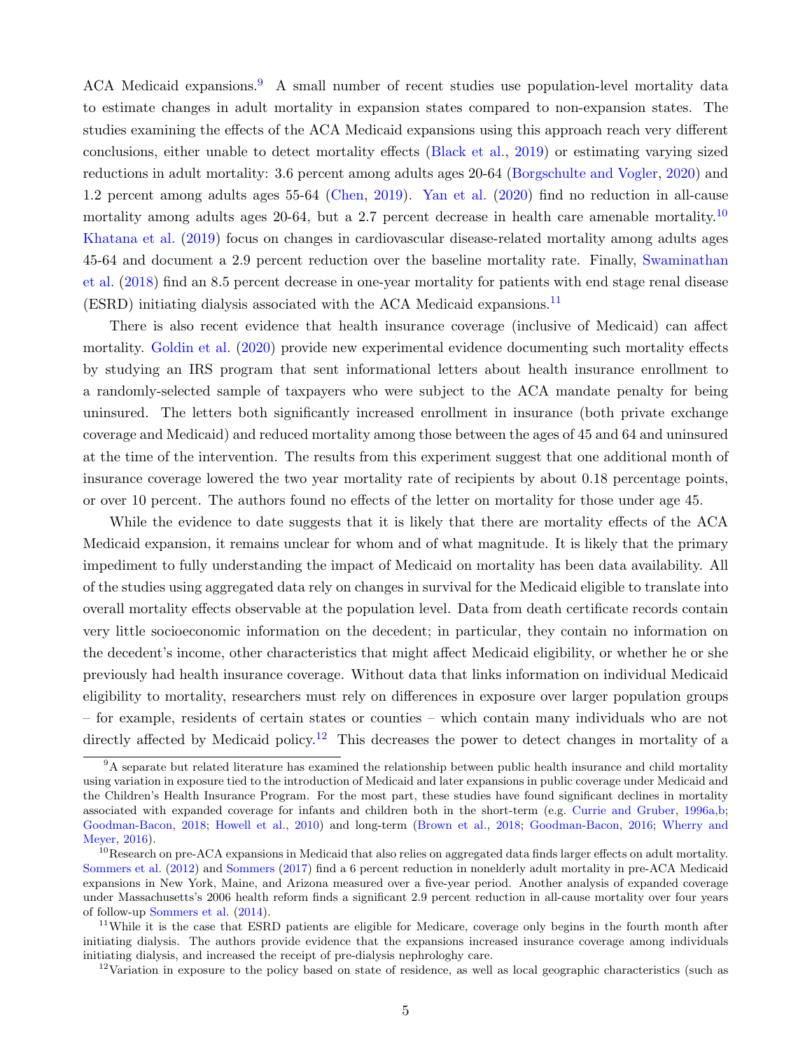ACA Medicaid expansions.[9] A small number of recent studies use population-level mortality data to estimate changes in adult mortality in expansion states compared to non-expansion states. The studies examining the effects of the ACA Medicaid expansions using this approach reach very different conclusions, either unable to detect mortality effects (Black et al., 2019) or estimating varying sized reductions in adult mortality: 3.6 percent among adults ages 20-64 (Borgschulte and Vogler, 2020) and 1.2 percent among adults ages 55-64 (Chen, 2019). Yan et al. (2020) find no reduction in all-cause mortality among adults ages 20-64, but a 2.7 percent decrease in health care amenable mortality.[10] Khatana et al. (2019) focus on changes in cardiovascular disease-related mortality among adults ages 45-64 and document a 2.9 percent reduction over the baseline mortality rate. Finally, Swaminathan et al. (2018) find an 8.5 percent decrease in one-year mortality for patients with end stage renal disease (ESRD) initiating dialysis associated with the ACA Medicaid expansions.[11]

There is also recent evidence that health insurance coverage (inclusive of Medicaid) can affect mortality. Goldin et al. (2020) provide new experimental evidence documenting such mortality effects by studying an IRS program that sent informational letters about health insurance enrollment to a randomly-selected sample of taxpayers who were subject to the ACA mandate penalty for being uninsured. The letters both significantly increased enrollment in insurance (both private exchange coverage and Medicaid) and reduced mortality among those between the ages of 45 and 64 and uninsured at the time of the intervention. The results from this experiment suggest that one additional month of insurance coverage lowered the two year mortality rate of recipients by about 0.18 percentage points, or over 10 percent. The authors found no effects of the letter on mortality for those under age 45.

While the evidence to date suggests that it is likely that there are mortality effects of the ACA Medicaid expansion, it remains unclear for whom and of what magnitude. It is likely that the primary impediment to fully understanding the impact of Medicaid on mortality has been data availability. All of the studies using aggregated data rely on changes in survival for the Medicaid eligible to translate into overall mortality effects observable at the population level. Data from death certificate records contain very little socioeconomic information on the decedent; in particular, they contain no information on the decedent's income, other characteristics that might affect Medicaid eligibility, or whether he or she previously had health insurance coverage. Without data that links information on individual Medicaid eligibility to mortality, researchers must rely on differences in exposure over larger population groups – for example, residents of certain states or counties – which contain many individuals who are not directly affected by Medicaid policy.[12] This decreases the power to detect changes in mortality of a

[9] A separate but related literature has examined the relationship between public health insurance and child mortality using variation in exposure tied to the introduction of Medicaid and later expansions in public coverage under Medicaid and the Children's Health Insurance Program. For the most part, these studies have found significant declines in mortality associated with expanded coverage for infants and children both in the short-term (e.g. Currie and Gruber, 1996a,b; Goodman-Bacon, 2018; Howell et al., 2010) and long-term (Brown et al., 2018; Goodman-Bacon, 2016; Wherry and Meyer, 2016).

[10] Research on pre-ACA expansions in Medicaid that also relies on aggregated data finds larger effects on adult mortality. Sommers et al. (2012) and Sommers (2017) find a 6 percent reduction in nonelderly adult mortality in pre-ACA Medicaid expansions in New York, Maine, and Arizona measured over a five-year period. Another analysis of expanded coverage under Massachusetts's 2006 health reform finds a significant 2.9 percent reduction in all-cause mortality over four years of follow-up Sommers et al. (2014).

[11] While it is the case that ESRD patients are eligible for Medicare, coverage only begins in the fourth month after initiating dialysis. The authors provide evidence that the expansions increased insurance coverage among individuals initiating dialysis, and increased the receipt of pre-dialysis nephrologhy care.

[12] Variation in exposure to the policy based on state of residence, as well as local geographic characteristics (such as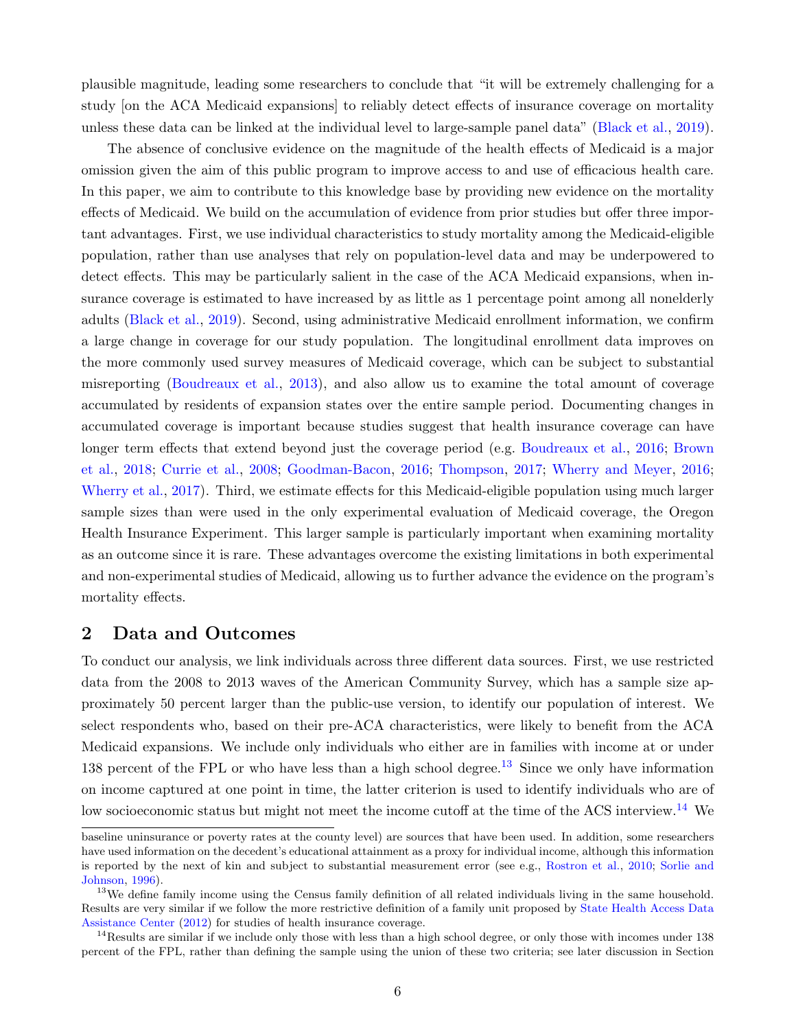plausible magnitude, leading some researchers to conclude that "it will be extremely challenging for a study [on the ACA Medicaid expansions] to reliably detect effects of insurance coverage on mortality unless these data can be linked at the individual level to large-sample panel data" (Black et al., 2019).

The absence of conclusive evidence on the magnitude of the health effects of Medicaid is a major omission given the aim of this public program to improve access to and use of efficacious health care. In this paper, we aim to contribute to this knowledge base by providing new evidence on the mortality effects of Medicaid. We build on the accumulation of evidence from prior studies but offer three important advantages. First, we use individual characteristics to study mortality among the Medicaid-eligible population, rather than use analyses that rely on population-level data and may be underpowered to detect effects. This may be particularly salient in the case of the ACA Medicaid expansions, when insurance coverage is estimated to have increased by as little as 1 percentage point among all nonelderly adults (Black et al., 2019). Second, using administrative Medicaid enrollment information, we confirm a large change in coverage for our study population. The longitudinal enrollment data improves on the more commonly used survey measures of Medicaid coverage, which can be subject to substantial misreporting (Boudreaux et al., 2013), and also allow us to examine the total amount of coverage accumulated by residents of expansion states over the entire sample period. Documenting changes in accumulated coverage is important because studies suggest that health insurance coverage can have longer term effects that extend beyond just the coverage period (e.g. Boudreaux et al., 2016; Brown et al., 2018; Currie et al., 2008; Goodman-Bacon, 2016; Thompson, 2017; Wherry and Meyer, 2016; Wherry et al., 2017). Third, we estimate effects for this Medicaid-eligible population using much larger sample sizes than were used in the only experimental evaluation of Medicaid coverage, the Oregon Health Insurance Experiment. This larger sample is particularly important when examining mortality as an outcome since it is rare. These advantages overcome the existing limitations in both experimental and non-experimental studies of Medicaid, allowing us to further advance the evidence on the program's mortality effects.

## 2 Data and Outcomes

To conduct our analysis, we link individuals across three different data sources. First, we use restricted data from the 2008 to 2013 waves of the American Community Survey, which has a sample size approximately 50 percent larger than the public-use version, to identify our population of interest. We select respondents who, based on their pre-ACA characteristics, were likely to benefit from the ACA Medicaid expansions. We include only individuals who either are in families with income at or under 138 percent of the FPL or who have less than a high school degree.[13] Since we only have information on income captured at one point in time, the latter criterion is used to identify individuals who are of low socioeconomic status but might not meet the income cutoff at the time of the ACS interview.[14] We

baseline uninsurance or poverty rates at the county level) are sources that have been used. In addition, some researchers have used information on the decedent's educational attainment as a proxy for individual income, although this information is reported by the next of kin and subject to substantial measurement error (see e.g., Rostron et al., 2010; Sorlie and Johnson, 1996).

[13] We define family income using the Census family definition of all related individuals living in the same household. Results are very similar if we follow the more restrictive definition of a family unit proposed by State Health Access Data Assistance Center (2012) for studies of health insurance coverage.

[14] Results are similar if we include only those with less than a high school degree, or only those with incomes under 138 percent of the FPL, rather than defining the sample using the union of these two criteria; see later discussion in Section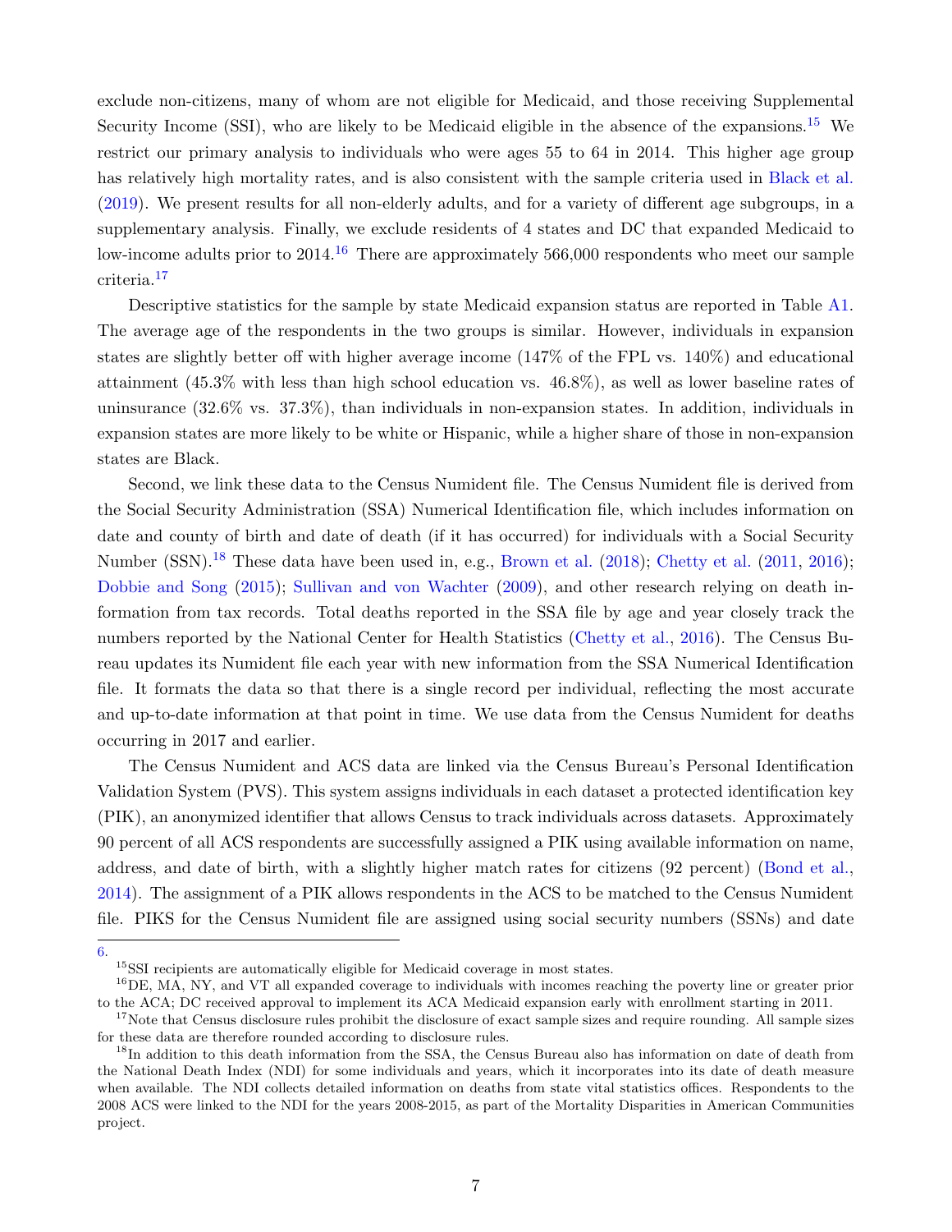exclude non-citizens, many of whom are not eligible for Medicaid, and those receiving Supplemental Security Income (SSI), who are likely to be Medicaid eligible in the absence of the expansions.[15] We restrict our primary analysis to individuals who were ages 55 to 64 in 2014. This higher age group has relatively high mortality rates, and is also consistent with the sample criteria used in Black et al. (2019). We present results for all non-elderly adults, and for a variety of different age subgroups, in a supplementary analysis. Finally, we exclude residents of 4 states and DC that expanded Medicaid to low-income adults prior to 2014.[16] There are approximately 566,000 respondents who meet our sample criteria.[17]

Descriptive statistics for the sample by state Medicaid expansion status are reported in Table A1. The average age of the respondents in the two groups is similar. However, individuals in expansion states are slightly better off with higher average income (147% of the FPL vs. 140%) and educational attainment (45.3% with less than high school education vs. 46.8%), as well as lower baseline rates of uninsurance (32.6% vs. 37.3%), than individuals in non-expansion states. In addition, individuals in expansion states are more likely to be white or Hispanic, while a higher share of those in non-expansion states are Black.

Second, we link these data to the Census Numident file. The Census Numident file is derived from the Social Security Administration (SSA) Numerical Identification file, which includes information on date and county of birth and date of death (if it has occurred) for individuals with a Social Security Number (SSN).[18] These data have been used in, e.g., Brown et al. (2018); Chetty et al. (2011, 2016); Dobbie and Song (2015); Sullivan and von Wachter (2009), and other research relying on death information from tax records. Total deaths reported in the SSA file by age and year closely track the numbers reported by the National Center for Health Statistics (Chetty et al., 2016). The Census Bureau updates its Numident file each year with new information from the SSA Numerical Identification file. It formats the data so that there is a single record per individual, reflecting the most accurate and up-to-date information at that point in time. We use data from the Census Numident for deaths occurring in 2017 and earlier.

The Census Numident and ACS data are linked via the Census Bureau's Personal Identification Validation System (PVS). This system assigns individuals in each dataset a protected identification key (PIK), an anonymized identifier that allows Census to track individuals across datasets. Approximately 90 percent of all ACS respondents are successfully assigned a PIK using available information on name, address, and date of birth, with a slightly higher match rates for citizens (92 percent) (Bond et al., 2014). The assignment of a PIK allows respondents in the ACS to be matched to the Census Numident file. PIKS for the Census Numident file are assigned using social security numbers (SSNs) and date

6.

[15] SSI recipients are automatically eligible for Medicaid coverage in most states.

[16] DE, MA, NY, and VT all expanded coverage to individuals with incomes reaching the poverty line or greater prior to the ACA; DC received approval to implement its ACA Medicaid expansion early with enrollment starting in 2011.

[17] Note that Census disclosure rules prohibit the disclosure of exact sample sizes and require rounding. All sample sizes for these data are therefore rounded according to disclosure rules.

[18] In addition to this death information from the SSA, the Census Bureau also has information on date of death from the National Death Index (NDI) for some individuals and years, which it incorporates into its date of death measure when available. The NDI collects detailed information on deaths from state vital statistics offices. Respondents to the 2008 ACS were linked to the NDI for the years 2008-2015, as part of the Mortality Disparities in American Communities project.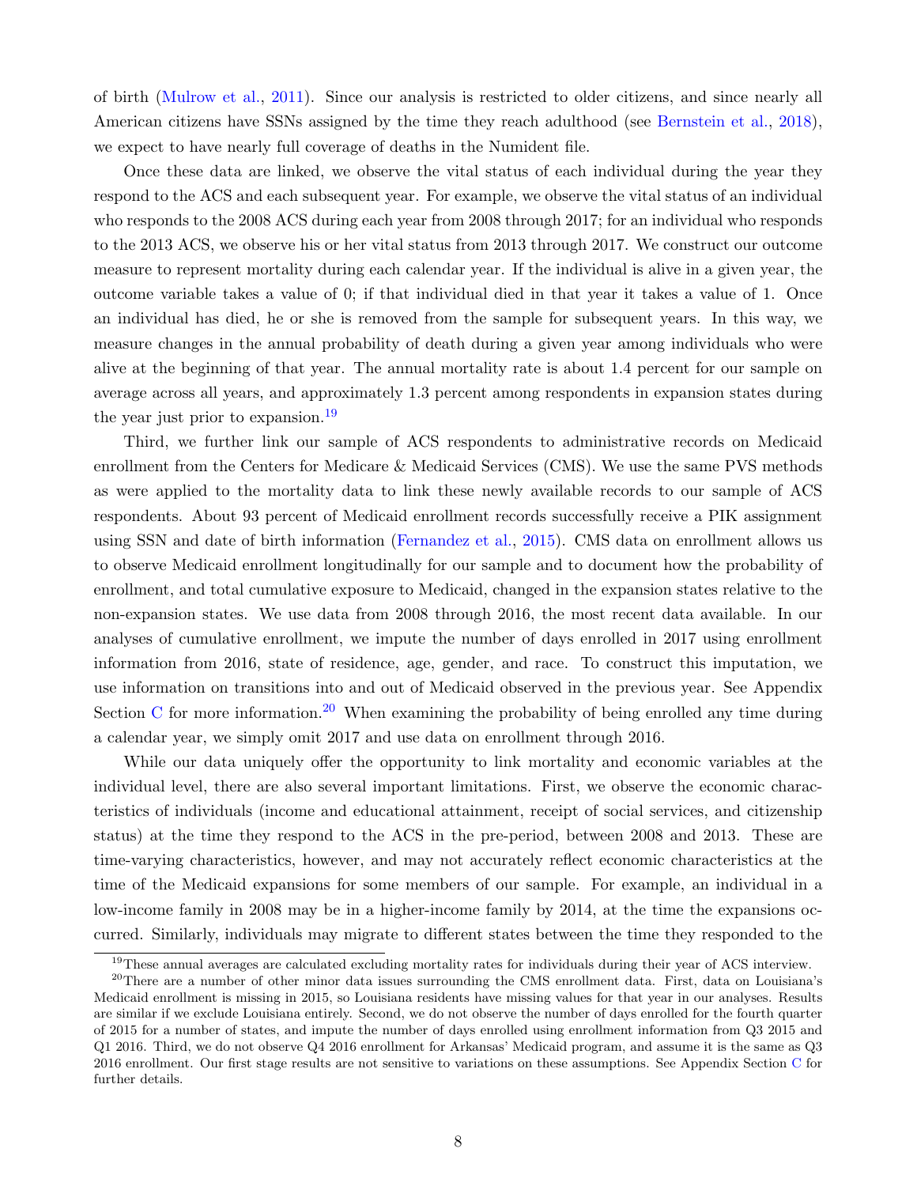of birth (Mulrow et al., 2011). Since our analysis is restricted to older citizens, and since nearly all American citizens have SSNs assigned by the time they reach adulthood (see Bernstein et al., 2018), we expect to have nearly full coverage of deaths in the Numident file.

Once these data are linked, we observe the vital status of each individual during the year they respond to the ACS and each subsequent year. For example, we observe the vital status of an individual who responds to the 2008 ACS during each year from 2008 through 2017; for an individual who responds to the 2013 ACS, we observe his or her vital status from 2013 through 2017. We construct our outcome measure to represent mortality during each calendar year. If the individual is alive in a given year, the outcome variable takes a value of 0; if that individual died in that year it takes a value of 1. Once an individual has died, he or she is removed from the sample for subsequent years. In this way, we measure changes in the annual probability of death during a given year among individuals who were alive at the beginning of that year. The annual mortality rate is about 1.4 percent for our sample on average across all years, and approximately 1.3 percent among respondents in expansion states during the year just prior to expansion.[19]

Third, we further link our sample of ACS respondents to administrative records on Medicaid enrollment from the Centers for Medicare & Medicaid Services (CMS). We use the same PVS methods as were applied to the mortality data to link these newly available records to our sample of ACS respondents. About 93 percent of Medicaid enrollment records successfully receive a PIK assignment using SSN and date of birth information (Fernandez et al., 2015). CMS data on enrollment allows us to observe Medicaid enrollment longitudinally for our sample and to document how the probability of enrollment, and total cumulative exposure to Medicaid, changed in the expansion states relative to the non-expansion states. We use data from 2008 through 2016, the most recent data available. In our analyses of cumulative enrollment, we impute the number of days enrolled in 2017 using enrollment information from 2016, state of residence, age, gender, and race. To construct this imputation, we use information on transitions into and out of Medicaid observed in the previous year. See Appendix Section C for more information.[20] When examining the probability of being enrolled any time during a calendar year, we simply omit 2017 and use data on enrollment through 2016.

While our data uniquely offer the opportunity to link mortality and economic variables at the individual level, there are also several important limitations. First, we observe the economic characteristics of individuals (income and educational attainment, receipt of social services, and citizenship status) at the time they respond to the ACS in the pre-period, between 2008 and 2013. These are time-varying characteristics, however, and may not accurately reflect economic characteristics at the time of the Medicaid expansions for some members of our sample. For example, an individual in a low-income family in 2008 may be in a higher-income family by 2014, at the time the expansions occurred. Similarly, individuals may migrate to different states between the time they responded to the

[19] These annual averages are calculated excluding mortality rates for individuals during their year of ACS interview.

[20] There are a number of other minor data issues surrounding the CMS enrollment data. First, data on Louisiana's Medicaid enrollment is missing in 2015, so Louisiana residents have missing values for that year in our analyses. Results are similar if we exclude Louisiana entirely. Second, we do not observe the number of days enrolled for the fourth quarter of 2015 for a number of states, and impute the number of days enrolled using enrollment information from Q3 2015 and Q1 2016. Third, we do not observe Q4 2016 enrollment for Arkansas' Medicaid program, and assume it is the same as Q3 2016 enrollment. Our first stage results are not sensitive to variations on these assumptions. See Appendix Section C for further details.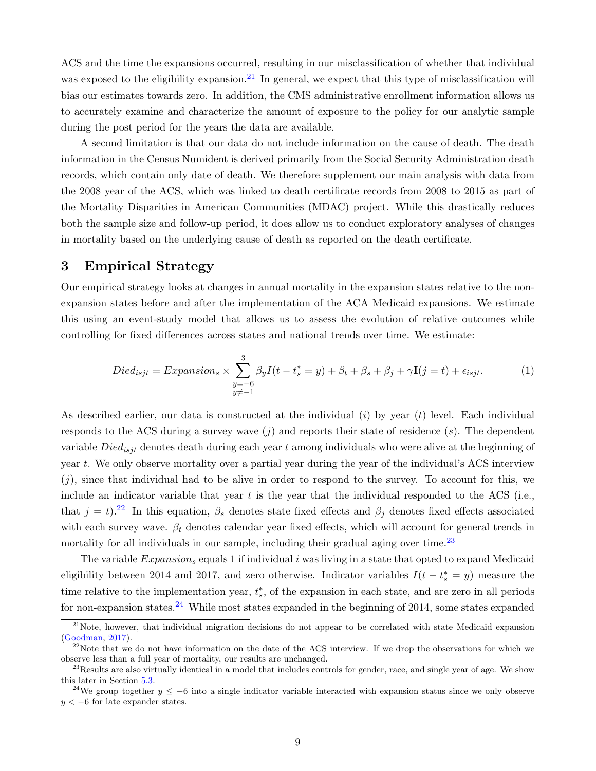ACS and the time the expansions occurred, resulting in our misclassification of whether that individual was exposed to the eligibility expansion.[21] In general, we expect that this type of misclassification will bias our estimates towards zero. In addition, the CMS administrative enrollment information allows us to accurately examine and characterize the amount of exposure to the policy for our analytic sample during the post period for the years the data are available.

A second limitation is that our data do not include information on the cause of death. The death information in the Census Numident is derived primarily from the Social Security Administration death records, which contain only date of death. We therefore supplement our main analysis with data from the 2008 year of the ACS, which was linked to death certificate records from 2008 to 2015 as part of the Mortality Disparities in American Communities (MDAC) project. While this drastically reduces both the sample size and follow-up period, it does allow us to conduct exploratory analyses of changes in mortality based on the underlying cause of death as reported on the death certificate.

# 3 Empirical Strategy

Our empirical strategy looks at changes in annual mortality in the expansion states relative to the non-expansion states before and after the implementation of the ACA Medicaid expansions. We estimate this using an event-study model that allows us to assess the evolution of relative outcomes while controlling for fixed differences across states and national trends over time. We estimate:

$$Died_{isjt} = Expansion_s \times \sum_{\substack{y=-6 \\ y \neq -1}}^{3} \beta_y I(t - t^*_s = y) + \beta_t + \beta_s + \beta_j + \gamma \mathbf{I}(j = t) + \epsilon_{isjt}. \tag{1}$$

As described earlier, our data is constructed at the individual ($i$) by year ($t$) level. Each individual responds to the ACS during a survey wave ($j$) and reports their state of residence ($s$). The dependent variable $Died_{isjt}$ denotes death during each year $t$ among individuals who were alive at the beginning of year $t$. We only observe mortality over a partial year during the year of the individual's ACS interview ($j$), since that individual had to be alive in order to respond to the survey. To account for this, we include an indicator variable that year $t$ is the year that the individual responded to the ACS (i.e., that $j = t$).[22] In this equation, $\beta_s$ denotes state fixed effects and $\beta_j$ denotes fixed effects associated with each survey wave. $\beta_t$ denotes calendar year fixed effects, which will account for general trends in mortality for all individuals in our sample, including their gradual aging over time.[23]

The variable $Expansion_s$ equals 1 if individual $i$ was living in a state that opted to expand Medicaid eligibility between 2014 and 2017, and zero otherwise. Indicator variables $I(t - t^*_s = y)$ measure the time relative to the implementation year, $t^*_s$, of the expansion in each state, and are zero in all periods for non-expansion states.[24] While most states expanded in the beginning of 2014, some states expanded

[21] Note, however, that individual migration decisions do not appear to be correlated with state Medicaid expansion (Goodman, 2017).

[22] Note that we do not have information on the date of the ACS interview. If we drop the observations for which we observe less than a full year of mortality, our results are unchanged.

[23] Results are also virtually identical in a model that includes controls for gender, race, and single year of age. We show this later in Section 5.3.

[24] We group together $y \leq -6$ into a single indicator variable interacted with expansion status since we only observe $y < -6$ for late expander states.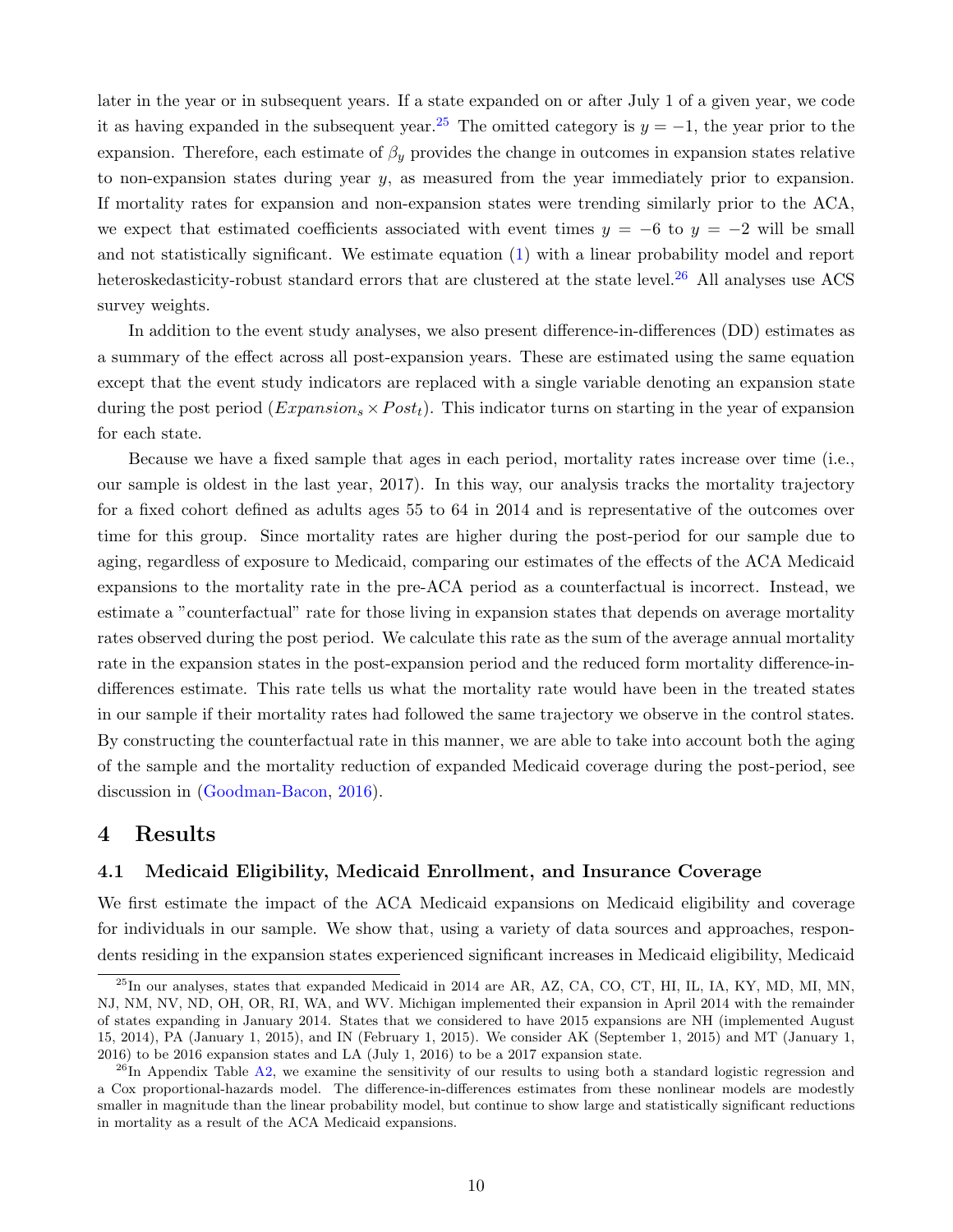later in the year or in subsequent years. If a state expanded on or after July 1 of a given year, we code it as having expanded in the subsequent year.[25] The omitted category is $y = -1$, the year prior to the expansion. Therefore, each estimate of $\beta_y$ provides the change in outcomes in expansion states relative to non-expansion states during year $y$, as measured from the year immediately prior to expansion. If mortality rates for expansion and non-expansion states were trending similarly prior to the ACA, we expect that estimated coefficients associated with event times $y = -6$ to $y = -2$ will be small and not statistically significant. We estimate equation (1) with a linear probability model and report heteroskedasticity-robust standard errors that are clustered at the state level.[26] All analyses use ACS survey weights.

In addition to the event study analyses, we also present difference-in-differences (DD) estimates as a summary of the effect across all post-expansion years. These are estimated using the same equation except that the event study indicators are replaced with a single variable denoting an expansion state during the post period ($Expansion_s \times Post_t$). This indicator turns on starting in the year of expansion for each state.

Because we have a fixed sample that ages in each period, mortality rates increase over time (i.e., our sample is oldest in the last year, 2017). In this way, our analysis tracks the mortality trajectory for a fixed cohort defined as adults ages 55 to 64 in 2014 and is representative of the outcomes over time for this group. Since mortality rates are higher during the post-period for our sample due to aging, regardless of exposure to Medicaid, comparing our estimates of the effects of the ACA Medicaid expansions to the mortality rate in the pre-ACA period as a counterfactual is incorrect. Instead, we estimate a "counterfactual" rate for those living in expansion states that depends on average mortality rates observed during the post period. We calculate this rate as the sum of the average annual mortality rate in the expansion states in the post-expansion period and the reduced form mortality difference-in-differences estimate. This rate tells us what the mortality rate would have been in the treated states in our sample if their mortality rates had followed the same trajectory we observe in the control states. By constructing the counterfactual rate in this manner, we are able to take into account both the aging of the sample and the mortality reduction of expanded Medicaid coverage during the post-period, see discussion in (Goodman-Bacon, 2016).

# 4 Results

## 4.1 Medicaid Eligibility, Medicaid Enrollment, and Insurance Coverage

We first estimate the impact of the ACA Medicaid expansions on Medicaid eligibility and coverage for individuals in our sample. We show that, using a variety of data sources and approaches, respondents residing in the expansion states experienced significant increases in Medicaid eligibility, Medicaid

[25] In our analyses, states that expanded Medicaid in 2014 are AR, AZ, CA, CO, CT, HI, IL, IA, KY, MD, MI, MN, NJ, NM, NV, ND, OH, OR, RI, WA, and WV. Michigan implemented their expansion in April 2014 with the remainder of states expanding in January 2014. States that we considered to have 2015 expansions are NH (implemented August 15, 2014), PA (January 1, 2015), and IN (February 1, 2015). We consider AK (September 1, 2015) and MT (January 1, 2016) to be 2016 expansion states and LA (July 1, 2016) to be a 2017 expansion state.

[26] In Appendix Table A2, we examine the sensitivity of our results to using both a standard logistic regression and a Cox proportional-hazards model. The difference-in-differences estimates from these nonlinear models are modestly smaller in magnitude than the linear probability model, but continue to show large and statistically significant reductions in mortality as a result of the ACA Medicaid expansions.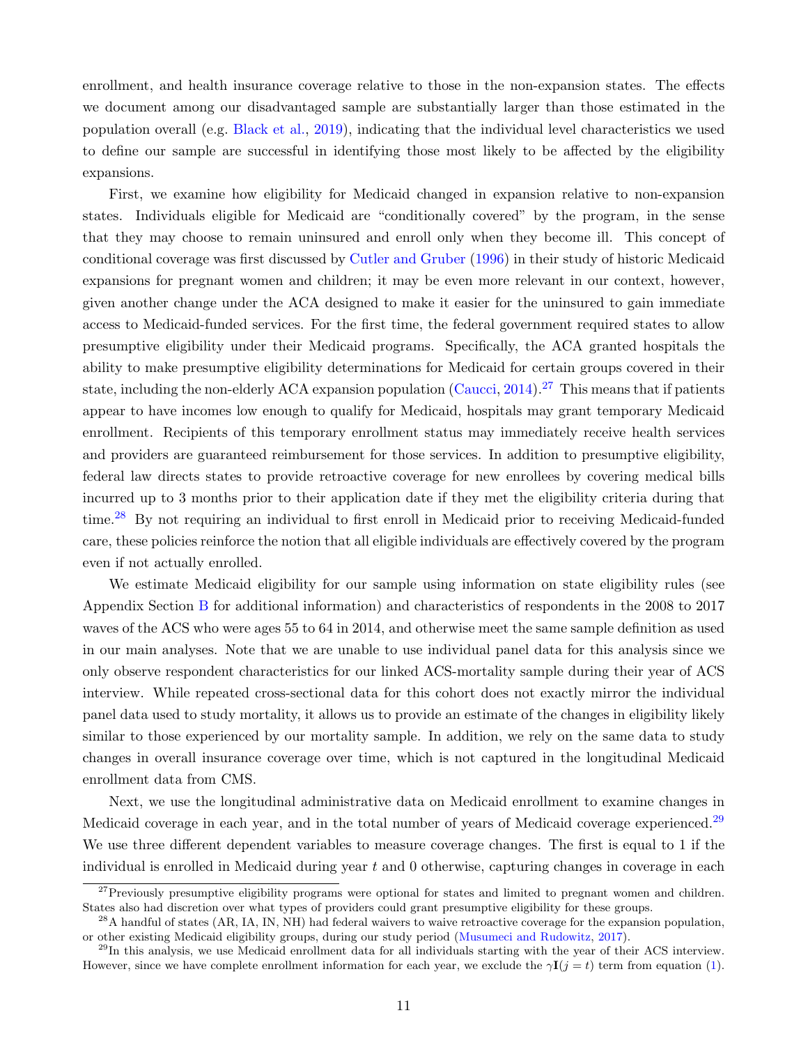enrollment, and health insurance coverage relative to those in the non-expansion states. The effects we document among our disadvantaged sample are substantially larger than those estimated in the population overall (e.g. Black et al., 2019), indicating that the individual level characteristics we used to define our sample are successful in identifying those most likely to be affected by the eligibility expansions.

First, we examine how eligibility for Medicaid changed in expansion relative to non-expansion states. Individuals eligible for Medicaid are "conditionally covered" by the program, in the sense that they may choose to remain uninsured and enroll only when they become ill. This concept of conditional coverage was first discussed by Cutler and Gruber (1996) in their study of historic Medicaid expansions for pregnant women and children; it may be even more relevant in our context, however, given another change under the ACA designed to make it easier for the uninsured to gain immediate access to Medicaid-funded services. For the first time, the federal government required states to allow presumptive eligibility under their Medicaid programs. Specifically, the ACA granted hospitals the ability to make presumptive eligibility determinations for Medicaid for certain groups covered in their state, including the non-elderly ACA expansion population (Caucci, 2014).[27] This means that if patients appear to have incomes low enough to qualify for Medicaid, hospitals may grant temporary Medicaid enrollment. Recipients of this temporary enrollment status may immediately receive health services and providers are guaranteed reimbursement for those services. In addition to presumptive eligibility, federal law directs states to provide retroactive coverage for new enrollees by covering medical bills incurred up to 3 months prior to their application date if they met the eligibility criteria during that time.[28] By not requiring an individual to first enroll in Medicaid prior to receiving Medicaid-funded care, these policies reinforce the notion that all eligible individuals are effectively covered by the program even if not actually enrolled.

We estimate Medicaid eligibility for our sample using information on state eligibility rules (see Appendix Section B for additional information) and characteristics of respondents in the 2008 to 2017 waves of the ACS who were ages 55 to 64 in 2014, and otherwise meet the same sample definition as used in our main analyses. Note that we are unable to use individual panel data for this analysis since we only observe respondent characteristics for our linked ACS-mortality sample during their year of ACS interview. While repeated cross-sectional data for this cohort does not exactly mirror the individual panel data used to study mortality, it allows us to provide an estimate of the changes in eligibility likely similar to those experienced by our mortality sample. In addition, we rely on the same data to study changes in overall insurance coverage over time, which is not captured in the longitudinal Medicaid enrollment data from CMS.

Next, we use the longitudinal administrative data on Medicaid enrollment to examine changes in Medicaid coverage in each year, and in the total number of years of Medicaid coverage experienced.[29] We use three different dependent variables to measure coverage changes. The first is equal to 1 if the individual is enrolled in Medicaid during year $t$ and 0 otherwise, capturing changes in coverage in each

[27] Previously presumptive eligibility programs were optional for states and limited to pregnant women and children. States also had discretion over what types of providers could grant presumptive eligibility for these groups.

[28] A handful of states (AR, IA, IN, NH) had federal waivers to waive retroactive coverage for the expansion population, or other existing Medicaid eligibility groups, during our study period (Musumeci and Rudowitz, 2017).

[29] In this analysis, we use Medicaid enrollment data for all individuals starting with the year of their ACS interview. However, since we have complete enrollment information for each year, we exclude the $\gamma\mathbf{I}(j=t)$ term from equation (1).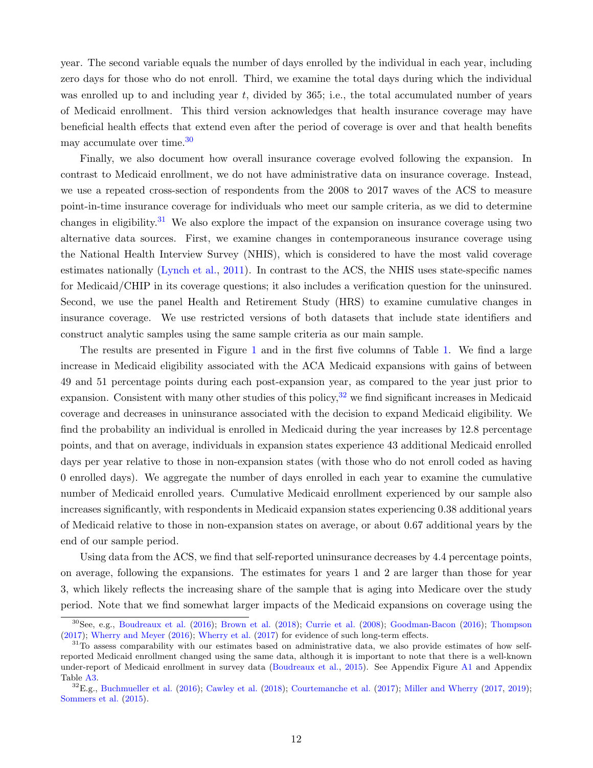year. The second variable equals the number of days enrolled by the individual in each year, including zero days for those who do not enroll. Third, we examine the total days during which the individual was enrolled up to and including year $t$, divided by 365; i.e., the total accumulated number of years of Medicaid enrollment. This third version acknowledges that health insurance coverage may have beneficial health effects that extend even after the period of coverage is over and that health benefits may accumulate over time.[30]

Finally, we also document how overall insurance coverage evolved following the expansion. In contrast to Medicaid enrollment, we do not have administrative data on insurance coverage. Instead, we use a repeated cross-section of respondents from the 2008 to 2017 waves of the ACS to measure point-in-time insurance coverage for individuals who meet our sample criteria, as we did to determine changes in eligibility.[31] We also explore the impact of the expansion on insurance coverage using two alternative data sources. First, we examine changes in contemporaneous insurance coverage using the National Health Interview Survey (NHIS), which is considered to have the most valid coverage estimates nationally (Lynch et al., 2011). In contrast to the ACS, the NHIS uses state-specific names for Medicaid/CHIP in its coverage questions; it also includes a verification question for the uninsured. Second, we use the panel Health and Retirement Study (HRS) to examine cumulative changes in insurance coverage. We use restricted versions of both datasets that include state identifiers and construct analytic samples using the same sample criteria as our main sample.

The results are presented in Figure 1 and in the first five columns of Table 1. We find a large increase in Medicaid eligibility associated with the ACA Medicaid expansions with gains of between 49 and 51 percentage points during each post-expansion year, as compared to the year just prior to expansion. Consistent with many other studies of this policy,[32] we find significant increases in Medicaid coverage and decreases in uninsurance associated with the decision to expand Medicaid eligibility. We find the probability an individual is enrolled in Medicaid during the year increases by 12.8 percentage points, and that on average, individuals in expansion states experience 43 additional Medicaid enrolled days per year relative to those in non-expansion states (with those who do not enroll coded as having 0 enrolled days). We aggregate the number of days enrolled in each year to examine the cumulative number of Medicaid enrolled years. Cumulative Medicaid enrollment experienced by our sample also increases significantly, with respondents in Medicaid expansion states experiencing 0.38 additional years of Medicaid relative to those in non-expansion states on average, or about 0.67 additional years by the end of our sample period.

Using data from the ACS, we find that self-reported uninsurance decreases by 4.4 percentage points, on average, following the expansions. The estimates for years 1 and 2 are larger than those for year 3, which likely reflects the increasing share of the sample that is aging into Medicare over the study period. Note that we find somewhat larger impacts of the Medicaid expansions on coverage using the

[30] See, e.g., Boudreaux et al. (2016); Brown et al. (2018); Currie et al. (2008); Goodman-Bacon (2016); Thompson (2017); Wherry and Meyer (2016); Wherry et al. (2017) for evidence of such long-term effects.

[31] To assess comparability with our estimates based on administrative data, we also provide estimates of how self-reported Medicaid enrollment changed using the same data, although it is important to note that there is a well-known under-report of Medicaid enrollment in survey data (Boudreaux et al., 2015). See Appendix Figure A1 and Appendix Table A3.

[32] E.g., Buchmueller et al. (2016); Cawley et al. (2018); Courtemanche et al. (2017); Miller and Wherry (2017, 2019); Sommers et al. (2015).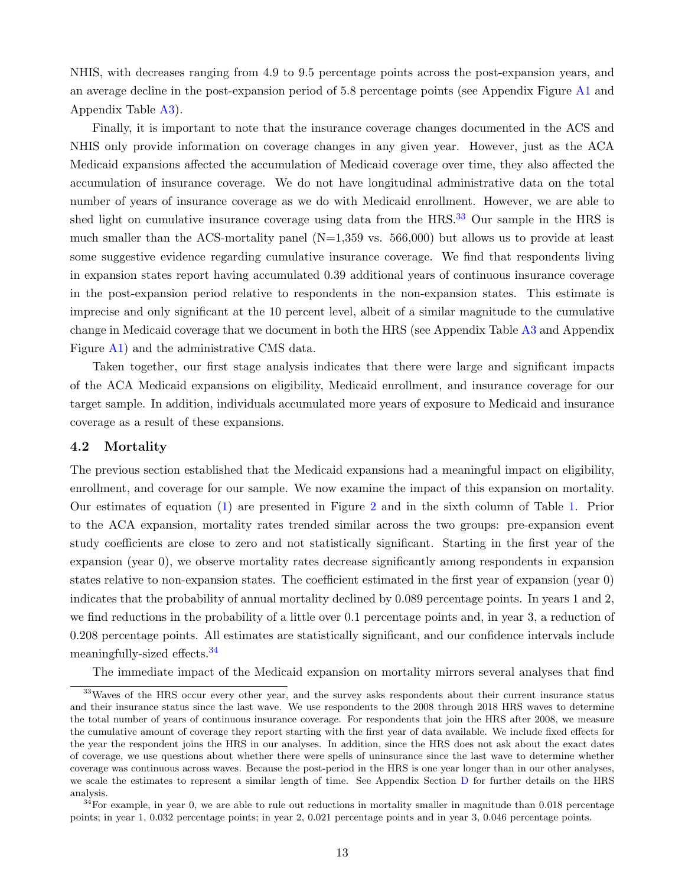NHIS, with decreases ranging from 4.9 to 9.5 percentage points across the post-expansion years, and an average decline in the post-expansion period of 5.8 percentage points (see Appendix Figure A1 and Appendix Table A3).

Finally, it is important to note that the insurance coverage changes documented in the ACS and NHIS only provide information on coverage changes in any given year. However, just as the ACA Medicaid expansions affected the accumulation of Medicaid coverage over time, they also affected the accumulation of insurance coverage. We do not have longitudinal administrative data on the total number of years of insurance coverage as we do with Medicaid enrollment. However, we are able to shed light on cumulative insurance coverage using data from the HRS.[33] Our sample in the HRS is much smaller than the ACS-mortality panel (N=1,359 vs. 566,000) but allows us to provide at least some suggestive evidence regarding cumulative insurance coverage. We find that respondents living in expansion states report having accumulated 0.39 additional years of continuous insurance coverage in the post-expansion period relative to respondents in the non-expansion states. This estimate is imprecise and only significant at the 10 percent level, albeit of a similar magnitude to the cumulative change in Medicaid coverage that we document in both the HRS (see Appendix Table A3 and Appendix Figure A1) and the administrative CMS data.

Taken together, our first stage analysis indicates that there were large and significant impacts of the ACA Medicaid expansions on eligibility, Medicaid enrollment, and insurance coverage for our target sample. In addition, individuals accumulated more years of exposure to Medicaid and insurance coverage as a result of these expansions.

### 4.2 Mortality

The previous section established that the Medicaid expansions had a meaningful impact on eligibility, enrollment, and coverage for our sample. We now examine the impact of this expansion on mortality. Our estimates of equation (1) are presented in Figure 2 and in the sixth column of Table 1. Prior to the ACA expansion, mortality rates trended similar across the two groups: pre-expansion event study coefficients are close to zero and not statistically significant. Starting in the first year of the expansion (year 0), we observe mortality rates decrease significantly among respondents in expansion states relative to non-expansion states. The coefficient estimated in the first year of expansion (year 0) indicates that the probability of annual mortality declined by 0.089 percentage points. In years 1 and 2, we find reductions in the probability of a little over 0.1 percentage points and, in year 3, a reduction of 0.208 percentage points. All estimates are statistically significant, and our confidence intervals include meaningfully-sized effects.[34]

The immediate impact of the Medicaid expansion on mortality mirrors several analyses that find

---

[33] Waves of the HRS occur every other year, and the survey asks respondents about their current insurance status and their insurance status since the last wave. We use respondents to the 2008 through 2018 HRS waves to determine the total number of years of continuous insurance coverage. For respondents that join the HRS after 2008, we measure the cumulative amount of coverage they report starting with the first year of data available. We include fixed effects for the year the respondent joins the HRS in our analyses. In addition, since the HRS does not ask about the exact dates of coverage, we use questions about whether there were spells of uninsurance since the last wave to determine whether coverage was continuous across waves. Because the post-period in the HRS is one year longer than in our other analyses, we scale the estimates to represent a similar length of time. See Appendix Section D for further details on the HRS analysis.

[34] For example, in year 0, we are able to rule out reductions in mortality smaller in magnitude than 0.018 percentage points; in year 1, 0.032 percentage points; in year 2, 0.021 percentage points and in year 3, 0.046 percentage points.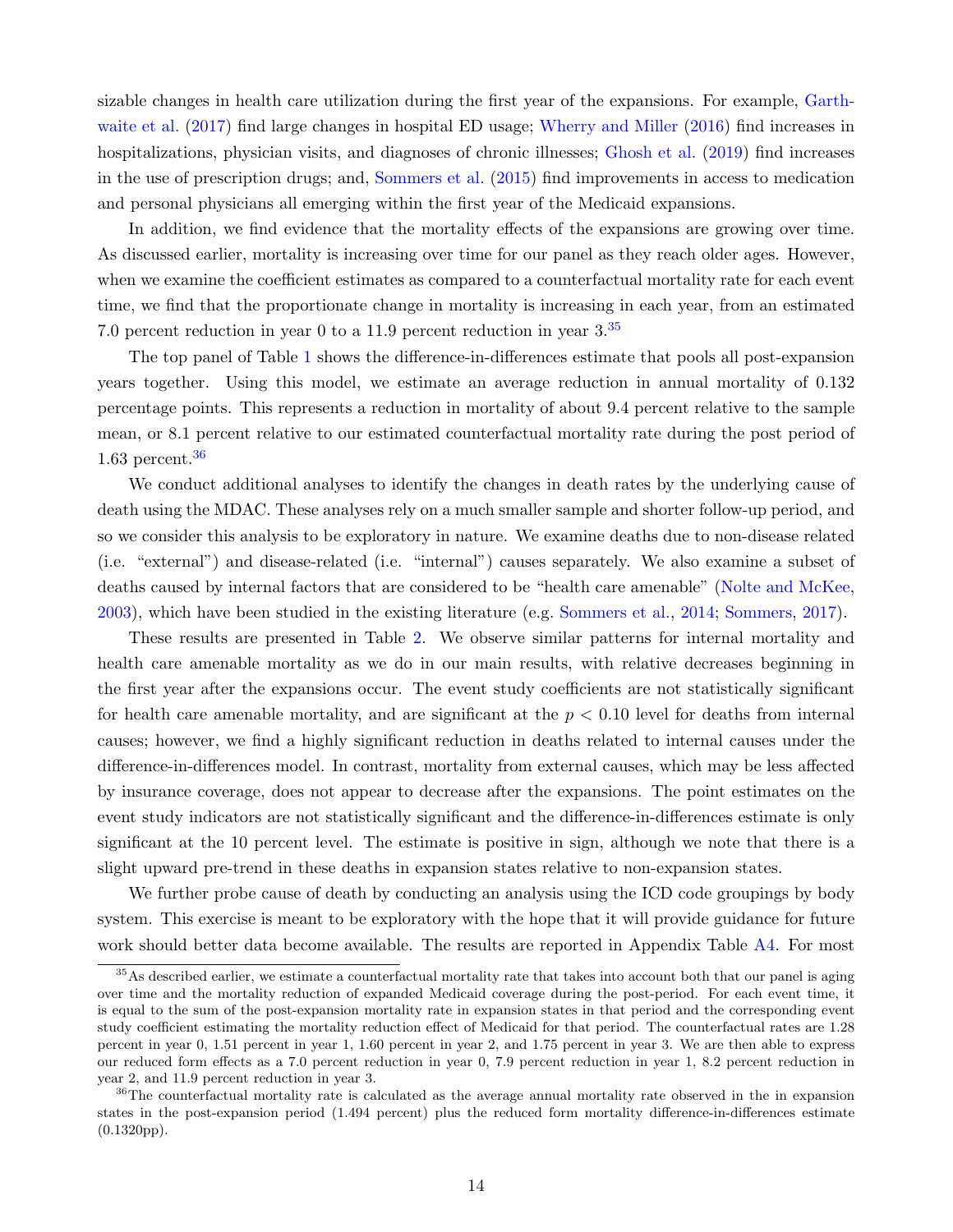sizable changes in health care utilization during the first year of the expansions. For example, Garthwaite et al. (2017) find large changes in hospital ED usage; Wherry and Miller (2016) find increases in hospitalizations, physician visits, and diagnoses of chronic illnesses; Ghosh et al. (2019) find increases in the use of prescription drugs; and, Sommers et al. (2015) find improvements in access to medication and personal physicians all emerging within the first year of the Medicaid expansions.

In addition, we find evidence that the mortality effects of the expansions are growing over time. As discussed earlier, mortality is increasing over time for our panel as they reach older ages. However, when we examine the coefficient estimates as compared to a counterfactual mortality rate for each event time, we find that the proportionate change in mortality is increasing in each year, from an estimated 7.0 percent reduction in year 0 to a 11.9 percent reduction in year 3.[35]

The top panel of Table 1 shows the difference-in-differences estimate that pools all post-expansion years together. Using this model, we estimate an average reduction in annual mortality of 0.132 percentage points. This represents a reduction in mortality of about 9.4 percent relative to the sample mean, or 8.1 percent relative to our estimated counterfactual mortality rate during the post period of 1.63 percent.[36]

We conduct additional analyses to identify the changes in death rates by the underlying cause of death using the MDAC. These analyses rely on a much smaller sample and shorter follow-up period, and so we consider this analysis to be exploratory in nature. We examine deaths due to non-disease related (i.e. "external") and disease-related (i.e. "internal") causes separately. We also examine a subset of deaths caused by internal factors that are considered to be "health care amenable" (Nolte and McKee, 2003), which have been studied in the existing literature (e.g. Sommers et al., 2014; Sommers, 2017).

These results are presented in Table 2. We observe similar patterns for internal mortality and health care amenable mortality as we do in our main results, with relative decreases beginning in the first year after the expansions occur. The event study coefficients are not statistically significant for health care amenable mortality, and are significant at the $p < 0.10$ level for deaths from internal causes; however, we find a highly significant reduction in deaths related to internal causes under the difference-in-differences model. In contrast, mortality from external causes, which may be less affected by insurance coverage, does not appear to decrease after the expansions. The point estimates on the event study indicators are not statistically significant and the difference-in-differences estimate is only significant at the 10 percent level. The estimate is positive in sign, although we note that there is a slight upward pre-trend in these deaths in expansion states relative to non-expansion states.

We further probe cause of death by conducting an analysis using the ICD code groupings by body system. This exercise is meant to be exploratory with the hope that it will provide guidance for future work should better data become available. The results are reported in Appendix Table A4. For most

[35] As described earlier, we estimate a counterfactual mortality rate that takes into account both that our panel is aging over time and the mortality reduction of expanded Medicaid coverage during the post-period. For each event time, it is equal to the sum of the post-expansion mortality rate in expansion states in that period and the corresponding event study coefficient estimating the mortality reduction effect of Medicaid for that period. The counterfactual rates are 1.28 percent in year 0, 1.51 percent in year 1, 1.60 percent in year 2, and 1.75 percent in year 3. We are then able to express our reduced form effects as a 7.0 percent reduction in year 0, 7.9 percent reduction in year 1, 8.2 percent reduction in year 2, and 11.9 percent reduction in year 3.

[36] The counterfactual mortality rate is calculated as the average annual mortality rate observed in the in expansion states in the post-expansion period (1.494 percent) plus the reduced form mortality difference-in-differences estimate (0.1320pp).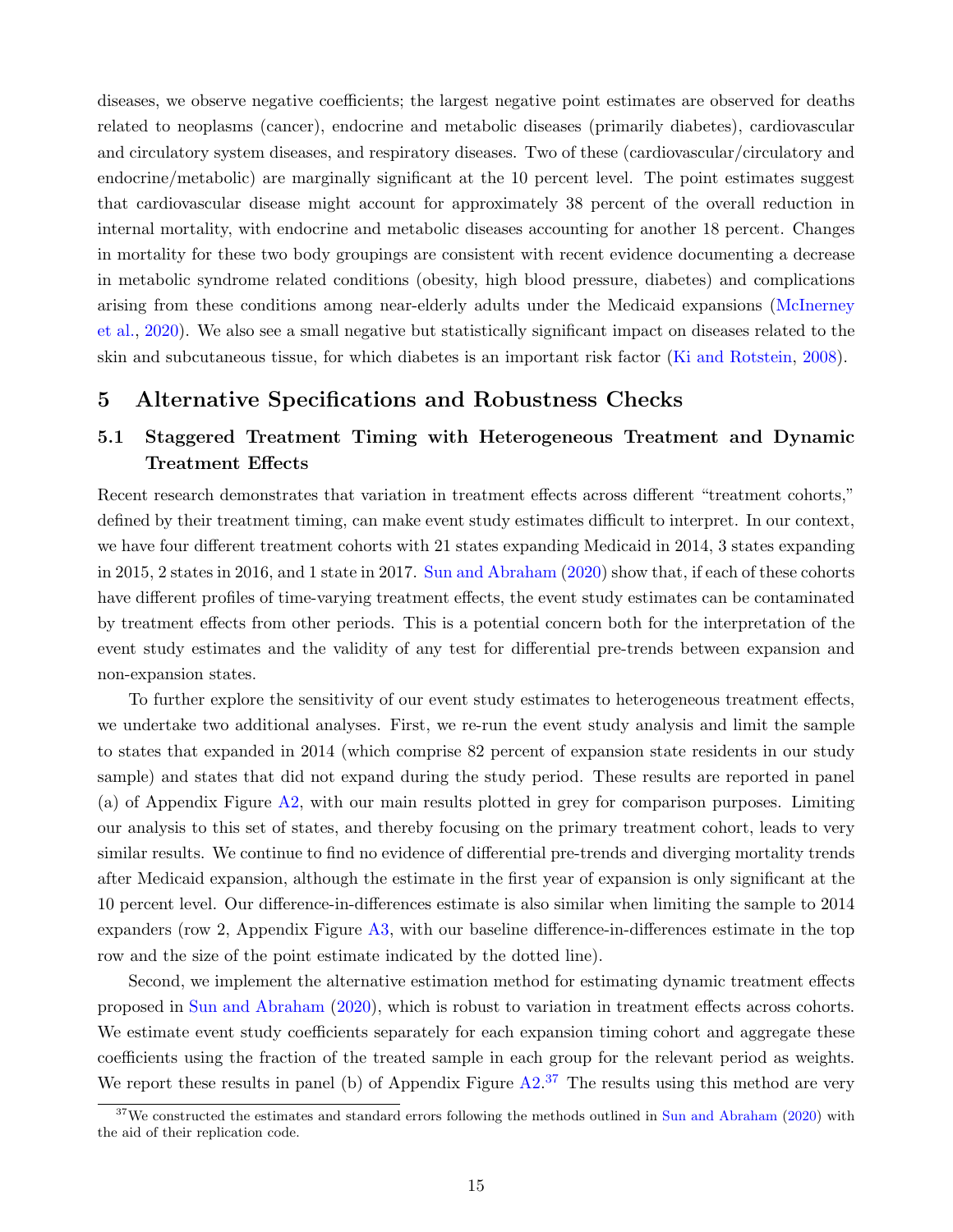diseases, we observe negative coefficients; the largest negative point estimates are observed for deaths related to neoplasms (cancer), endocrine and metabolic diseases (primarily diabetes), cardiovascular and circulatory system diseases, and respiratory diseases. Two of these (cardiovascular/circulatory and endocrine/metabolic) are marginally significant at the 10 percent level. The point estimates suggest that cardiovascular disease might account for approximately 38 percent of the overall reduction in internal mortality, with endocrine and metabolic diseases accounting for another 18 percent. Changes in mortality for these two body groupings are consistent with recent evidence documenting a decrease in metabolic syndrome related conditions (obesity, high blood pressure, diabetes) and complications arising from these conditions among near-elderly adults under the Medicaid expansions (McInerney et al., 2020). We also see a small negative but statistically significant impact on diseases related to the skin and subcutaneous tissue, for which diabetes is an important risk factor (Ki and Rotstein, 2008).

## 5 Alternative Specifications and Robustness Checks

### 5.1 Staggered Treatment Timing with Heterogeneous Treatment and Dynamic Treatment Effects

Recent research demonstrates that variation in treatment effects across different "treatment cohorts," defined by their treatment timing, can make event study estimates difficult to interpret. In our context, we have four different treatment cohorts with 21 states expanding Medicaid in 2014, 3 states expanding in 2015, 2 states in 2016, and 1 state in 2017. Sun and Abraham (2020) show that, if each of these cohorts have different profiles of time-varying treatment effects, the event study estimates can be contaminated by treatment effects from other periods. This is a potential concern both for the interpretation of the event study estimates and the validity of any test for differential pre-trends between expansion and non-expansion states.

To further explore the sensitivity of our event study estimates to heterogeneous treatment effects, we undertake two additional analyses. First, we re-run the event study analysis and limit the sample to states that expanded in 2014 (which comprise 82 percent of expansion state residents in our study sample) and states that did not expand during the study period. These results are reported in panel (a) of Appendix Figure A2, with our main results plotted in grey for comparison purposes. Limiting our analysis to this set of states, and thereby focusing on the primary treatment cohort, leads to very similar results. We continue to find no evidence of differential pre-trends and diverging mortality trends after Medicaid expansion, although the estimate in the first year of expansion is only significant at the 10 percent level. Our difference-in-differences estimate is also similar when limiting the sample to 2014 expanders (row 2, Appendix Figure A3, with our baseline difference-in-differences estimate in the top row and the size of the point estimate indicated by the dotted line).

Second, we implement the alternative estimation method for estimating dynamic treatment effects proposed in Sun and Abraham (2020), which is robust to variation in treatment effects across cohorts. We estimate event study coefficients separately for each expansion timing cohort and aggregate these coefficients using the fraction of the treated sample in each group for the relevant period as weights. We report these results in panel (b) of Appendix Figure A2.[37] The results using this method are very

[37] We constructed the estimates and standard errors following the methods outlined in Sun and Abraham (2020) with the aid of their replication code.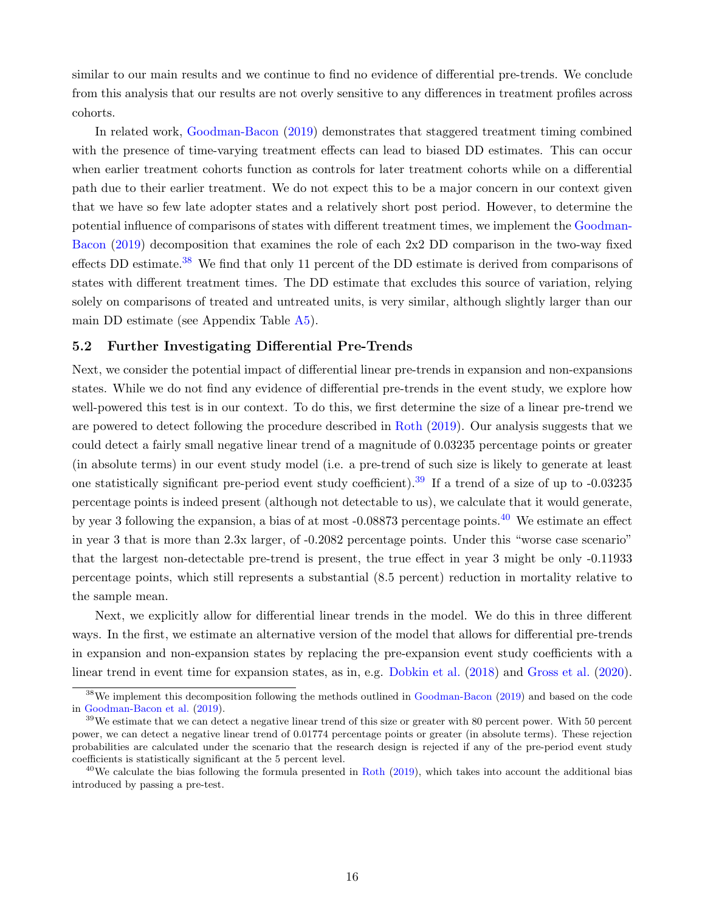similar to our main results and we continue to find no evidence of differential pre-trends. We conclude from this analysis that our results are not overly sensitive to any differences in treatment profiles across cohorts.

In related work, Goodman-Bacon (2019) demonstrates that staggered treatment timing combined with the presence of time-varying treatment effects can lead to biased DD estimates. This can occur when earlier treatment cohorts function as controls for later treatment cohorts while on a differential path due to their earlier treatment. We do not expect this to be a major concern in our context given that we have so few late adopter states and a relatively short post period. However, to determine the potential influence of comparisons of states with different treatment times, we implement the Goodman-Bacon (2019) decomposition that examines the role of each 2x2 DD comparison in the two-way fixed effects DD estimate.[38] We find that only 11 percent of the DD estimate is derived from comparisons of states with different treatment times. The DD estimate that excludes this source of variation, relying solely on comparisons of treated and untreated units, is very similar, although slightly larger than our main DD estimate (see Appendix Table A5).

### 5.2 Further Investigating Differential Pre-Trends

Next, we consider the potential impact of differential linear pre-trends in expansion and non-expansions states. While we do not find any evidence of differential pre-trends in the event study, we explore how well-powered this test is in our context. To do this, we first determine the size of a linear pre-trend we are powered to detect following the procedure described in Roth (2019). Our analysis suggests that we could detect a fairly small negative linear trend of a magnitude of 0.03235 percentage points or greater (in absolute terms) in our event study model (i.e. a pre-trend of such size is likely to generate at least one statistically significant pre-period event study coefficient).[39] If a trend of a size of up to -0.03235 percentage points is indeed present (although not detectable to us), we calculate that it would generate, by year 3 following the expansion, a bias of at most -0.08873 percentage points.[40] We estimate an effect in year 3 that is more than 2.3x larger, of -0.2082 percentage points. Under this "worse case scenario" that the largest non-detectable pre-trend is present, the true effect in year 3 might be only -0.11933 percentage points, which still represents a substantial (8.5 percent) reduction in mortality relative to the sample mean.

Next, we explicitly allow for differential linear trends in the model. We do this in three different ways. In the first, we estimate an alternative version of the model that allows for differential pre-trends in expansion and non-expansion states by replacing the pre-expansion event study coefficients with a linear trend in event time for expansion states, as in, e.g. Dobkin et al. (2018) and Gross et al. (2020).

[38] We implement this decomposition following the methods outlined in Goodman-Bacon (2019) and based on the code in Goodman-Bacon et al. (2019).

[39] We estimate that we can detect a negative linear trend of this size or greater with 80 percent power. With 50 percent power, we can detect a negative linear trend of 0.01774 percentage points or greater (in absolute terms). These rejection probabilities are calculated under the scenario that the research design is rejected if any of the pre-period event study coefficients is statistically significant at the 5 percent level.

[40] We calculate the bias following the formula presented in Roth (2019), which takes into account the additional bias introduced by passing a pre-test.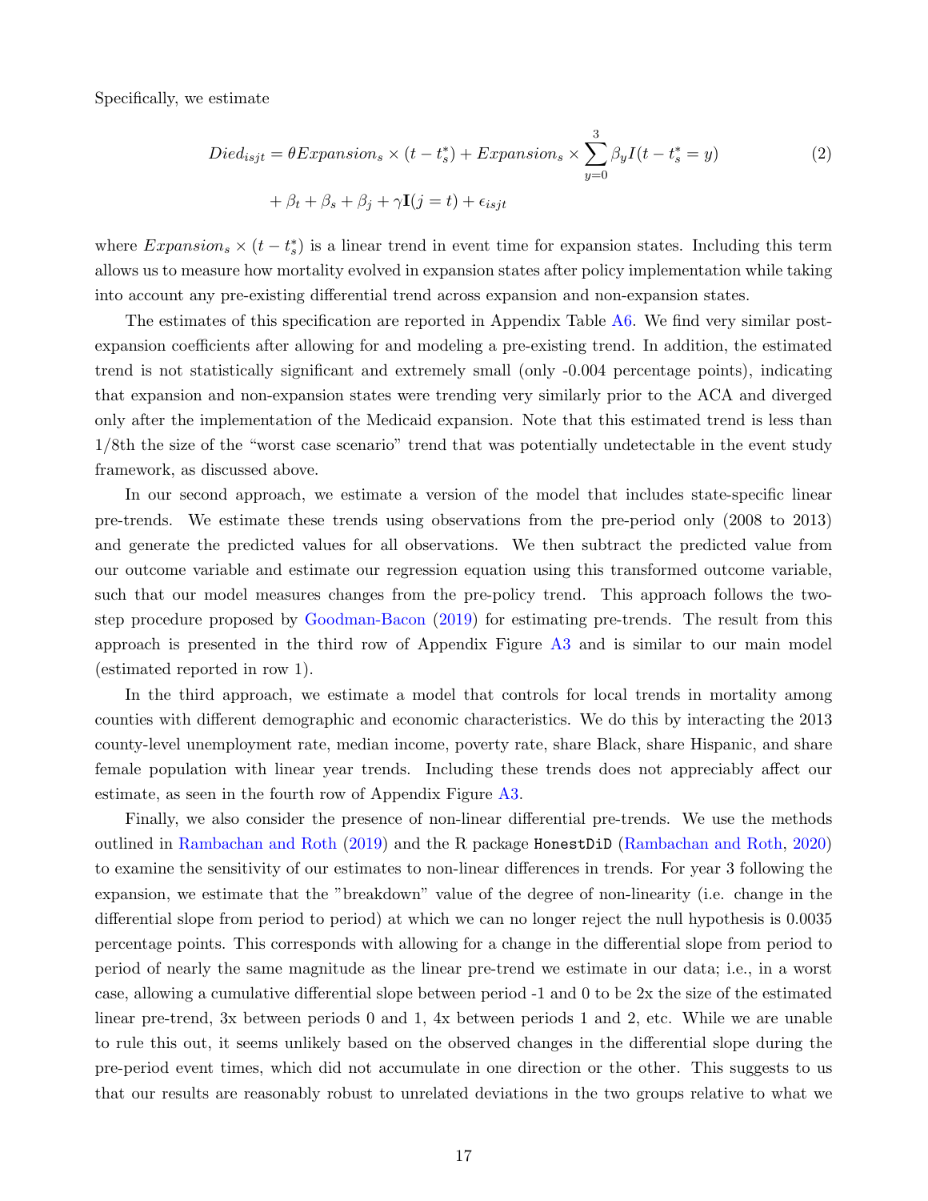Specifically, we estimate

$$Died_{isjt} = \theta Expansion_s \times (t - t_s^*) + Expansion_s \times \sum_{y=0}^{3} \beta_y I(t - t_s^* = y) \tag{2}$$
$$+ \beta_t + \beta_s + \beta_j + \gamma \mathbf{I}(j = t) + \epsilon_{isjt}$$

where $Expansion_s \times (t - t_s^*)$ is a linear trend in event time for expansion states. Including this term allows us to measure how mortality evolved in expansion states after policy implementation while taking into account any pre-existing differential trend across expansion and non-expansion states.

The estimates of this specification are reported in Appendix Table A6. We find very similar post-expansion coefficients after allowing for and modeling a pre-existing trend. In addition, the estimated trend is not statistically significant and extremely small (only -0.004 percentage points), indicating that expansion and non-expansion states were trending very similarly prior to the ACA and diverged only after the implementation of the Medicaid expansion. Note that this estimated trend is less than 1/8th the size of the "worst case scenario" trend that was potentially undetectable in the event study framework, as discussed above.

In our second approach, we estimate a version of the model that includes state-specific linear pre-trends. We estimate these trends using observations from the pre-period only (2008 to 2013) and generate the predicted values for all observations. We then subtract the predicted value from our outcome variable and estimate our regression equation using this transformed outcome variable, such that our model measures changes from the pre-policy trend. This approach follows the two-step procedure proposed by Goodman-Bacon (2019) for estimating pre-trends. The result from this approach is presented in the third row of Appendix Figure A3 and is similar to our main model (estimated reported in row 1).

In the third approach, we estimate a model that controls for local trends in mortality among counties with different demographic and economic characteristics. We do this by interacting the 2013 county-level unemployment rate, median income, poverty rate, share Black, share Hispanic, and share female population with linear year trends. Including these trends does not appreciably affect our estimate, as seen in the fourth row of Appendix Figure A3.

Finally, we also consider the presence of non-linear differential pre-trends. We use the methods outlined in Rambachan and Roth (2019) and the R package `HonestDiD` (Rambachan and Roth, 2020) to examine the sensitivity of our estimates to non-linear differences in trends. For year 3 following the expansion, we estimate that the "breakdown" value of the degree of non-linearity (i.e. change in the differential slope from period to period) at which we can no longer reject the null hypothesis is 0.0035 percentage points. This corresponds with allowing for a change in the differential slope from period to period of nearly the same magnitude as the linear pre-trend we estimate in our data; i.e., in a worst case, allowing a cumulative differential slope between period -1 and 0 to be 2x the size of the estimated linear pre-trend, 3x between periods 0 and 1, 4x between periods 1 and 2, etc. While we are unable to rule this out, it seems unlikely based on the observed changes in the differential slope during the pre-period event times, which did not accumulate in one direction or the other. This suggests to us that our results are reasonably robust to unrelated deviations in the two groups relative to what we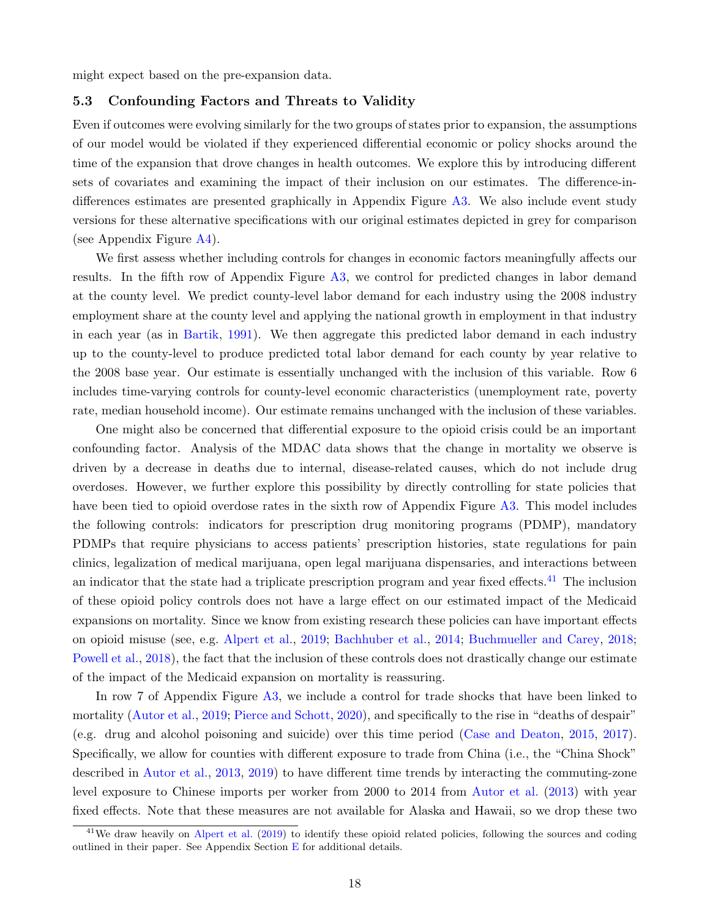might expect based on the pre-expansion data.

### 5.3 Confounding Factors and Threats to Validity

Even if outcomes were evolving similarly for the two groups of states prior to expansion, the assumptions of our model would be violated if they experienced differential economic or policy shocks around the time of the expansion that drove changes in health outcomes. We explore this by introducing different sets of covariates and examining the impact of their inclusion on our estimates. The difference-in-differences estimates are presented graphically in Appendix Figure A3. We also include event study versions for these alternative specifications with our original estimates depicted in grey for comparison (see Appendix Figure A4).

We first assess whether including controls for changes in economic factors meaningfully affects our results. In the fifth row of Appendix Figure A3, we control for predicted changes in labor demand at the county level. We predict county-level labor demand for each industry using the 2008 industry employment share at the county level and applying the national growth in employment in that industry in each year (as in Bartik, 1991). We then aggregate this predicted labor demand in each industry up to the county-level to produce predicted total labor demand for each county by year relative to the 2008 base year. Our estimate is essentially unchanged with the inclusion of this variable. Row 6 includes time-varying controls for county-level economic characteristics (unemployment rate, poverty rate, median household income). Our estimate remains unchanged with the inclusion of these variables.

One might also be concerned that differential exposure to the opioid crisis could be an important confounding factor. Analysis of the MDAC data shows that the change in mortality we observe is driven by a decrease in deaths due to internal, disease-related causes, which do not include drug overdoses. However, we further explore this possibility by directly controlling for state policies that have been tied to opioid overdose rates in the sixth row of Appendix Figure A3. This model includes the following controls: indicators for prescription drug monitoring programs (PDMP), mandatory PDMPs that require physicians to access patients' prescription histories, state regulations for pain clinics, legalization of medical marijuana, open legal marijuana dispensaries, and interactions between an indicator that the state had a triplicate prescription program and year fixed effects.[41] The inclusion of these opioid policy controls does not have a large effect on our estimated impact of the Medicaid expansions on mortality. Since we know from existing research these policies can have important effects on opioid misuse (see, e.g. Alpert et al., 2019; Bachhuber et al., 2014; Buchmueller and Carey, 2018; Powell et al., 2018), the fact that the inclusion of these controls does not drastically change our estimate of the impact of the Medicaid expansion on mortality is reassuring.

In row 7 of Appendix Figure A3, we include a control for trade shocks that have been linked to mortality (Autor et al., 2019; Pierce and Schott, 2020), and specifically to the rise in "deaths of despair" (e.g. drug and alcohol poisoning and suicide) over this time period (Case and Deaton, 2015, 2017). Specifically, we allow for counties with different exposure to trade from China (i.e., the "China Shock" described in Autor et al., 2013, 2019) to have different time trends by interacting the commuting-zone level exposure to Chinese imports per worker from 2000 to 2014 from Autor et al. (2013) with year fixed effects. Note that these measures are not available for Alaska and Hawaii, so we drop these two

[41]We draw heavily on Alpert et al. (2019) to identify these opioid related policies, following the sources and coding outlined in their paper. See Appendix Section E for additional details.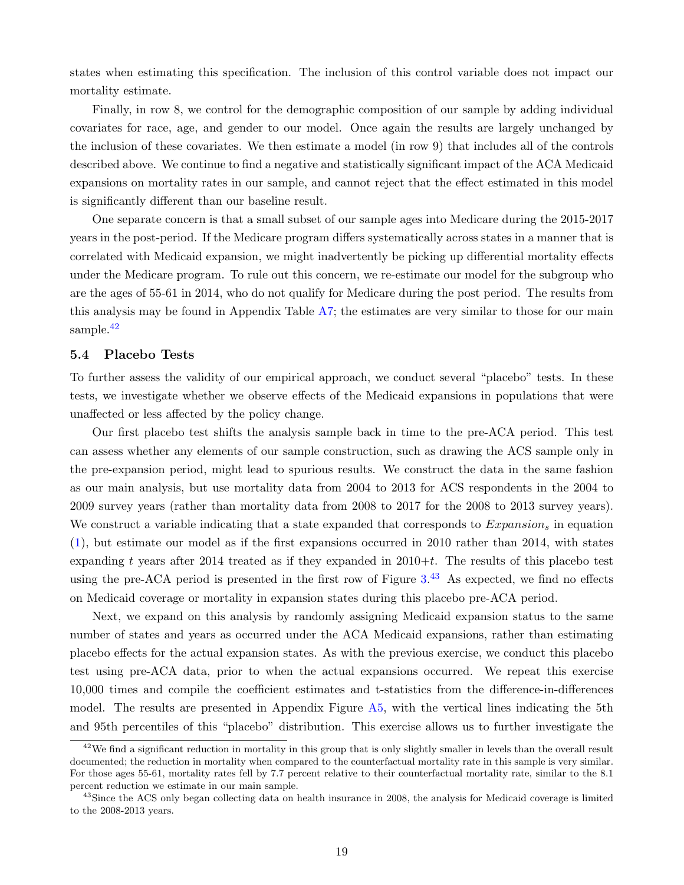states when estimating this specification. The inclusion of this control variable does not impact our mortality estimate.

Finally, in row 8, we control for the demographic composition of our sample by adding individual covariates for race, age, and gender to our model. Once again the results are largely unchanged by the inclusion of these covariates. We then estimate a model (in row 9) that includes all of the controls described above. We continue to find a negative and statistically significant impact of the ACA Medicaid expansions on mortality rates in our sample, and cannot reject that the effect estimated in this model is significantly different than our baseline result.

One separate concern is that a small subset of our sample ages into Medicare during the 2015-2017 years in the post-period. If the Medicare program differs systematically across states in a manner that is correlated with Medicaid expansion, we might inadvertently be picking up differential mortality effects under the Medicare program. To rule out this concern, we re-estimate our model for the subgroup who are the ages of 55-61 in 2014, who do not qualify for Medicare during the post period. The results from this analysis may be found in Appendix Table A7; the estimates are very similar to those for our main sample.[42]

### 5.4 Placebo Tests

To further assess the validity of our empirical approach, we conduct several "placebo" tests. In these tests, we investigate whether we observe effects of the Medicaid expansions in populations that were unaffected or less affected by the policy change.

Our first placebo test shifts the analysis sample back in time to the pre-ACA period. This test can assess whether any elements of our sample construction, such as drawing the ACS sample only in the pre-expansion period, might lead to spurious results. We construct the data in the same fashion as our main analysis, but use mortality data from 2004 to 2013 for ACS respondents in the 2004 to 2009 survey years (rather than mortality data from 2008 to 2017 for the 2008 to 2013 survey years). We construct a variable indicating that a state expanded that corresponds to $Expansion_s$ in equation (1), but estimate our model as if the first expansions occurred in 2010 rather than 2014, with states expanding $t$ years after 2014 treated as if they expanded in $2010+t$. The results of this placebo test using the pre-ACA period is presented in the first row of Figure 3.[43] As expected, we find no effects on Medicaid coverage or mortality in expansion states during this placebo pre-ACA period.

Next, we expand on this analysis by randomly assigning Medicaid expansion status to the same number of states and years as occurred under the ACA Medicaid expansions, rather than estimating placebo effects for the actual expansion states. As with the previous exercise, we conduct this placebo test using pre-ACA data, prior to when the actual expansions occurred. We repeat this exercise 10,000 times and compile the coefficient estimates and t-statistics from the difference-in-differences model. The results are presented in Appendix Figure A5, with the vertical lines indicating the 5th and 95th percentiles of this "placebo" distribution. This exercise allows us to further investigate the

---

[42] We find a significant reduction in mortality in this group that is only slightly smaller in levels than the overall result documented; the reduction in mortality when compared to the counterfactual mortality rate in this sample is very similar. For those ages 55-61, mortality rates fell by 7.7 percent relative to their counterfactual mortality rate, similar to the 8.1 percent reduction we estimate in our main sample.

[43] Since the ACS only began collecting data on health insurance in 2008, the analysis for Medicaid coverage is limited to the 2008-2013 years.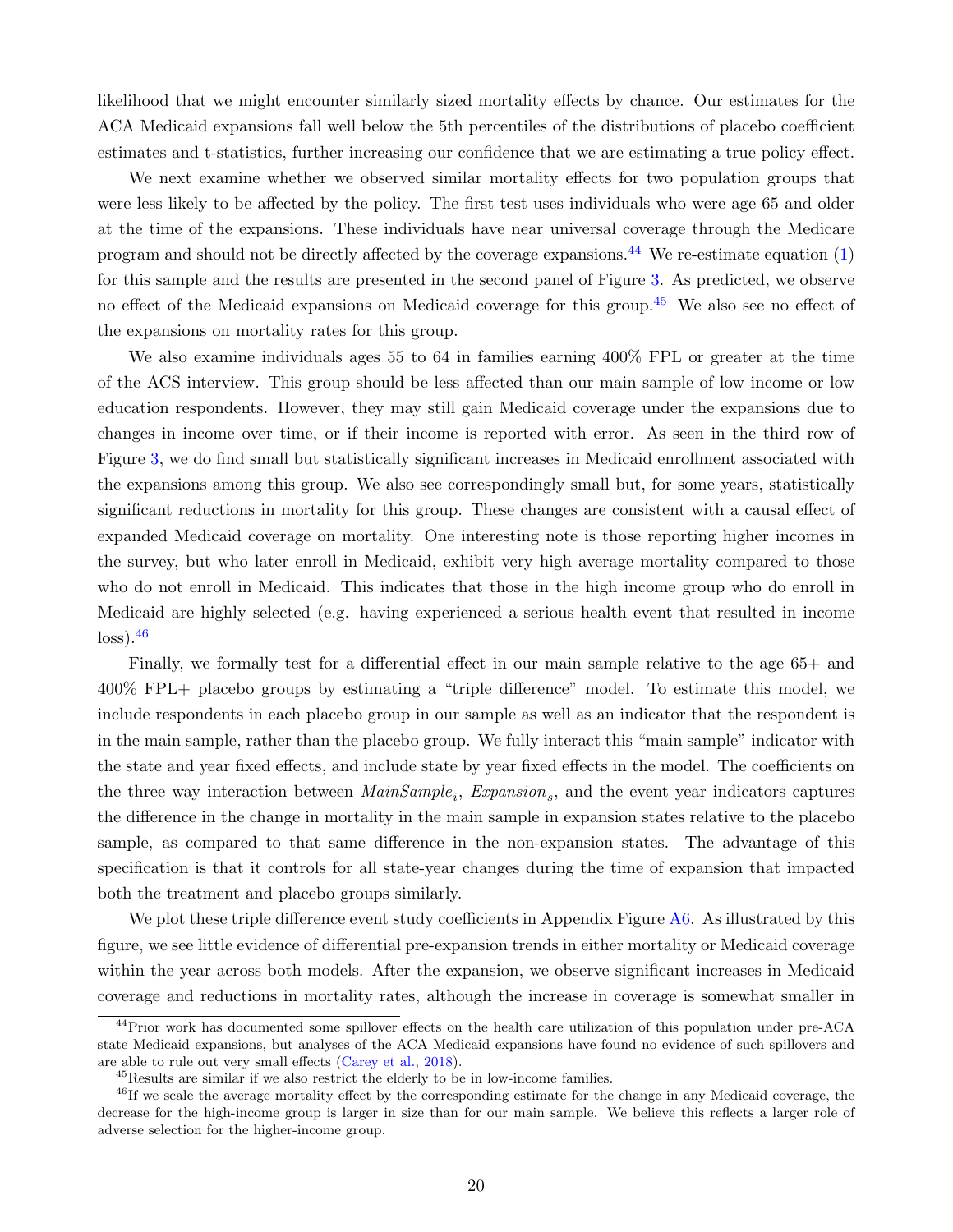likelihood that we might encounter similarly sized mortality effects by chance. Our estimates for the ACA Medicaid expansions fall well below the 5th percentiles of the distributions of placebo coefficient estimates and t-statistics, further increasing our confidence that we are estimating a true policy effect.

We next examine whether we observed similar mortality effects for two population groups that were less likely to be affected by the policy. The first test uses individuals who were age 65 and older at the time of the expansions. These individuals have near universal coverage through the Medicare program and should not be directly affected by the coverage expansions.[44] We re-estimate equation (1) for this sample and the results are presented in the second panel of Figure 3. As predicted, we observe no effect of the Medicaid expansions on Medicaid coverage for this group.[45] We also see no effect of the expansions on mortality rates for this group.

We also examine individuals ages 55 to 64 in families earning 400% FPL or greater at the time of the ACS interview. This group should be less affected than our main sample of low income or low education respondents. However, they may still gain Medicaid coverage under the expansions due to changes in income over time, or if their income is reported with error. As seen in the third row of Figure 3, we do find small but statistically significant increases in Medicaid enrollment associated with the expansions among this group. We also see correspondingly small but, for some years, statistically significant reductions in mortality for this group. These changes are consistent with a causal effect of expanded Medicaid coverage on mortality. One interesting note is those reporting higher incomes in the survey, but who later enroll in Medicaid, exhibit very high average mortality compared to those who do not enroll in Medicaid. This indicates that those in the high income group who do enroll in Medicaid are highly selected (e.g. having experienced a serious health event that resulted in income loss).[46]

Finally, we formally test for a differential effect in our main sample relative to the age 65+ and 400% FPL+ placebo groups by estimating a "triple difference" model. To estimate this model, we include respondents in each placebo group in our sample as well as an indicator that the respondent is in the main sample, rather than the placebo group. We fully interact this "main sample" indicator with the state and year fixed effects, and include state by year fixed effects in the model. The coefficients on the three way interaction between $MainSample_i$, $Expansion_s$, and the event year indicators captures the difference in the change in mortality in the main sample in expansion states relative to the placebo sample, as compared to that same difference in the non-expansion states. The advantage of this specification is that it controls for all state-year changes during the time of expansion that impacted both the treatment and placebo groups similarly.

We plot these triple difference event study coefficients in Appendix Figure A6. As illustrated by this figure, we see little evidence of differential pre-expansion trends in either mortality or Medicaid coverage within the year across both models. After the expansion, we observe significant increases in Medicaid coverage and reductions in mortality rates, although the increase in coverage is somewhat smaller in

---

[44] Prior work has documented some spillover effects on the health care utilization of this population under pre-ACA state Medicaid expansions, but analyses of the ACA Medicaid expansions have found no evidence of such spillovers and are able to rule out very small effects (Carey et al., 2018).

[45] Results are similar if we also restrict the elderly to be in low-income families.

[46] If we scale the average mortality effect by the corresponding estimate for the change in any Medicaid coverage, the decrease for the high-income group is larger in size than for our main sample. We believe this reflects a larger role of adverse selection for the higher-income group.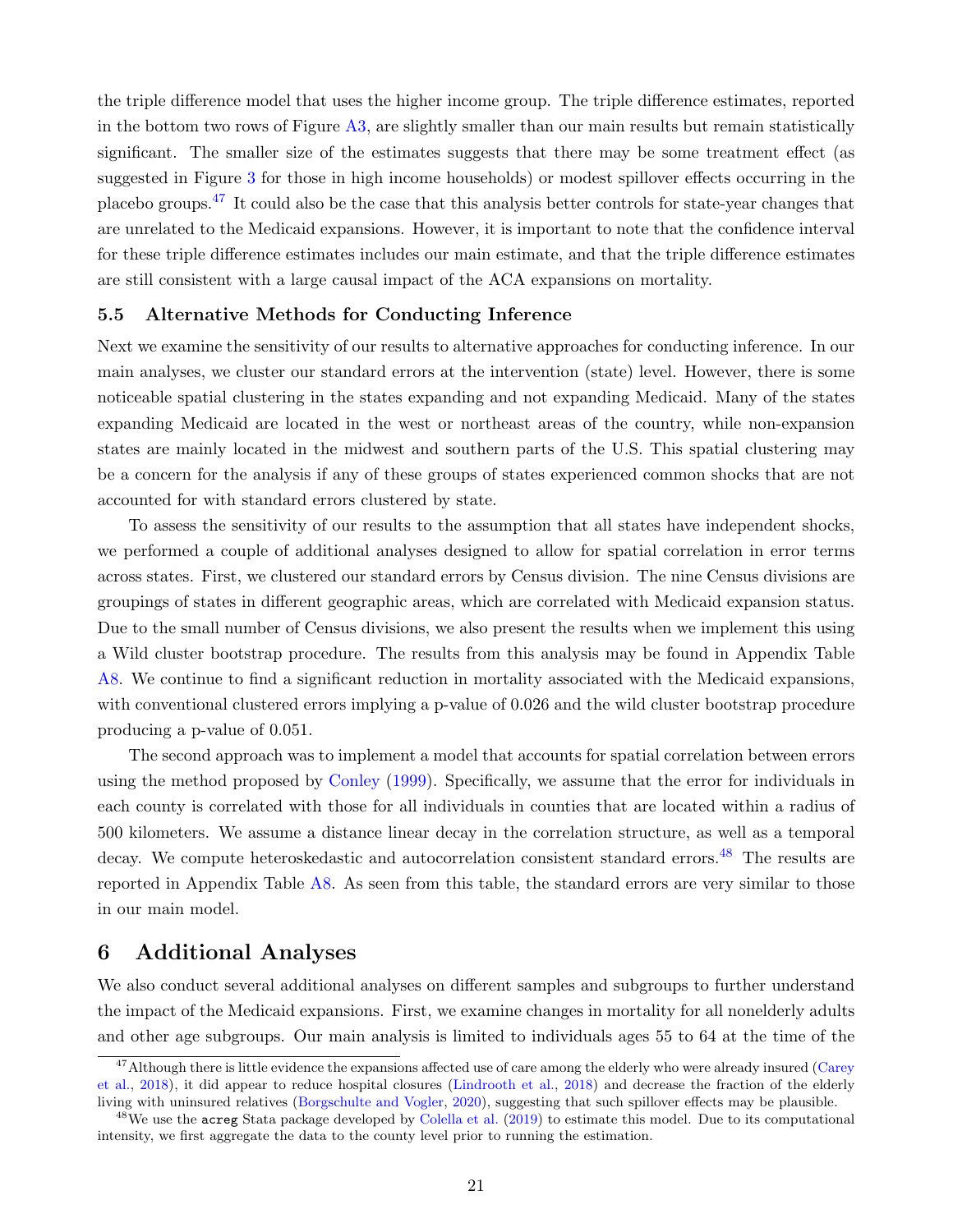the triple difference model that uses the higher income group. The triple difference estimates, reported in the bottom two rows of Figure A3, are slightly smaller than our main results but remain statistically significant. The smaller size of the estimates suggests that there may be some treatment effect (as suggested in Figure 3 for those in high income households) or modest spillover effects occurring in the placebo groups.[47] It could also be the case that this analysis better controls for state-year changes that are unrelated to the Medicaid expansions. However, it is important to note that the confidence interval for these triple difference estimates includes our main estimate, and that the triple difference estimates are still consistent with a large causal impact of the ACA expansions on mortality.

### 5.5 Alternative Methods for Conducting Inference

Next we examine the sensitivity of our results to alternative approaches for conducting inference. In our main analyses, we cluster our standard errors at the intervention (state) level. However, there is some noticeable spatial clustering in the states expanding and not expanding Medicaid. Many of the states expanding Medicaid are located in the west or northeast areas of the country, while non-expansion states are mainly located in the midwest and southern parts of the U.S. This spatial clustering may be a concern for the analysis if any of these groups of states experienced common shocks that are not accounted for with standard errors clustered by state.

To assess the sensitivity of our results to the assumption that all states have independent shocks, we performed a couple of additional analyses designed to allow for spatial correlation in error terms across states. First, we clustered our standard errors by Census division. The nine Census divisions are groupings of states in different geographic areas, which are correlated with Medicaid expansion status. Due to the small number of Census divisions, we also present the results when we implement this using a Wild cluster bootstrap procedure. The results from this analysis may be found in Appendix Table A8. We continue to find a significant reduction in mortality associated with the Medicaid expansions, with conventional clustered errors implying a p-value of 0.026 and the wild cluster bootstrap procedure producing a p-value of 0.051.

The second approach was to implement a model that accounts for spatial correlation between errors using the method proposed by Conley (1999). Specifically, we assume that the error for individuals in each county is correlated with those for all individuals in counties that are located within a radius of 500 kilometers. We assume a distance linear decay in the correlation structure, as well as a temporal decay. We compute heteroskedastic and autocorrelation consistent standard errors.[48] The results are reported in Appendix Table A8. As seen from this table, the standard errors are very similar to those in our main model.

## 6 Additional Analyses

We also conduct several additional analyses on different samples and subgroups to further understand the impact of the Medicaid expansions. First, we examine changes in mortality for all nonelderly adults and other age subgroups. Our main analysis is limited to individuals ages 55 to 64 at the time of the

---

[47] Although there is little evidence the expansions affected use of care among the elderly who were already insured (Carey et al., 2018), it did appear to reduce hospital closures (Lindrooth et al., 2018) and decrease the fraction of the elderly living with uninsured relatives (Borgschulte and Vogler, 2020), suggesting that such spillover effects may be plausible.

[48] We use the `acreg` Stata package developed by Colella et al. (2019) to estimate this model. Due to its computational intensity, we first aggregate the data to the county level prior to running the estimation.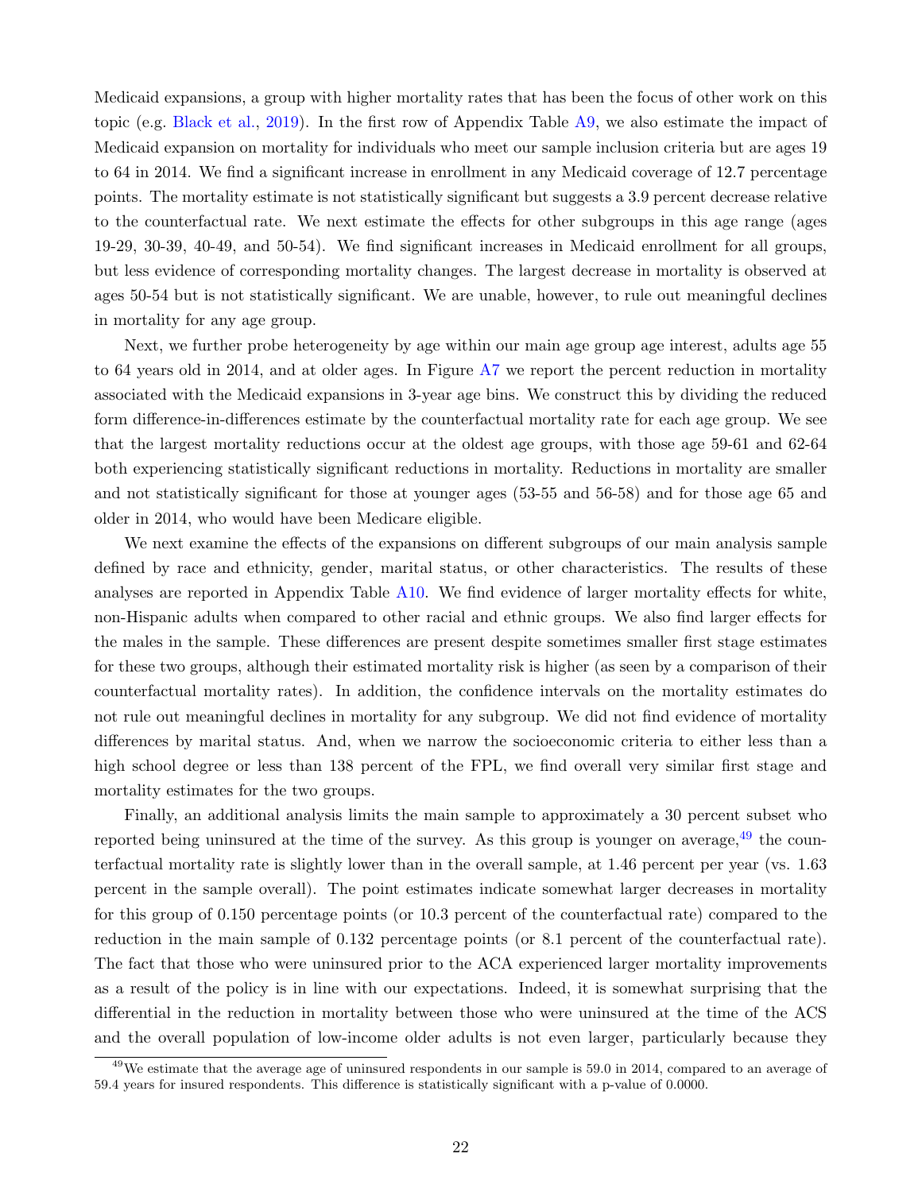Medicaid expansions, a group with higher mortality rates that has been the focus of other work on this topic (e.g. Black et al., 2019). In the first row of Appendix Table A9, we also estimate the impact of Medicaid expansion on mortality for individuals who meet our sample inclusion criteria but are ages 19 to 64 in 2014. We find a significant increase in enrollment in any Medicaid coverage of 12.7 percentage points. The mortality estimate is not statistically significant but suggests a 3.9 percent decrease relative to the counterfactual rate. We next estimate the effects for other subgroups in this age range (ages 19-29, 30-39, 40-49, and 50-54). We find significant increases in Medicaid enrollment for all groups, but less evidence of corresponding mortality changes. The largest decrease in mortality is observed at ages 50-54 but is not statistically significant. We are unable, however, to rule out meaningful declines in mortality for any age group.

Next, we further probe heterogeneity by age within our main age group age interest, adults age 55 to 64 years old in 2014, and at older ages. In Figure A7 we report the percent reduction in mortality associated with the Medicaid expansions in 3-year age bins. We construct this by dividing the reduced form difference-in-differences estimate by the counterfactual mortality rate for each age group. We see that the largest mortality reductions occur at the oldest age groups, with those age 59-61 and 62-64 both experiencing statistically significant reductions in mortality. Reductions in mortality are smaller and not statistically significant for those at younger ages (53-55 and 56-58) and for those age 65 and older in 2014, who would have been Medicare eligible.

We next examine the effects of the expansions on different subgroups of our main analysis sample defined by race and ethnicity, gender, marital status, or other characteristics. The results of these analyses are reported in Appendix Table A10. We find evidence of larger mortality effects for white, non-Hispanic adults when compared to other racial and ethnic groups. We also find larger effects for the males in the sample. These differences are present despite sometimes smaller first stage estimates for these two groups, although their estimated mortality risk is higher (as seen by a comparison of their counterfactual mortality rates). In addition, the confidence intervals on the mortality estimates do not rule out meaningful declines in mortality for any subgroup. We did not find evidence of mortality differences by marital status. And, when we narrow the socioeconomic criteria to either less than a high school degree or less than 138 percent of the FPL, we find overall very similar first stage and mortality estimates for the two groups.

Finally, an additional analysis limits the main sample to approximately a 30 percent subset who reported being uninsured at the time of the survey. As this group is younger on average,[49] the counterfactual mortality rate is slightly lower than in the overall sample, at 1.46 percent per year (vs. 1.63 percent in the sample overall). The point estimates indicate somewhat larger decreases in mortality for this group of 0.150 percentage points (or 10.3 percent of the counterfactual rate) compared to the reduction in the main sample of 0.132 percentage points (or 8.1 percent of the counterfactual rate). The fact that those who were uninsured prior to the ACA experienced larger mortality improvements as a result of the policy is in line with our expectations. Indeed, it is somewhat surprising that the differential in the reduction in mortality between those who were uninsured at the time of the ACS and the overall population of low-income older adults is not even larger, particularly because they

[49] We estimate that the average age of uninsured respondents in our sample is 59.0 in 2014, compared to an average of 59.4 years for insured respondents. This difference is statistically significant with a p-value of 0.0000.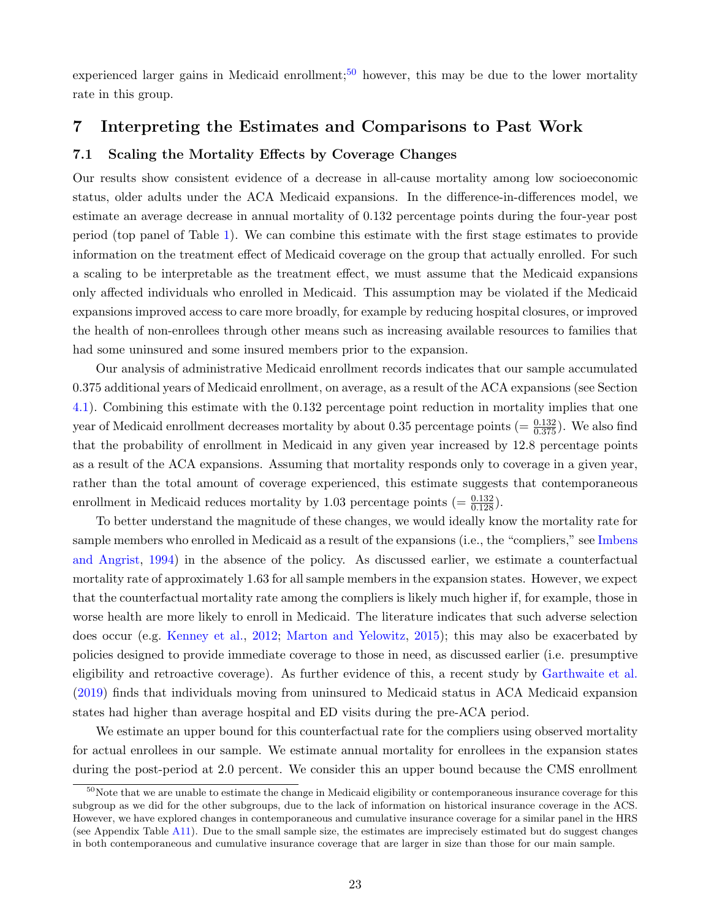experienced larger gains in Medicaid enrollment;[50] however, this may be due to the lower mortality rate in this group.

# 7 Interpreting the Estimates and Comparisons to Past Work

## 7.1 Scaling the Mortality Effects by Coverage Changes

Our results show consistent evidence of a decrease in all-cause mortality among low socioeconomic status, older adults under the ACA Medicaid expansions. In the difference-in-differences model, we estimate an average decrease in annual mortality of 0.132 percentage points during the four-year post period (top panel of Table 1). We can combine this estimate with the first stage estimates to provide information on the treatment effect of Medicaid coverage on the group that actually enrolled. For such a scaling to be interpretable as the treatment effect, we must assume that the Medicaid expansions only affected individuals who enrolled in Medicaid. This assumption may be violated if the Medicaid expansions improved access to care more broadly, for example by reducing hospital closures, or improved the health of non-enrollees through other means such as increasing available resources to families that had some uninsured and some insured members prior to the expansion.

Our analysis of administrative Medicaid enrollment records indicates that our sample accumulated 0.375 additional years of Medicaid enrollment, on average, as a result of the ACA expansions (see Section 4.1). Combining this estimate with the 0.132 percentage point reduction in mortality implies that one year of Medicaid enrollment decreases mortality by about 0.35 percentage points ($= \frac{0.132}{0.375}$). We also find that the probability of enrollment in Medicaid in any given year increased by 12.8 percentage points as a result of the ACA expansions. Assuming that mortality responds only to coverage in a given year, rather than the total amount of coverage experienced, this estimate suggests that contemporaneous enrollment in Medicaid reduces mortality by 1.03 percentage points ($= \frac{0.132}{0.128}$).

To better understand the magnitude of these changes, we would ideally know the mortality rate for sample members who enrolled in Medicaid as a result of the expansions (i.e., the "compliers," see Imbens and Angrist, 1994) in the absence of the policy. As discussed earlier, we estimate a counterfactual mortality rate of approximately 1.63 for all sample members in the expansion states. However, we expect that the counterfactual mortality rate among the compliers is likely much higher if, for example, those in worse health are more likely to enroll in Medicaid. The literature indicates that such adverse selection does occur (e.g. Kenney et al., 2012; Marton and Yelowitz, 2015); this may also be exacerbated by policies designed to provide immediate coverage to those in need, as discussed earlier (i.e. presumptive eligibility and retroactive coverage). As further evidence of this, a recent study by Garthwaite et al. (2019) finds that individuals moving from uninsured to Medicaid status in ACA Medicaid expansion states had higher than average hospital and ED visits during the pre-ACA period.

We estimate an upper bound for this counterfactual rate for the compliers using observed mortality for actual enrollees in our sample. We estimate annual mortality for enrollees in the expansion states during the post-period at 2.0 percent. We consider this an upper bound because the CMS enrollment

[50] Note that we are unable to estimate the change in Medicaid eligibility or contemporaneous insurance coverage for this subgroup as we did for the other subgroups, due to the lack of information on historical insurance coverage in the ACS. However, we have explored changes in contemporaneous and cumulative insurance coverage for a similar panel in the HRS (see Appendix Table A11). Due to the small sample size, the estimates are imprecisely estimated but do suggest changes in both contemporaneous and cumulative insurance coverage that are larger in size than those for our main sample.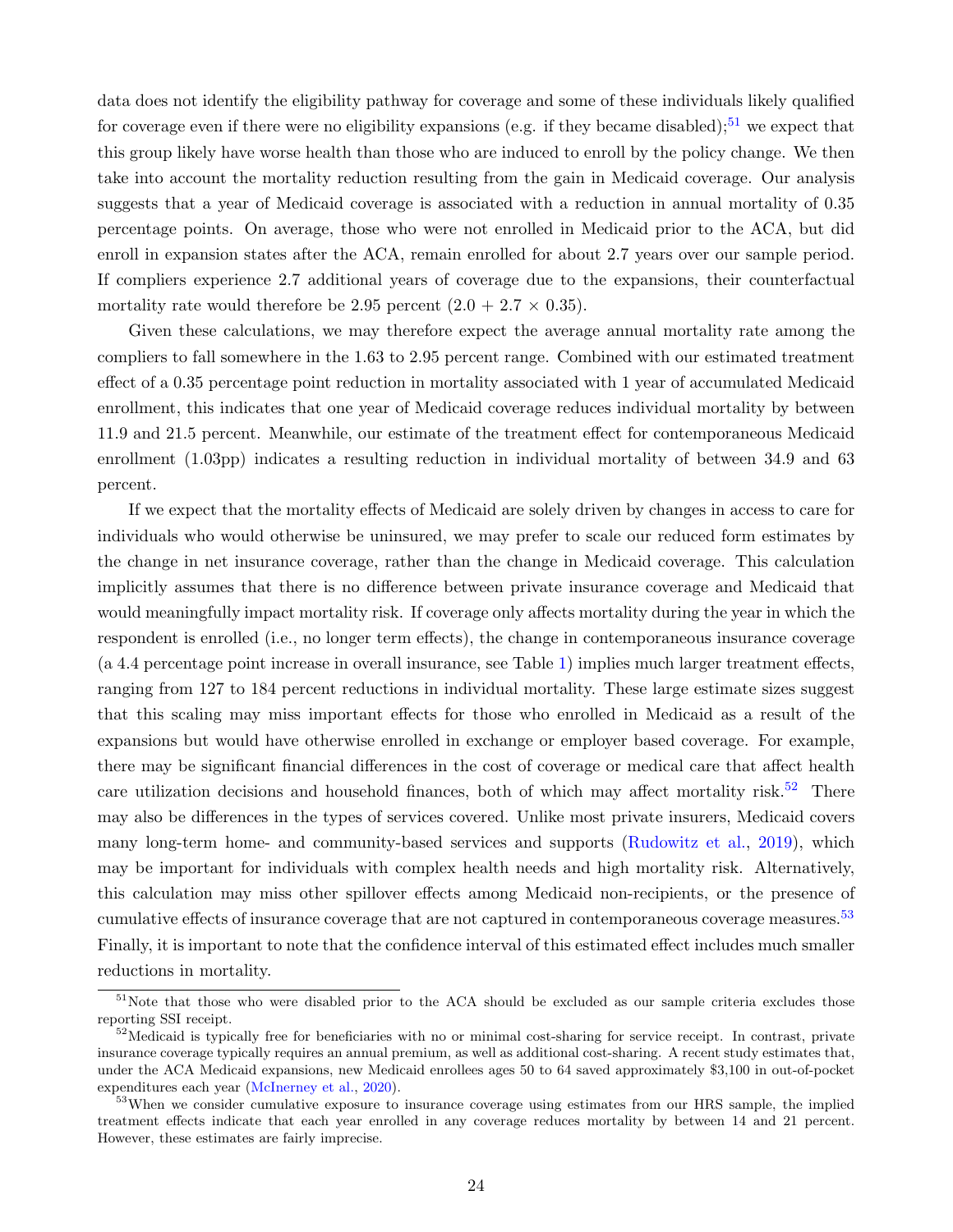data does not identify the eligibility pathway for coverage and some of these individuals likely qualified for coverage even if there were no eligibility expansions (e.g. if they became disabled);[51] we expect that this group likely have worse health than those who are induced to enroll by the policy change. We then take into account the mortality reduction resulting from the gain in Medicaid coverage. Our analysis suggests that a year of Medicaid coverage is associated with a reduction in annual mortality of 0.35 percentage points. On average, those who were not enrolled in Medicaid prior to the ACA, but did enroll in expansion states after the ACA, remain enrolled for about 2.7 years over our sample period. If compliers experience 2.7 additional years of coverage due to the expansions, their counterfactual mortality rate would therefore be 2.95 percent ($2.0 + 2.7 \times 0.35$).

Given these calculations, we may therefore expect the average annual mortality rate among the compliers to fall somewhere in the 1.63 to 2.95 percent range. Combined with our estimated treatment effect of a 0.35 percentage point reduction in mortality associated with 1 year of accumulated Medicaid enrollment, this indicates that one year of Medicaid coverage reduces individual mortality by between 11.9 and 21.5 percent. Meanwhile, our estimate of the treatment effect for contemporaneous Medicaid enrollment (1.03pp) indicates a resulting reduction in individual mortality of between 34.9 and 63 percent.

If we expect that the mortality effects of Medicaid are solely driven by changes in access to care for individuals who would otherwise be uninsured, we may prefer to scale our reduced form estimates by the change in net insurance coverage, rather than the change in Medicaid coverage. This calculation implicitly assumes that there is no difference between private insurance coverage and Medicaid that would meaningfully impact mortality risk. If coverage only affects mortality during the year in which the respondent is enrolled (i.e., no longer term effects), the change in contemporaneous insurance coverage (a 4.4 percentage point increase in overall insurance, see Table 1) implies much larger treatment effects, ranging from 127 to 184 percent reductions in individual mortality. These large estimate sizes suggest that this scaling may miss important effects for those who enrolled in Medicaid as a result of the expansions but would have otherwise enrolled in exchange or employer based coverage. For example, there may be significant financial differences in the cost of coverage or medical care that affect health care utilization decisions and household finances, both of which may affect mortality risk.[52] There may also be differences in the types of services covered. Unlike most private insurers, Medicaid covers many long-term home- and community-based services and supports (Rudowitz et al., 2019), which may be important for individuals with complex health needs and high mortality risk. Alternatively, this calculation may miss other spillover effects among Medicaid non-recipients, or the presence of cumulative effects of insurance coverage that are not captured in contemporaneous coverage measures.[53] Finally, it is important to note that the confidence interval of this estimated effect includes much smaller reductions in mortality.

[51] Note that those who were disabled prior to the ACA should be excluded as our sample criteria excludes those reporting SSI receipt.

[52] Medicaid is typically free for beneficiaries with no or minimal cost-sharing for service receipt. In contrast, private insurance coverage typically requires an annual premium, as well as additional cost-sharing. A recent study estimates that, under the ACA Medicaid expansions, new Medicaid enrollees ages 50 to 64 saved approximately $3,100 in out-of-pocket expenditures each year (McInerney et al., 2020).

[53] When we consider cumulative exposure to insurance coverage using estimates from our HRS sample, the implied treatment effects indicate that each year enrolled in any coverage reduces mortality by between 14 and 21 percent. However, these estimates are fairly imprecise.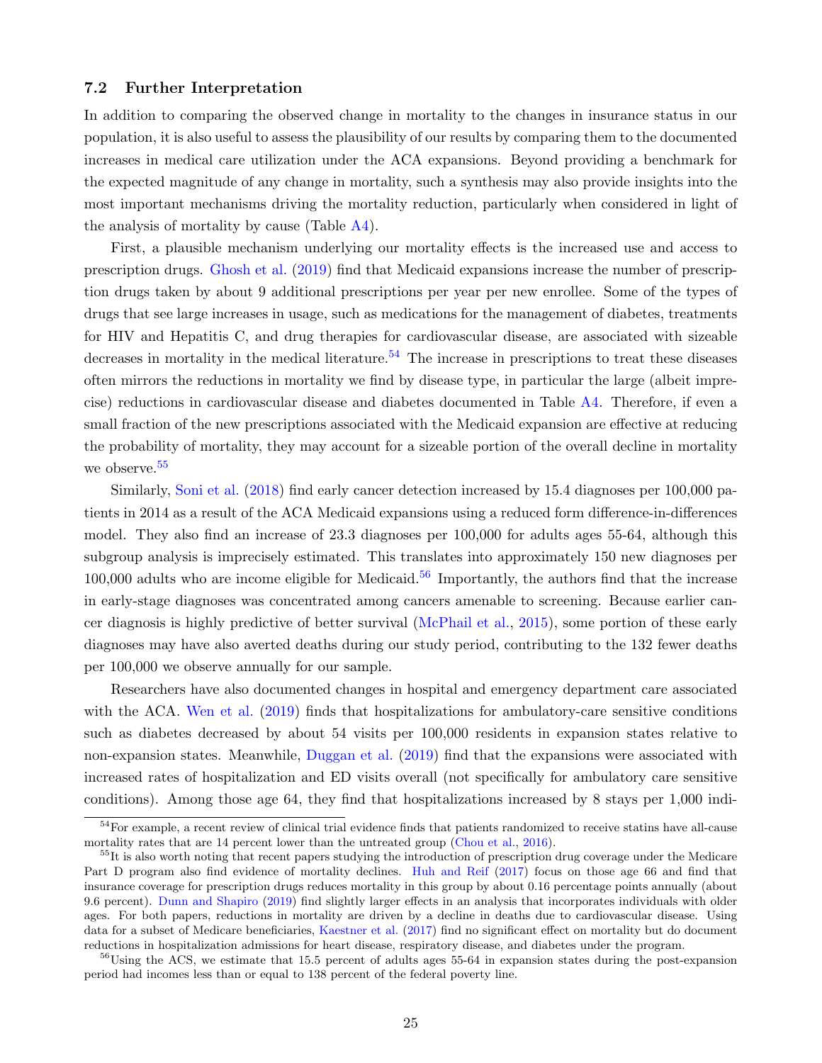### 7.2 Further Interpretation

In addition to comparing the observed change in mortality to the changes in insurance status in our population, it is also useful to assess the plausibility of our results by comparing them to the documented increases in medical care utilization under the ACA expansions. Beyond providing a benchmark for the expected magnitude of any change in mortality, such a synthesis may also provide insights into the most important mechanisms driving the mortality reduction, particularly when considered in light of the analysis of mortality by cause (Table A4).

First, a plausible mechanism underlying our mortality effects is the increased use and access to prescription drugs. Ghosh et al. (2019) find that Medicaid expansions increase the number of prescription drugs taken by about 9 additional prescriptions per year per new enrollee. Some of the types of drugs that see large increases in usage, such as medications for the management of diabetes, treatments for HIV and Hepatitis C, and drug therapies for cardiovascular disease, are associated with sizeable decreases in mortality in the medical literature.[54] The increase in prescriptions to treat these diseases often mirrors the reductions in mortality we find by disease type, in particular the large (albeit imprecise) reductions in cardiovascular disease and diabetes documented in Table A4. Therefore, if even a small fraction of the new prescriptions associated with the Medicaid expansion are effective at reducing the probability of mortality, they may account for a sizeable portion of the overall decline in mortality we observe.[55]

Similarly, Soni et al. (2018) find early cancer detection increased by 15.4 diagnoses per 100,000 patients in 2014 as a result of the ACA Medicaid expansions using a reduced form difference-in-differences model. They also find an increase of 23.3 diagnoses per 100,000 for adults ages 55-64, although this subgroup analysis is imprecisely estimated. This translates into approximately 150 new diagnoses per 100,000 adults who are income eligible for Medicaid.[56] Importantly, the authors find that the increase in early-stage diagnoses was concentrated among cancers amenable to screening. Because earlier cancer diagnosis is highly predictive of better survival (McPhail et al., 2015), some portion of these early diagnoses may have also averted deaths during our study period, contributing to the 132 fewer deaths per 100,000 we observe annually for our sample.

Researchers have also documented changes in hospital and emergency department care associated with the ACA. Wen et al. (2019) finds that hospitalizations for ambulatory-care sensitive conditions such as diabetes decreased by about 54 visits per 100,000 residents in expansion states relative to non-expansion states. Meanwhile, Duggan et al. (2019) find that the expansions were associated with increased rates of hospitalization and ED visits overall (not specifically for ambulatory care sensitive conditions). Among those age 64, they find that hospitalizations increased by 8 stays per 1,000 indi-

[54] For example, a recent review of clinical trial evidence finds that patients randomized to receive statins have all-cause mortality rates that are 14 percent lower than the untreated group (Chou et al., 2016).

[55] It is also worth noting that recent papers studying the introduction of prescription drug coverage under the Medicare Part D program also find evidence of mortality declines. Huh and Reif (2017) focus on those age 66 and find that insurance coverage for prescription drugs reduces mortality in this group by about 0.16 percentage points annually (about 9.6 percent). Dunn and Shapiro (2019) find slightly larger effects in an analysis that incorporates individuals with older ages. For both papers, reductions in mortality are driven by a decline in deaths due to cardiovascular disease. Using data for a subset of Medicare beneficiaries, Kaestner et al. (2017) find no significant effect on mortality but do document reductions in hospitalization admissions for heart disease, respiratory disease, and diabetes under the program.

[56] Using the ACS, we estimate that 15.5 percent of adults ages 55-64 in expansion states during the post-expansion period had incomes less than or equal to 138 percent of the federal poverty line.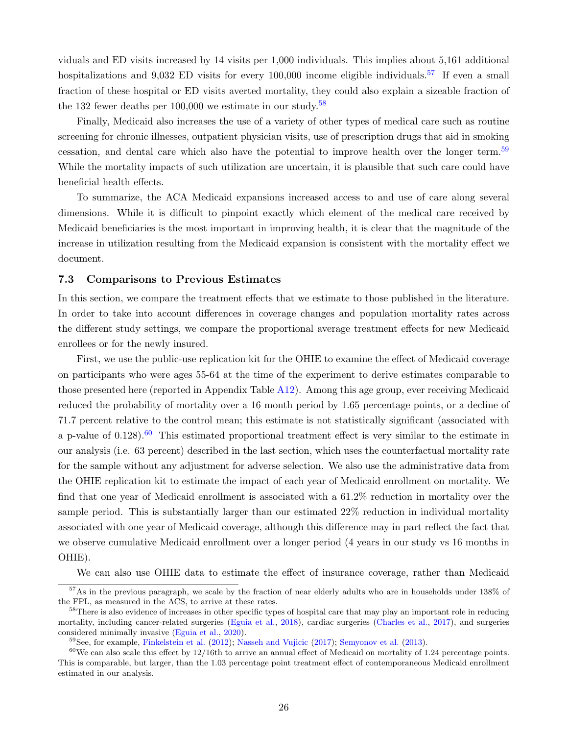viduals and ED visits increased by 14 visits per 1,000 individuals. This implies about 5,161 additional hospitalizations and 9,032 ED visits for every 100,000 income eligible individuals.[57] If even a small fraction of these hospital or ED visits averted mortality, they could also explain a sizeable fraction of the 132 fewer deaths per 100,000 we estimate in our study.[58]

Finally, Medicaid also increases the use of a variety of other types of medical care such as routine screening for chronic illnesses, outpatient physician visits, use of prescription drugs that aid in smoking cessation, and dental care which also have the potential to improve health over the longer term.[59] While the mortality impacts of such utilization are uncertain, it is plausible that such care could have beneficial health effects.

To summarize, the ACA Medicaid expansions increased access to and use of care along several dimensions. While it is difficult to pinpoint exactly which element of the medical care received by Medicaid beneficiaries is the most important in improving health, it is clear that the magnitude of the increase in utilization resulting from the Medicaid expansion is consistent with the mortality effect we document.

### 7.3 Comparisons to Previous Estimates

In this section, we compare the treatment effects that we estimate to those published in the literature. In order to take into account differences in coverage changes and population mortality rates across the different study settings, we compare the proportional average treatment effects for new Medicaid enrollees or for the newly insured.

First, we use the public-use replication kit for the OHIE to examine the effect of Medicaid coverage on participants who were ages 55-64 at the time of the experiment to derive estimates comparable to those presented here (reported in Appendix Table A12). Among this age group, ever receiving Medicaid reduced the probability of mortality over a 16 month period by 1.65 percentage points, or a decline of 71.7 percent relative to the control mean; this estimate is not statistically significant (associated with a p-value of 0.128).[60] This estimated proportional treatment effect is very similar to the estimate in our analysis (i.e. 63 percent) described in the last section, which uses the counterfactual mortality rate for the sample without any adjustment for adverse selection. We also use the administrative data from the OHIE replication kit to estimate the impact of each year of Medicaid enrollment on mortality. We find that one year of Medicaid enrollment is associated with a 61.2% reduction in mortality over the sample period. This is substantially larger than our estimated 22% reduction in individual mortality associated with one year of Medicaid coverage, although this difference may in part reflect the fact that we observe cumulative Medicaid enrollment over a longer period (4 years in our study vs 16 months in OHIE).

We can also use OHIE data to estimate the effect of insurance coverage, rather than Medicaid

[57] As in the previous paragraph, we scale by the fraction of near elderly adults who are in households under 138% of the FPL, as measured in the ACS, to arrive at these rates.

[58] There is also evidence of increases in other specific types of hospital care that may play an important role in reducing mortality, including cancer-related surgeries (Eguia et al., 2018), cardiac surgeries (Charles et al., 2017), and surgeries considered minimally invasive (Eguia et al., 2020).

[59] See, for example, Finkelstein et al. (2012); Nasseh and Vujicic (2017); Semyonov et al. (2013).

[60] We can also scale this effect by 12/16th to arrive an annual effect of Medicaid on mortality of 1.24 percentage points. This is comparable, but larger, than the 1.03 percentage point treatment effect of contemporaneous Medicaid enrollment estimated in our analysis.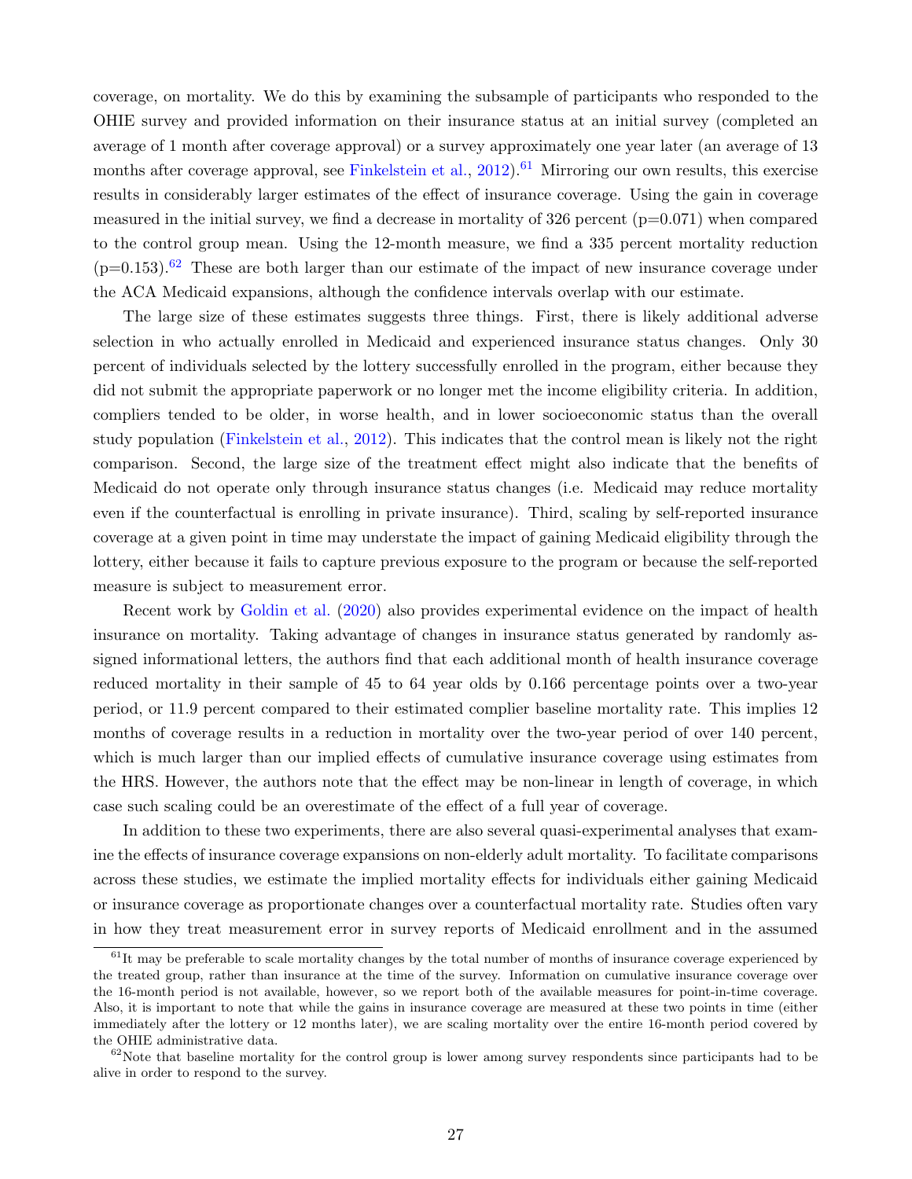coverage, on mortality. We do this by examining the subsample of participants who responded to the OHIE survey and provided information on their insurance status at an initial survey (completed an average of 1 month after coverage approval) or a survey approximately one year later (an average of 13 months after coverage approval, see Finkelstein et al., 2012).[61] Mirroring our own results, this exercise results in considerably larger estimates of the effect of insurance coverage. Using the gain in coverage measured in the initial survey, we find a decrease in mortality of 326 percent (p=0.071) when compared to the control group mean. Using the 12-month measure, we find a 335 percent mortality reduction (p=0.153).[62] These are both larger than our estimate of the impact of new insurance coverage under the ACA Medicaid expansions, although the confidence intervals overlap with our estimate.

The large size of these estimates suggests three things. First, there is likely additional adverse selection in who actually enrolled in Medicaid and experienced insurance status changes. Only 30 percent of individuals selected by the lottery successfully enrolled in the program, either because they did not submit the appropriate paperwork or no longer met the income eligibility criteria. In addition, compliers tended to be older, in worse health, and in lower socioeconomic status than the overall study population (Finkelstein et al., 2012). This indicates that the control mean is likely not the right comparison. Second, the large size of the treatment effect might also indicate that the benefits of Medicaid do not operate only through insurance status changes (i.e. Medicaid may reduce mortality even if the counterfactual is enrolling in private insurance). Third, scaling by self-reported insurance coverage at a given point in time may understate the impact of gaining Medicaid eligibility through the lottery, either because it fails to capture previous exposure to the program or because the self-reported measure is subject to measurement error.

Recent work by Goldin et al. (2020) also provides experimental evidence on the impact of health insurance on mortality. Taking advantage of changes in insurance status generated by randomly assigned informational letters, the authors find that each additional month of health insurance coverage reduced mortality in their sample of 45 to 64 year olds by 0.166 percentage points over a two-year period, or 11.9 percent compared to their estimated complier baseline mortality rate. This implies 12 months of coverage results in a reduction in mortality over the two-year period of over 140 percent, which is much larger than our implied effects of cumulative insurance coverage using estimates from the HRS. However, the authors note that the effect may be non-linear in length of coverage, in which case such scaling could be an overestimate of the effect of a full year of coverage.

In addition to these two experiments, there are also several quasi-experimental analyses that examine the effects of insurance coverage expansions on non-elderly adult mortality. To facilitate comparisons across these studies, we estimate the implied mortality effects for individuals either gaining Medicaid or insurance coverage as proportionate changes over a counterfactual mortality rate. Studies often vary in how they treat measurement error in survey reports of Medicaid enrollment and in the assumed

[61] It may be preferable to scale mortality changes by the total number of months of insurance coverage experienced by the treated group, rather than insurance at the time of the survey. Information on cumulative insurance coverage over the 16-month period is not available, however, so we report both of the available measures for point-in-time coverage. Also, it is important to note that while the gains in insurance coverage are measured at these two points in time (either immediately after the lottery or 12 months later), we are scaling mortality over the entire 16-month period covered by the OHIE administrative data.

[62] Note that baseline mortality for the control group is lower among survey respondents since participants had to be alive in order to respond to the survey.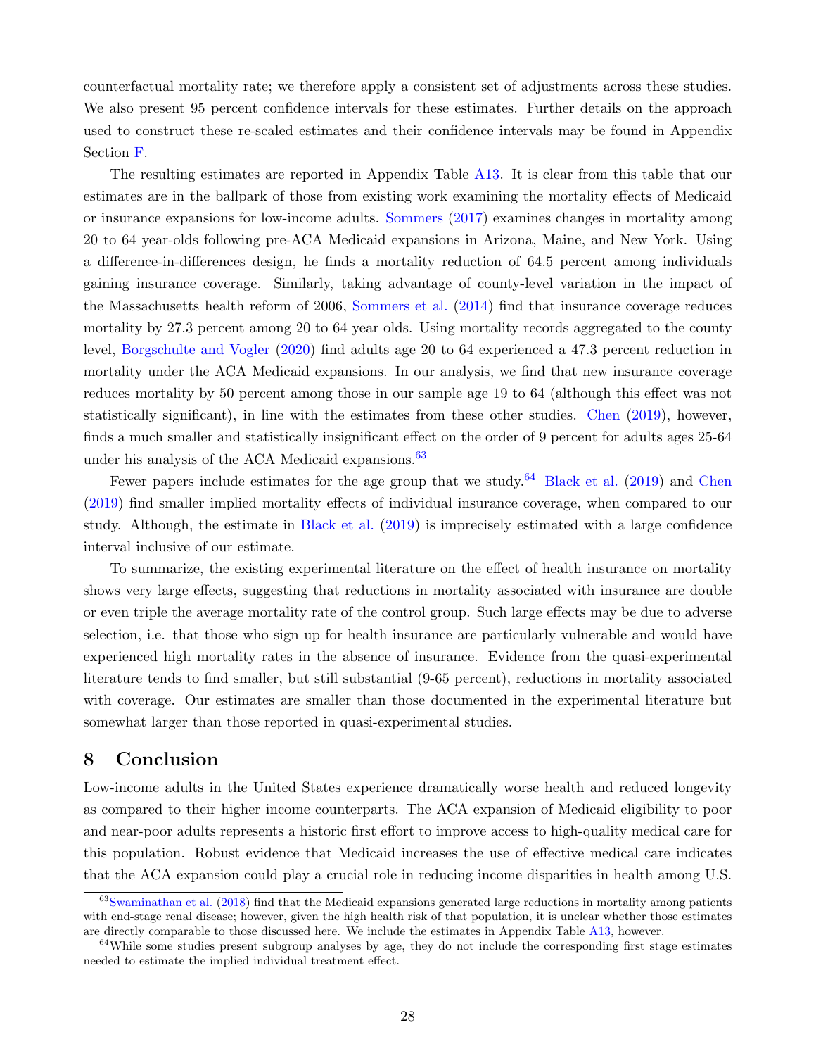counterfactual mortality rate; we therefore apply a consistent set of adjustments across these studies. We also present 95 percent confidence intervals for these estimates. Further details on the approach used to construct these re-scaled estimates and their confidence intervals may be found in Appendix Section F.

The resulting estimates are reported in Appendix Table A13. It is clear from this table that our estimates are in the ballpark of those from existing work examining the mortality effects of Medicaid or insurance expansions for low-income adults. Sommers (2017) examines changes in mortality among 20 to 64 year-olds following pre-ACA Medicaid expansions in Arizona, Maine, and New York. Using a difference-in-differences design, he finds a mortality reduction of 64.5 percent among individuals gaining insurance coverage. Similarly, taking advantage of county-level variation in the impact of the Massachusetts health reform of 2006, Sommers et al. (2014) find that insurance coverage reduces mortality by 27.3 percent among 20 to 64 year olds. Using mortality records aggregated to the county level, Borgschulte and Vogler (2020) find adults age 20 to 64 experienced a 47.3 percent reduction in mortality under the ACA Medicaid expansions. In our analysis, we find that new insurance coverage reduces mortality by 50 percent among those in our sample age 19 to 64 (although this effect was not statistically significant), in line with the estimates from these other studies. Chen (2019), however, finds a much smaller and statistically insignificant effect on the order of 9 percent for adults ages 25-64 under his analysis of the ACA Medicaid expansions.[63]

Fewer papers include estimates for the age group that we study.[64] Black et al. (2019) and Chen (2019) find smaller implied mortality effects of individual insurance coverage, when compared to our study. Although, the estimate in Black et al. (2019) is imprecisely estimated with a large confidence interval inclusive of our estimate.

To summarize, the existing experimental literature on the effect of health insurance on mortality shows very large effects, suggesting that reductions in mortality associated with insurance are double or even triple the average mortality rate of the control group. Such large effects may be due to adverse selection, i.e. that those who sign up for health insurance are particularly vulnerable and would have experienced high mortality rates in the absence of insurance. Evidence from the quasi-experimental literature tends to find smaller, but still substantial (9-65 percent), reductions in mortality associated with coverage. Our estimates are smaller than those documented in the experimental literature but somewhat larger than those reported in quasi-experimental studies.

# 8 Conclusion

Low-income adults in the United States experience dramatically worse health and reduced longevity as compared to their higher income counterparts. The ACA expansion of Medicaid eligibility to poor and near-poor adults represents a historic first effort to improve access to high-quality medical care for this population. Robust evidence that Medicaid increases the use of effective medical care indicates that the ACA expansion could play a crucial role in reducing income disparities in health among U.S.

[63] Swaminathan et al. (2018) find that the Medicaid expansions generated large reductions in mortality among patients with end-stage renal disease; however, given the high health risk of that population, it is unclear whether those estimates are directly comparable to those discussed here. We include the estimates in Appendix Table A13, however.

[64] While some studies present subgroup analyses by age, they do not include the corresponding first stage estimates needed to estimate the implied individual treatment effect.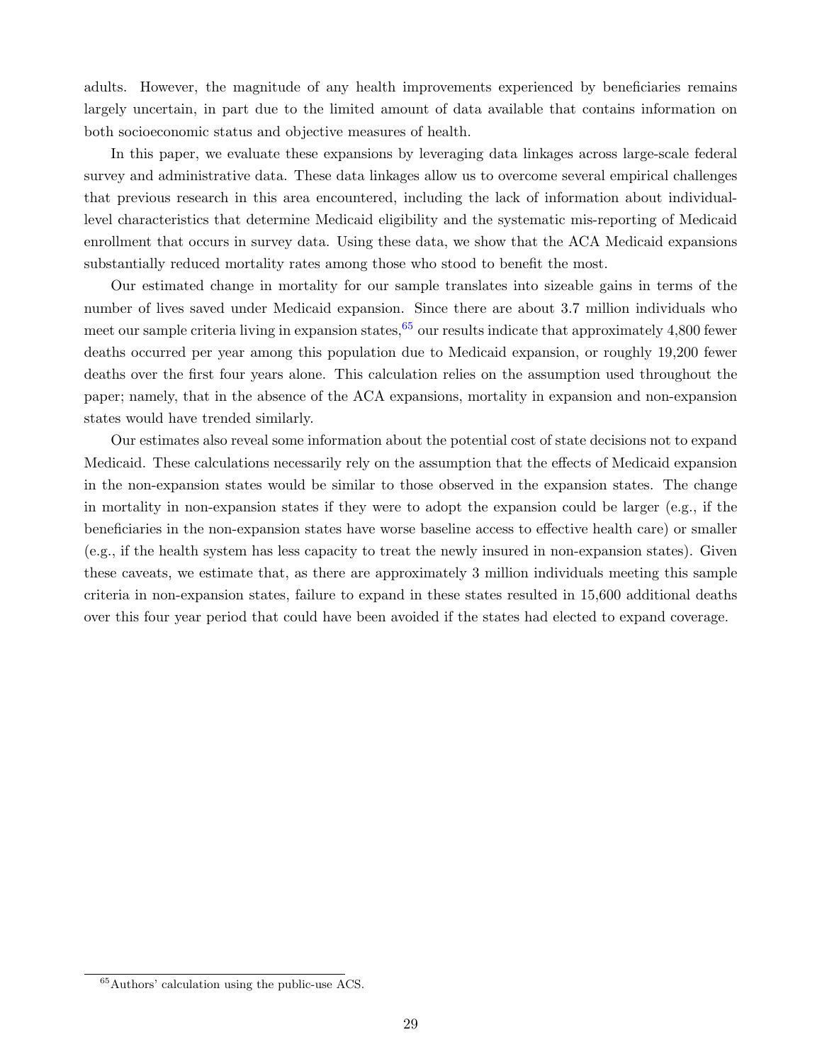adults. However, the magnitude of any health improvements experienced by beneficiaries remains largely uncertain, in part due to the limited amount of data available that contains information on both socioeconomic status and objective measures of health.

In this paper, we evaluate these expansions by leveraging data linkages across large-scale federal survey and administrative data. These data linkages allow us to overcome several empirical challenges that previous research in this area encountered, including the lack of information about individual-level characteristics that determine Medicaid eligibility and the systematic mis-reporting of Medicaid enrollment that occurs in survey data. Using these data, we show that the ACA Medicaid expansions substantially reduced mortality rates among those who stood to benefit the most.

Our estimated change in mortality for our sample translates into sizeable gains in terms of the number of lives saved under Medicaid expansion. Since there are about 3.7 million individuals who meet our sample criteria living in expansion states,[65] our results indicate that approximately 4,800 fewer deaths occurred per year among this population due to Medicaid expansion, or roughly 19,200 fewer deaths over the first four years alone. This calculation relies on the assumption used throughout the paper; namely, that in the absence of the ACA expansions, mortality in expansion and non-expansion states would have trended similarly.

Our estimates also reveal some information about the potential cost of state decisions not to expand Medicaid. These calculations necessarily rely on the assumption that the effects of Medicaid expansion in the non-expansion states would be similar to those observed in the expansion states. The change in mortality in non-expansion states if they were to adopt the expansion could be larger (e.g., if the beneficiaries in the non-expansion states have worse baseline access to effective health care) or smaller (e.g., if the health system has less capacity to treat the newly insured in non-expansion states). Given these caveats, we estimate that, as there are approximately 3 million individuals meeting this sample criteria in non-expansion states, failure to expand in these states resulted in 15,600 additional deaths over this four year period that could have been avoided if the states had elected to expand coverage.

[65] Authors' calculation using the public-use ACS.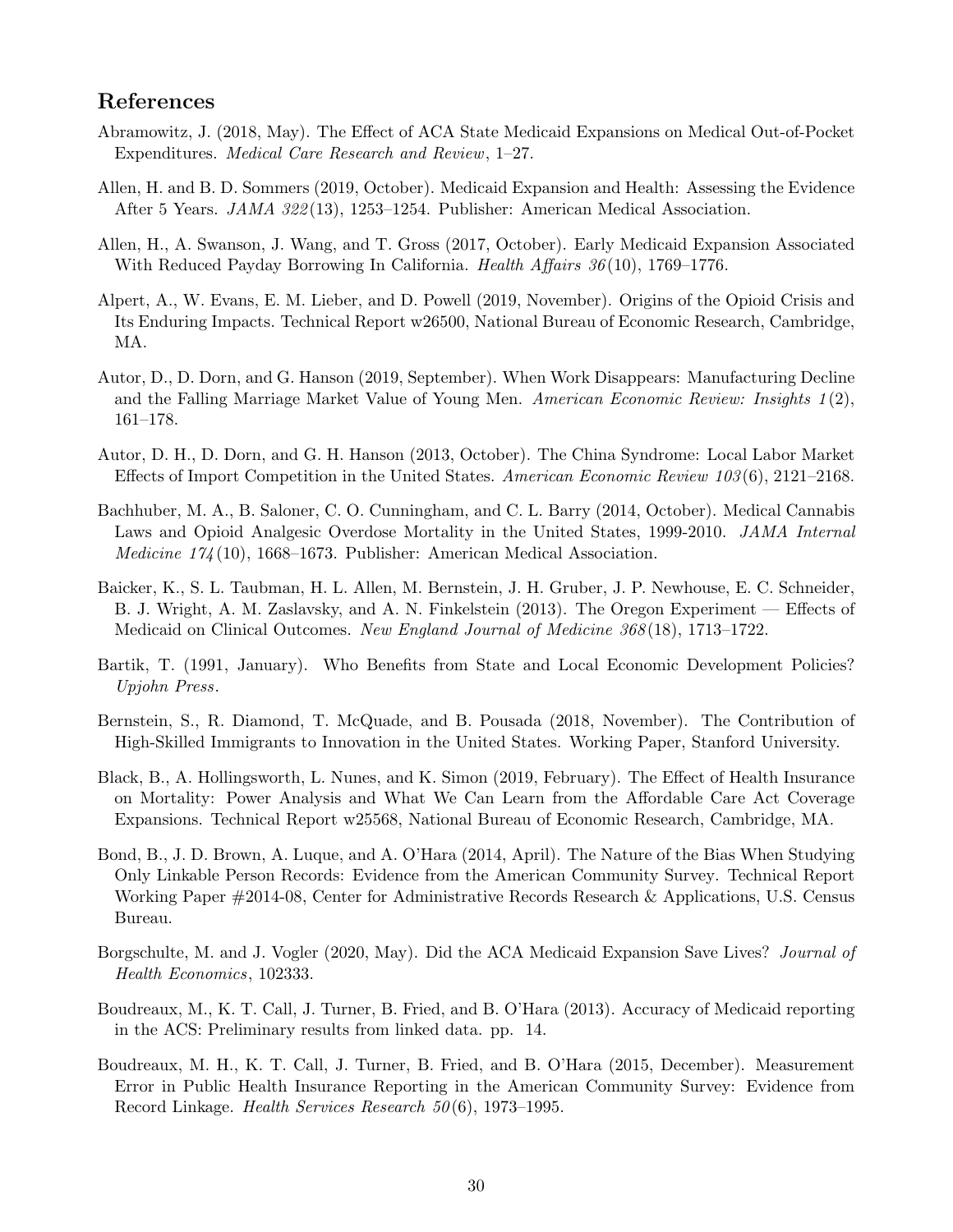## References

Abramowitz, J. (2018, May). The Effect of ACA State Medicaid Expansions on Medical Out-of-Pocket Expenditures. *Medical Care Research and Review*, 1–27.

Allen, H. and B. D. Sommers (2019, October). Medicaid Expansion and Health: Assessing the Evidence After 5 Years. *JAMA 322*(13), 1253–1254. Publisher: American Medical Association.

Allen, H., A. Swanson, J. Wang, and T. Gross (2017, October). Early Medicaid Expansion Associated With Reduced Payday Borrowing In California. *Health Affairs 36*(10), 1769–1776.

Alpert, A., W. Evans, E. M. Lieber, and D. Powell (2019, November). Origins of the Opioid Crisis and Its Enduring Impacts. Technical Report w26500, National Bureau of Economic Research, Cambridge, MA.

Autor, D., D. Dorn, and G. Hanson (2019, September). When Work Disappears: Manufacturing Decline and the Falling Marriage Market Value of Young Men. *American Economic Review: Insights 1*(2), 161–178.

Autor, D. H., D. Dorn, and G. H. Hanson (2013, October). The China Syndrome: Local Labor Market Effects of Import Competition in the United States. *American Economic Review 103*(6), 2121–2168.

Bachhuber, M. A., B. Saloner, C. O. Cunningham, and C. L. Barry (2014, October). Medical Cannabis Laws and Opioid Analgesic Overdose Mortality in the United States, 1999-2010. *JAMA Internal Medicine 174*(10), 1668–1673. Publisher: American Medical Association.

Baicker, K., S. L. Taubman, H. L. Allen, M. Bernstein, J. H. Gruber, J. P. Newhouse, E. C. Schneider, B. J. Wright, A. M. Zaslavsky, and A. N. Finkelstein (2013). The Oregon Experiment — Effects of Medicaid on Clinical Outcomes. *New England Journal of Medicine 368*(18), 1713–1722.

Bartik, T. (1991, January). Who Benefits from State and Local Economic Development Policies? *Upjohn Press*.

Bernstein, S., R. Diamond, T. McQuade, and B. Pousada (2018, November). The Contribution of High-Skilled Immigrants to Innovation in the United States. Working Paper, Stanford University.

Black, B., A. Hollingsworth, L. Nunes, and K. Simon (2019, February). The Effect of Health Insurance on Mortality: Power Analysis and What We Can Learn from the Affordable Care Act Coverage Expansions. Technical Report w25568, National Bureau of Economic Research, Cambridge, MA.

Bond, B., J. D. Brown, A. Luque, and A. O'Hara (2014, April). The Nature of the Bias When Studying Only Linkable Person Records: Evidence from the American Community Survey. Technical Report Working Paper #2014-08, Center for Administrative Records Research & Applications, U.S. Census Bureau.

Borgschulte, M. and J. Vogler (2020, May). Did the ACA Medicaid Expansion Save Lives? *Journal of Health Economics*, 102333.

Boudreaux, M., K. T. Call, J. Turner, B. Fried, and B. O'Hara (2013). Accuracy of Medicaid reporting in the ACS: Preliminary results from linked data. pp. 14.

Boudreaux, M. H., K. T. Call, J. Turner, B. Fried, and B. O'Hara (2015, December). Measurement Error in Public Health Insurance Reporting in the American Community Survey: Evidence from Record Linkage. *Health Services Research 50*(6), 1973–1995.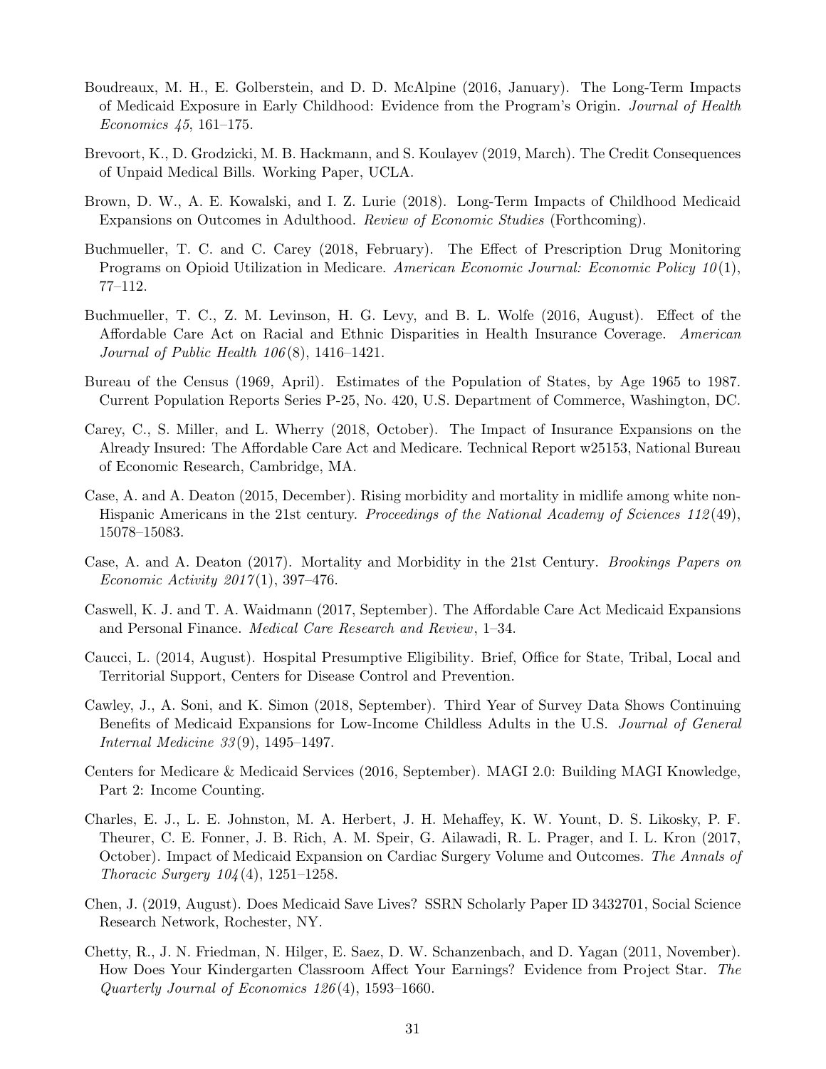Boudreaux, M. H., E. Golberstein, and D. D. McAlpine (2016, January). The Long-Term Impacts of Medicaid Exposure in Early Childhood: Evidence from the Program's Origin. *Journal of Health Economics 45*, 161–175.

Brevoort, K., D. Grodzicki, M. B. Hackmann, and S. Koulayev (2019, March). The Credit Consequences of Unpaid Medical Bills. Working Paper, UCLA.

Brown, D. W., A. E. Kowalski, and I. Z. Lurie (2018). Long-Term Impacts of Childhood Medicaid Expansions on Outcomes in Adulthood. *Review of Economic Studies* (Forthcoming).

Buchmueller, T. C. and C. Carey (2018, February). The Effect of Prescription Drug Monitoring Programs on Opioid Utilization in Medicare. *American Economic Journal: Economic Policy 10*(1), 77–112.

Buchmueller, T. C., Z. M. Levinson, H. G. Levy, and B. L. Wolfe (2016, August). Effect of the Affordable Care Act on Racial and Ethnic Disparities in Health Insurance Coverage. *American Journal of Public Health 106*(8), 1416–1421.

Bureau of the Census (1969, April). Estimates of the Population of States, by Age 1965 to 1987. Current Population Reports Series P-25, No. 420, U.S. Department of Commerce, Washington, DC.

Carey, C., S. Miller, and L. Wherry (2018, October). The Impact of Insurance Expansions on the Already Insured: The Affordable Care Act and Medicare. Technical Report w25153, National Bureau of Economic Research, Cambridge, MA.

Case, A. and A. Deaton (2015, December). Rising morbidity and mortality in midlife among white non-Hispanic Americans in the 21st century. *Proceedings of the National Academy of Sciences 112*(49), 15078–15083.

Case, A. and A. Deaton (2017). Mortality and Morbidity in the 21st Century. *Brookings Papers on Economic Activity 2017*(1), 397–476.

Caswell, K. J. and T. A. Waidmann (2017, September). The Affordable Care Act Medicaid Expansions and Personal Finance. *Medical Care Research and Review*, 1–34.

Caucci, L. (2014, August). Hospital Presumptive Eligibility. Brief, Office for State, Tribal, Local and Territorial Support, Centers for Disease Control and Prevention.

Cawley, J., A. Soni, and K. Simon (2018, September). Third Year of Survey Data Shows Continuing Benefits of Medicaid Expansions for Low-Income Childless Adults in the U.S. *Journal of General Internal Medicine 33*(9), 1495–1497.

Centers for Medicare & Medicaid Services (2016, September). MAGI 2.0: Building MAGI Knowledge, Part 2: Income Counting.

Charles, E. J., L. E. Johnston, M. A. Herbert, J. H. Mehaffey, K. W. Yount, D. S. Likosky, P. F. Theurer, C. E. Fonner, J. B. Rich, A. M. Speir, G. Ailawadi, R. L. Prager, and I. L. Kron (2017, October). Impact of Medicaid Expansion on Cardiac Surgery Volume and Outcomes. *The Annals of Thoracic Surgery 104*(4), 1251–1258.

Chen, J. (2019, August). Does Medicaid Save Lives? SSRN Scholarly Paper ID 3432701, Social Science Research Network, Rochester, NY.

Chetty, R., J. N. Friedman, N. Hilger, E. Saez, D. W. Schanzenbach, and D. Yagan (2011, November). How Does Your Kindergarten Classroom Affect Your Earnings? Evidence from Project Star. *The Quarterly Journal of Economics 126*(4), 1593–1660.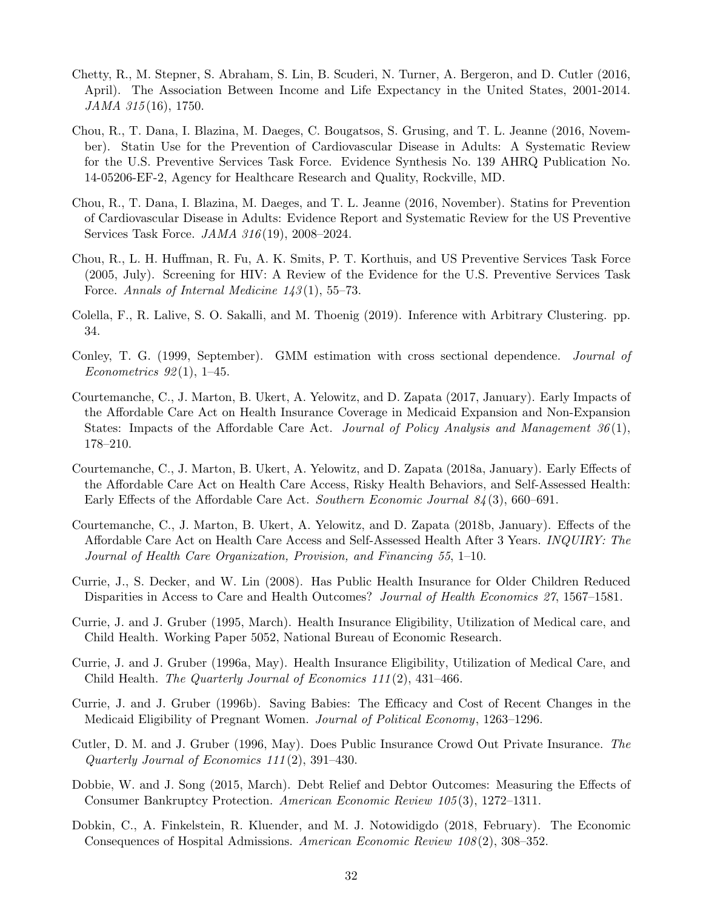Chetty, R., M. Stepner, S. Abraham, S. Lin, B. Scuderi, N. Turner, A. Bergeron, and D. Cutler (2016, April). The Association Between Income and Life Expectancy in the United States, 2001-2014. *JAMA 315*(16), 1750.

Chou, R., T. Dana, I. Blazina, M. Daeges, C. Bougatsos, S. Grusing, and T. L. Jeanne (2016, November). Statin Use for the Prevention of Cardiovascular Disease in Adults: A Systematic Review for the U.S. Preventive Services Task Force. Evidence Synthesis No. 139 AHRQ Publication No. 14-05206-EF-2, Agency for Healthcare Research and Quality, Rockville, MD.

Chou, R., T. Dana, I. Blazina, M. Daeges, and T. L. Jeanne (2016, November). Statins for Prevention of Cardiovascular Disease in Adults: Evidence Report and Systematic Review for the US Preventive Services Task Force. *JAMA 316*(19), 2008–2024.

Chou, R., L. H. Huffman, R. Fu, A. K. Smits, P. T. Korthuis, and US Preventive Services Task Force (2005, July). Screening for HIV: A Review of the Evidence for the U.S. Preventive Services Task Force. *Annals of Internal Medicine 143*(1), 55–73.

Colella, F., R. Lalive, S. O. Sakalli, and M. Thoenig (2019). Inference with Arbitrary Clustering. pp. 34.

Conley, T. G. (1999, September). GMM estimation with cross sectional dependence. *Journal of Econometrics 92*(1), 1–45.

Courtemanche, C., J. Marton, B. Ukert, A. Yelowitz, and D. Zapata (2017, January). Early Impacts of the Affordable Care Act on Health Insurance Coverage in Medicaid Expansion and Non-Expansion States: Impacts of the Affordable Care Act. *Journal of Policy Analysis and Management 36*(1), 178–210.

Courtemanche, C., J. Marton, B. Ukert, A. Yelowitz, and D. Zapata (2018a, January). Early Effects of the Affordable Care Act on Health Care Access, Risky Health Behaviors, and Self-Assessed Health: Early Effects of the Affordable Care Act. *Southern Economic Journal 84*(3), 660–691.

Courtemanche, C., J. Marton, B. Ukert, A. Yelowitz, and D. Zapata (2018b, January). Effects of the Affordable Care Act on Health Care Access and Self-Assessed Health After 3 Years. *INQUIRY: The Journal of Health Care Organization, Provision, and Financing 55*, 1–10.

Currie, J., S. Decker, and W. Lin (2008). Has Public Health Insurance for Older Children Reduced Disparities in Access to Care and Health Outcomes? *Journal of Health Economics 27*, 1567–1581.

Currie, J. and J. Gruber (1995, March). Health Insurance Eligibility, Utilization of Medical care, and Child Health. Working Paper 5052, National Bureau of Economic Research.

Currie, J. and J. Gruber (1996a, May). Health Insurance Eligibility, Utilization of Medical Care, and Child Health. *The Quarterly Journal of Economics 111*(2), 431–466.

Currie, J. and J. Gruber (1996b). Saving Babies: The Efficacy and Cost of Recent Changes in the Medicaid Eligibility of Pregnant Women. *Journal of Political Economy*, 1263–1296.

Cutler, D. M. and J. Gruber (1996, May). Does Public Insurance Crowd Out Private Insurance. *The Quarterly Journal of Economics 111*(2), 391–430.

Dobbie, W. and J. Song (2015, March). Debt Relief and Debtor Outcomes: Measuring the Effects of Consumer Bankruptcy Protection. *American Economic Review 105*(3), 1272–1311.

Dobkin, C., A. Finkelstein, R. Kluender, and M. J. Notowidigdo (2018, February). The Economic Consequences of Hospital Admissions. *American Economic Review 108*(2), 308–352.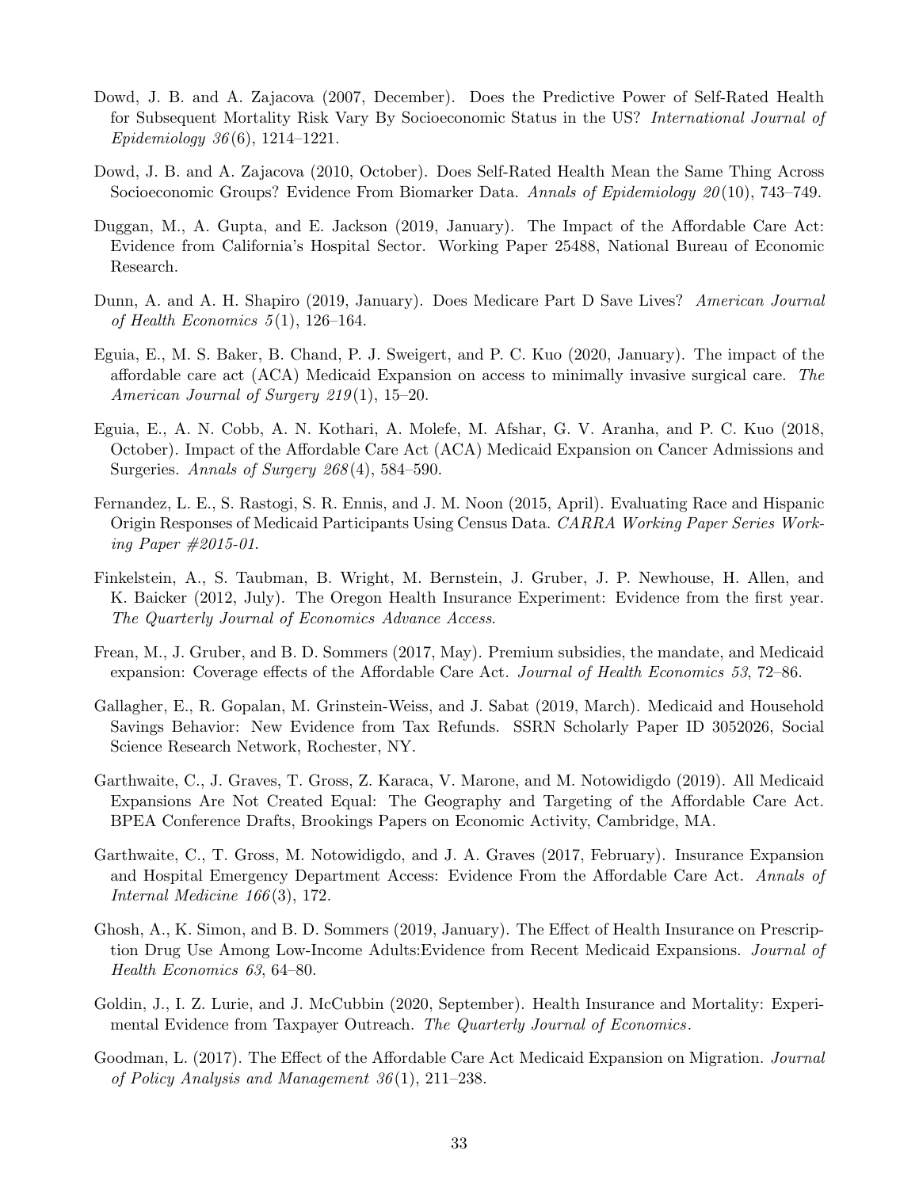Dowd, J. B. and A. Zajacova (2007, December). Does the Predictive Power of Self-Rated Health for Subsequent Mortality Risk Vary By Socioeconomic Status in the US? *International Journal of Epidemiology 36*(6), 1214–1221.

Dowd, J. B. and A. Zajacova (2010, October). Does Self-Rated Health Mean the Same Thing Across Socioeconomic Groups? Evidence From Biomarker Data. *Annals of Epidemiology 20*(10), 743–749.

Duggan, M., A. Gupta, and E. Jackson (2019, January). The Impact of the Affordable Care Act: Evidence from California's Hospital Sector. Working Paper 25488, National Bureau of Economic Research.

Dunn, A. and A. H. Shapiro (2019, January). Does Medicare Part D Save Lives? *American Journal of Health Economics 5*(1), 126–164.

Eguia, E., M. S. Baker, B. Chand, P. J. Sweigert, and P. C. Kuo (2020, January). The impact of the affordable care act (ACA) Medicaid Expansion on access to minimally invasive surgical care. *The American Journal of Surgery 219*(1), 15–20.

Eguia, E., A. N. Cobb, A. N. Kothari, A. Molefe, M. Afshar, G. V. Aranha, and P. C. Kuo (2018, October). Impact of the Affordable Care Act (ACA) Medicaid Expansion on Cancer Admissions and Surgeries. *Annals of Surgery 268*(4), 584–590.

Fernandez, L. E., S. Rastogi, S. R. Ennis, and J. M. Noon (2015, April). Evaluating Race and Hispanic Origin Responses of Medicaid Participants Using Census Data. *CARRA Working Paper Series Working Paper #2015-01*.

Finkelstein, A., S. Taubman, B. Wright, M. Bernstein, J. Gruber, J. P. Newhouse, H. Allen, and K. Baicker (2012, July). The Oregon Health Insurance Experiment: Evidence from the first year. *The Quarterly Journal of Economics Advance Access*.

Frean, M., J. Gruber, and B. D. Sommers (2017, May). Premium subsidies, the mandate, and Medicaid expansion: Coverage effects of the Affordable Care Act. *Journal of Health Economics 53*, 72–86.

Gallagher, E., R. Gopalan, M. Grinstein-Weiss, and J. Sabat (2019, March). Medicaid and Household Savings Behavior: New Evidence from Tax Refunds. SSRN Scholarly Paper ID 3052026, Social Science Research Network, Rochester, NY.

Garthwaite, C., J. Graves, T. Gross, Z. Karaca, V. Marone, and M. Notowidigdo (2019). All Medicaid Expansions Are Not Created Equal: The Geography and Targeting of the Affordable Care Act. BPEA Conference Drafts, Brookings Papers on Economic Activity, Cambridge, MA.

Garthwaite, C., T. Gross, M. Notowidigdo, and J. A. Graves (2017, February). Insurance Expansion and Hospital Emergency Department Access: Evidence From the Affordable Care Act. *Annals of Internal Medicine 166*(3), 172.

Ghosh, A., K. Simon, and B. D. Sommers (2019, January). The Effect of Health Insurance on Prescription Drug Use Among Low-Income Adults:Evidence from Recent Medicaid Expansions. *Journal of Health Economics 63*, 64–80.

Goldin, J., I. Z. Lurie, and J. McCubbin (2020, September). Health Insurance and Mortality: Experimental Evidence from Taxpayer Outreach. *The Quarterly Journal of Economics*.

Goodman, L. (2017). The Effect of the Affordable Care Act Medicaid Expansion on Migration. *Journal of Policy Analysis and Management 36*(1), 211–238.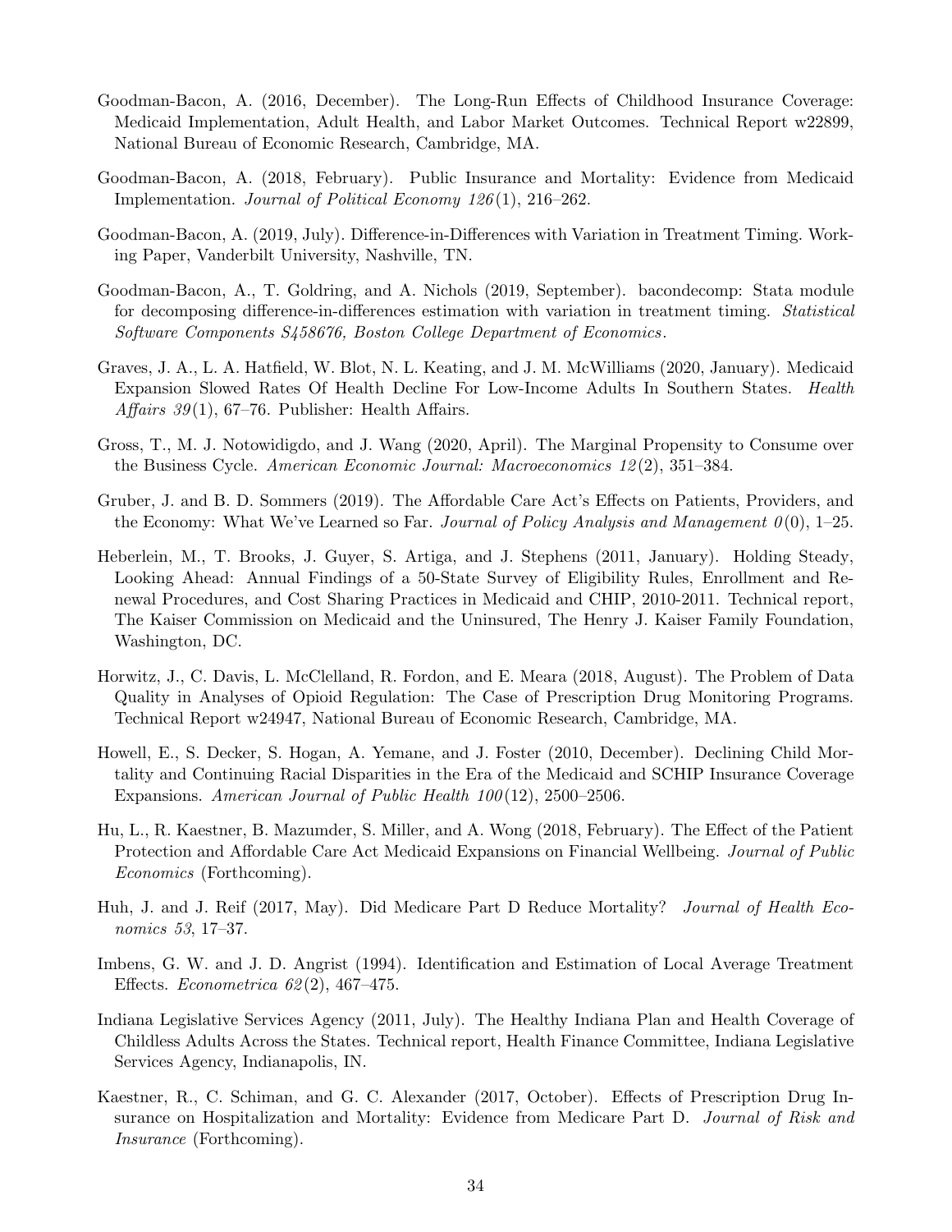Goodman-Bacon, A. (2016, December). The Long-Run Effects of Childhood Insurance Coverage: Medicaid Implementation, Adult Health, and Labor Market Outcomes. Technical Report w22899, National Bureau of Economic Research, Cambridge, MA.

Goodman-Bacon, A. (2018, February). Public Insurance and Mortality: Evidence from Medicaid Implementation. *Journal of Political Economy 126*(1), 216–262.

Goodman-Bacon, A. (2019, July). Difference-in-Differences with Variation in Treatment Timing. Working Paper, Vanderbilt University, Nashville, TN.

Goodman-Bacon, A., T. Goldring, and A. Nichols (2019, September). bacondecomp: Stata module for decomposing difference-in-differences estimation with variation in treatment timing. *Statistical Software Components S458676, Boston College Department of Economics*.

Graves, J. A., L. A. Hatfield, W. Blot, N. L. Keating, and J. M. McWilliams (2020, January). Medicaid Expansion Slowed Rates Of Health Decline For Low-Income Adults In Southern States. *Health Affairs 39*(1), 67–76. Publisher: Health Affairs.

Gross, T., M. J. Notowidigdo, and J. Wang (2020, April). The Marginal Propensity to Consume over the Business Cycle. *American Economic Journal: Macroeconomics 12*(2), 351–384.

Gruber, J. and B. D. Sommers (2019). The Affordable Care Act's Effects on Patients, Providers, and the Economy: What We've Learned so Far. *Journal of Policy Analysis and Management 0*(0), 1–25.

Heberlein, M., T. Brooks, J. Guyer, S. Artiga, and J. Stephens (2011, January). Holding Steady, Looking Ahead: Annual Findings of a 50-State Survey of Eligibility Rules, Enrollment and Renewal Procedures, and Cost Sharing Practices in Medicaid and CHIP, 2010-2011. Technical report, The Kaiser Commission on Medicaid and the Uninsured, The Henry J. Kaiser Family Foundation, Washington, DC.

Horwitz, J., C. Davis, L. McClelland, R. Fordon, and E. Meara (2018, August). The Problem of Data Quality in Analyses of Opioid Regulation: The Case of Prescription Drug Monitoring Programs. Technical Report w24947, National Bureau of Economic Research, Cambridge, MA.

Howell, E., S. Decker, S. Hogan, A. Yemane, and J. Foster (2010, December). Declining Child Mortality and Continuing Racial Disparities in the Era of the Medicaid and SCHIP Insurance Coverage Expansions. *American Journal of Public Health 100*(12), 2500–2506.

Hu, L., R. Kaestner, B. Mazumder, S. Miller, and A. Wong (2018, February). The Effect of the Patient Protection and Affordable Care Act Medicaid Expansions on Financial Wellbeing. *Journal of Public Economics* (Forthcoming).

Huh, J. and J. Reif (2017, May). Did Medicare Part D Reduce Mortality? *Journal of Health Economics 53*, 17–37.

Imbens, G. W. and J. D. Angrist (1994). Identification and Estimation of Local Average Treatment Effects. *Econometrica 62*(2), 467–475.

Indiana Legislative Services Agency (2011, July). The Healthy Indiana Plan and Health Coverage of Childless Adults Across the States. Technical report, Health Finance Committee, Indiana Legislative Services Agency, Indianapolis, IN.

Kaestner, R., C. Schiman, and G. C. Alexander (2017, October). Effects of Prescription Drug Insurance on Hospitalization and Mortality: Evidence from Medicare Part D. *Journal of Risk and Insurance* (Forthcoming).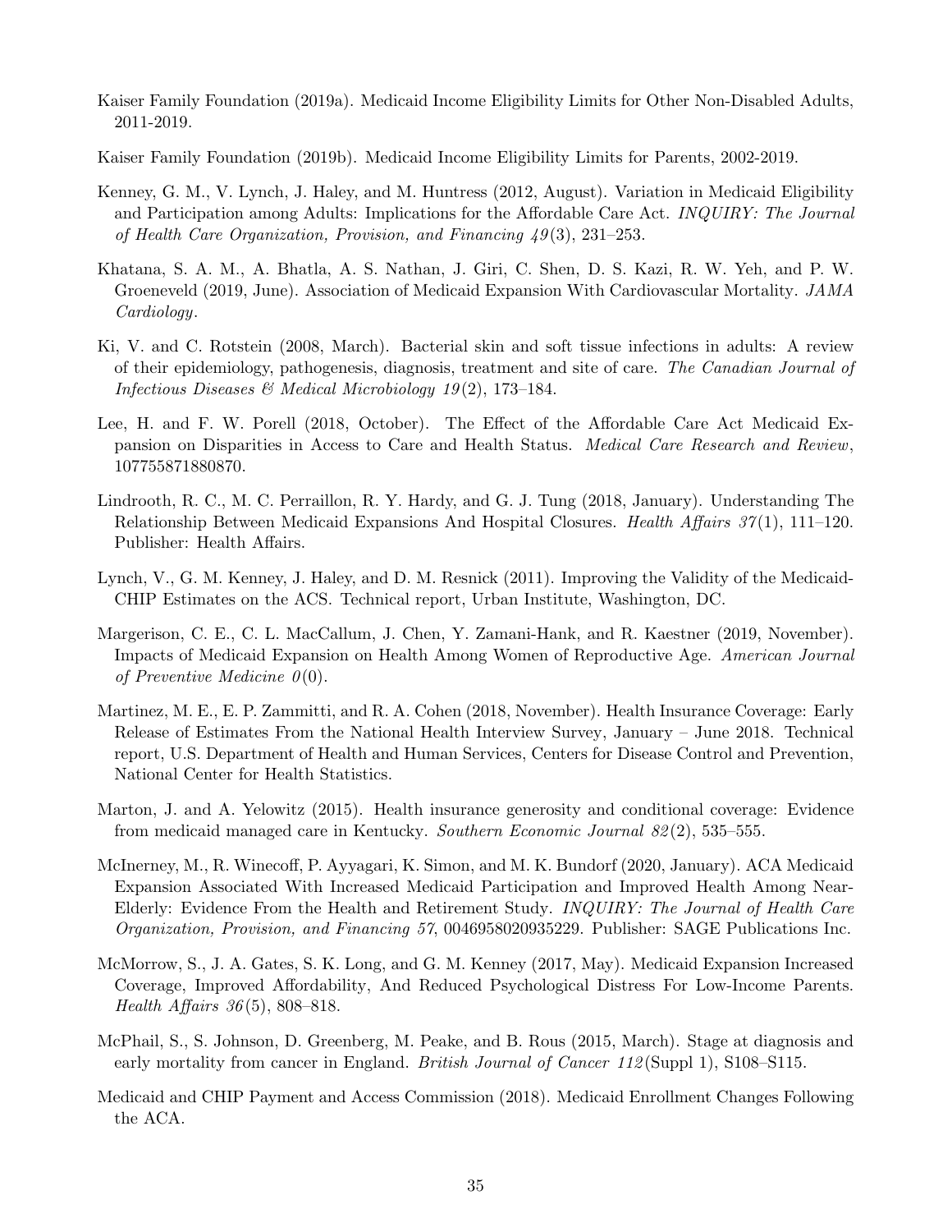Kaiser Family Foundation (2019a). Medicaid Income Eligibility Limits for Other Non-Disabled Adults, 2011-2019.

Kaiser Family Foundation (2019b). Medicaid Income Eligibility Limits for Parents, 2002-2019.

Kenney, G. M., V. Lynch, J. Haley, and M. Huntress (2012, August). Variation in Medicaid Eligibility and Participation among Adults: Implications for the Affordable Care Act. *INQUIRY: The Journal of Health Care Organization, Provision, and Financing 49*(3), 231–253.

Khatana, S. A. M., A. Bhatla, A. S. Nathan, J. Giri, C. Shen, D. S. Kazi, R. W. Yeh, and P. W. Groeneveld (2019, June). Association of Medicaid Expansion With Cardiovascular Mortality. *JAMA Cardiology*.

Ki, V. and C. Rotstein (2008, March). Bacterial skin and soft tissue infections in adults: A review of their epidemiology, pathogenesis, diagnosis, treatment and site of care. *The Canadian Journal of Infectious Diseases & Medical Microbiology 19*(2), 173–184.

Lee, H. and F. W. Porell (2018, October). The Effect of the Affordable Care Act Medicaid Expansion on Disparities in Access to Care and Health Status. *Medical Care Research and Review*, 107755871880870.

Lindrooth, R. C., M. C. Perraillon, R. Y. Hardy, and G. J. Tung (2018, January). Understanding The Relationship Between Medicaid Expansions And Hospital Closures. *Health Affairs 37*(1), 111–120. Publisher: Health Affairs.

Lynch, V., G. M. Kenney, J. Haley, and D. M. Resnick (2011). Improving the Validity of the Medicaid-CHIP Estimates on the ACS. Technical report, Urban Institute, Washington, DC.

Margerison, C. E., C. L. MacCallum, J. Chen, Y. Zamani-Hank, and R. Kaestner (2019, November). Impacts of Medicaid Expansion on Health Among Women of Reproductive Age. *American Journal of Preventive Medicine 0*(0).

Martinez, M. E., E. P. Zammitti, and R. A. Cohen (2018, November). Health Insurance Coverage: Early Release of Estimates From the National Health Interview Survey, January – June 2018. Technical report, U.S. Department of Health and Human Services, Centers for Disease Control and Prevention, National Center for Health Statistics.

Marton, J. and A. Yelowitz (2015). Health insurance generosity and conditional coverage: Evidence from medicaid managed care in Kentucky. *Southern Economic Journal 82*(2), 535–555.

McInerney, M., R. Winecoff, P. Ayyagari, K. Simon, and M. K. Bundorf (2020, January). ACA Medicaid Expansion Associated With Increased Medicaid Participation and Improved Health Among Near-Elderly: Evidence From the Health and Retirement Study. *INQUIRY: The Journal of Health Care Organization, Provision, and Financing 57*, 0046958020935229. Publisher: SAGE Publications Inc.

McMorrow, S., J. A. Gates, S. K. Long, and G. M. Kenney (2017, May). Medicaid Expansion Increased Coverage, Improved Affordability, And Reduced Psychological Distress For Low-Income Parents. *Health Affairs 36*(5), 808–818.

McPhail, S., S. Johnson, D. Greenberg, M. Peake, and B. Rous (2015, March). Stage at diagnosis and early mortality from cancer in England. *British Journal of Cancer 112*(Suppl 1), S108–S115.

Medicaid and CHIP Payment and Access Commission (2018). Medicaid Enrollment Changes Following the ACA.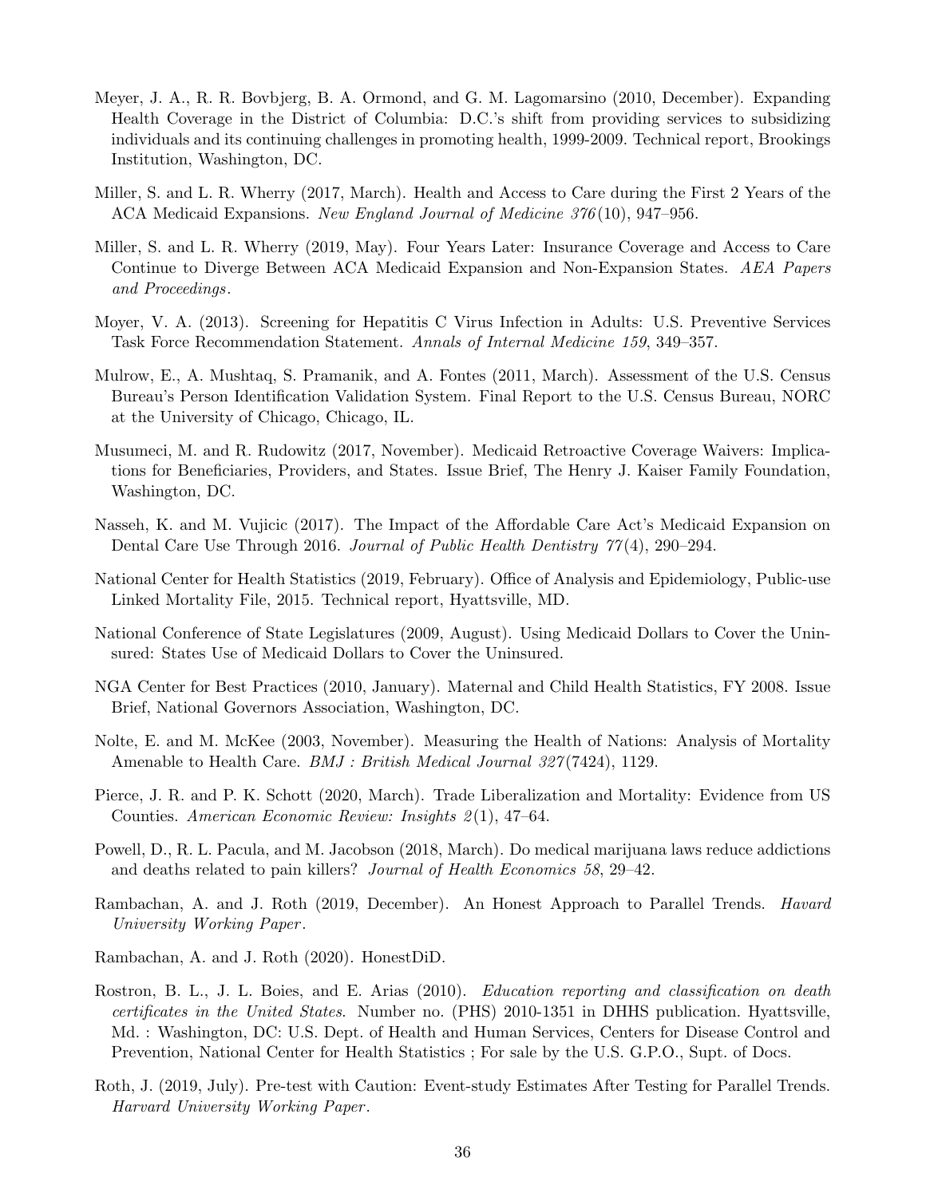Meyer, J. A., R. R. Bovbjerg, B. A. Ormond, and G. M. Lagomarsino (2010, December). Expanding Health Coverage in the District of Columbia: D.C.'s shift from providing services to subsidizing individuals and its continuing challenges in promoting health, 1999-2009. Technical report, Brookings Institution, Washington, DC.

Miller, S. and L. R. Wherry (2017, March). Health and Access to Care during the First 2 Years of the ACA Medicaid Expansions. *New England Journal of Medicine 376*(10), 947–956.

Miller, S. and L. R. Wherry (2019, May). Four Years Later: Insurance Coverage and Access to Care Continue to Diverge Between ACA Medicaid Expansion and Non-Expansion States. *AEA Papers and Proceedings*.

Moyer, V. A. (2013). Screening for Hepatitis C Virus Infection in Adults: U.S. Preventive Services Task Force Recommendation Statement. *Annals of Internal Medicine 159*, 349–357.

Mulrow, E., A. Mushtaq, S. Pramanik, and A. Fontes (2011, March). Assessment of the U.S. Census Bureau's Person Identification Validation System. Final Report to the U.S. Census Bureau, NORC at the University of Chicago, Chicago, IL.

Musumeci, M. and R. Rudowitz (2017, November). Medicaid Retroactive Coverage Waivers: Implications for Beneficiaries, Providers, and States. Issue Brief, The Henry J. Kaiser Family Foundation, Washington, DC.

Nasseh, K. and M. Vujicic (2017). The Impact of the Affordable Care Act's Medicaid Expansion on Dental Care Use Through 2016. *Journal of Public Health Dentistry 77*(4), 290–294.

National Center for Health Statistics (2019, February). Office of Analysis and Epidemiology, Public-use Linked Mortality File, 2015. Technical report, Hyattsville, MD.

National Conference of State Legislatures (2009, August). Using Medicaid Dollars to Cover the Uninsured: States Use of Medicaid Dollars to Cover the Uninsured.

NGA Center for Best Practices (2010, January). Maternal and Child Health Statistics, FY 2008. Issue Brief, National Governors Association, Washington, DC.

Nolte, E. and M. McKee (2003, November). Measuring the Health of Nations: Analysis of Mortality Amenable to Health Care. *BMJ : British Medical Journal 327*(7424), 1129.

Pierce, J. R. and P. K. Schott (2020, March). Trade Liberalization and Mortality: Evidence from US Counties. *American Economic Review: Insights 2*(1), 47–64.

Powell, D., R. L. Pacula, and M. Jacobson (2018, March). Do medical marijuana laws reduce addictions and deaths related to pain killers? *Journal of Health Economics 58*, 29–42.

Rambachan, A. and J. Roth (2019, December). An Honest Approach to Parallel Trends. *Havard University Working Paper*.

Rambachan, A. and J. Roth (2020). HonestDiD.

Rostron, B. L., J. L. Boies, and E. Arias (2010). *Education reporting and classification on death certificates in the United States.* Number no. (PHS) 2010-1351 in DHHS publication. Hyattsville, Md. : Washington, DC: U.S. Dept. of Health and Human Services, Centers for Disease Control and Prevention, National Center for Health Statistics ; For sale by the U.S. G.P.O., Supt. of Docs.

Roth, J. (2019, July). Pre-test with Caution: Event-study Estimates After Testing for Parallel Trends. *Harvard University Working Paper*.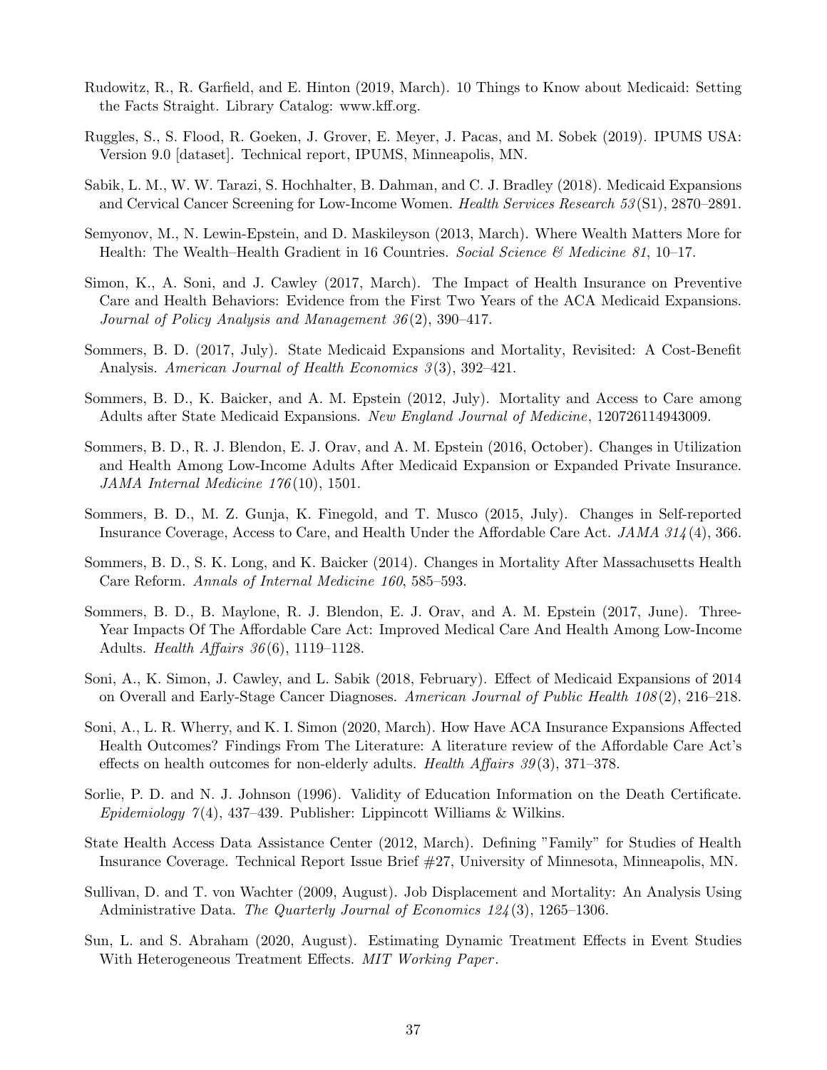Rudowitz, R., R. Garfield, and E. Hinton (2019, March). 10 Things to Know about Medicaid: Setting the Facts Straight. Library Catalog: www.kff.org.

Ruggles, S., S. Flood, R. Goeken, J. Grover, E. Meyer, J. Pacas, and M. Sobek (2019). IPUMS USA: Version 9.0 [dataset]. Technical report, IPUMS, Minneapolis, MN.

Sabik, L. M., W. W. Tarazi, S. Hochhalter, B. Dahman, and C. J. Bradley (2018). Medicaid Expansions and Cervical Cancer Screening for Low-Income Women. *Health Services Research 53*(S1), 2870–2891.

Semyonov, M., N. Lewin-Epstein, and D. Maskileyson (2013, March). Where Wealth Matters More for Health: The Wealth–Health Gradient in 16 Countries. *Social Science & Medicine 81*, 10–17.

Simon, K., A. Soni, and J. Cawley (2017, March). The Impact of Health Insurance on Preventive Care and Health Behaviors: Evidence from the First Two Years of the ACA Medicaid Expansions. *Journal of Policy Analysis and Management 36*(2), 390–417.

Sommers, B. D. (2017, July). State Medicaid Expansions and Mortality, Revisited: A Cost-Benefit Analysis. *American Journal of Health Economics 3*(3), 392–421.

Sommers, B. D., K. Baicker, and A. M. Epstein (2012, July). Mortality and Access to Care among Adults after State Medicaid Expansions. *New England Journal of Medicine*, 120726114943009.

Sommers, B. D., R. J. Blendon, E. J. Orav, and A. M. Epstein (2016, October). Changes in Utilization and Health Among Low-Income Adults After Medicaid Expansion or Expanded Private Insurance. *JAMA Internal Medicine 176*(10), 1501.

Sommers, B. D., M. Z. Gunja, K. Finegold, and T. Musco (2015, July). Changes in Self-reported Insurance Coverage, Access to Care, and Health Under the Affordable Care Act. *JAMA 314*(4), 366.

Sommers, B. D., S. K. Long, and K. Baicker (2014). Changes in Mortality After Massachusetts Health Care Reform. *Annals of Internal Medicine 160*, 585–593.

Sommers, B. D., B. Maylone, R. J. Blendon, E. J. Orav, and A. M. Epstein (2017, June). Three-Year Impacts Of The Affordable Care Act: Improved Medical Care And Health Among Low-Income Adults. *Health Affairs 36*(6), 1119–1128.

Soni, A., K. Simon, J. Cawley, and L. Sabik (2018, February). Effect of Medicaid Expansions of 2014 on Overall and Early-Stage Cancer Diagnoses. *American Journal of Public Health 108*(2), 216–218.

Soni, A., L. R. Wherry, and K. I. Simon (2020, March). How Have ACA Insurance Expansions Affected Health Outcomes? Findings From The Literature: A literature review of the Affordable Care Act's effects on health outcomes for non-elderly adults. *Health Affairs 39*(3), 371–378.

Sorlie, P. D. and N. J. Johnson (1996). Validity of Education Information on the Death Certificate. *Epidemiology 7*(4), 437–439. Publisher: Lippincott Williams & Wilkins.

State Health Access Data Assistance Center (2012, March). Defining "Family" for Studies of Health Insurance Coverage. Technical Report Issue Brief #27, University of Minnesota, Minneapolis, MN.

Sullivan, D. and T. von Wachter (2009, August). Job Displacement and Mortality: An Analysis Using Administrative Data. *The Quarterly Journal of Economics 124*(3), 1265–1306.

Sun, L. and S. Abraham (2020, August). Estimating Dynamic Treatment Effects in Event Studies With Heterogeneous Treatment Effects. *MIT Working Paper*.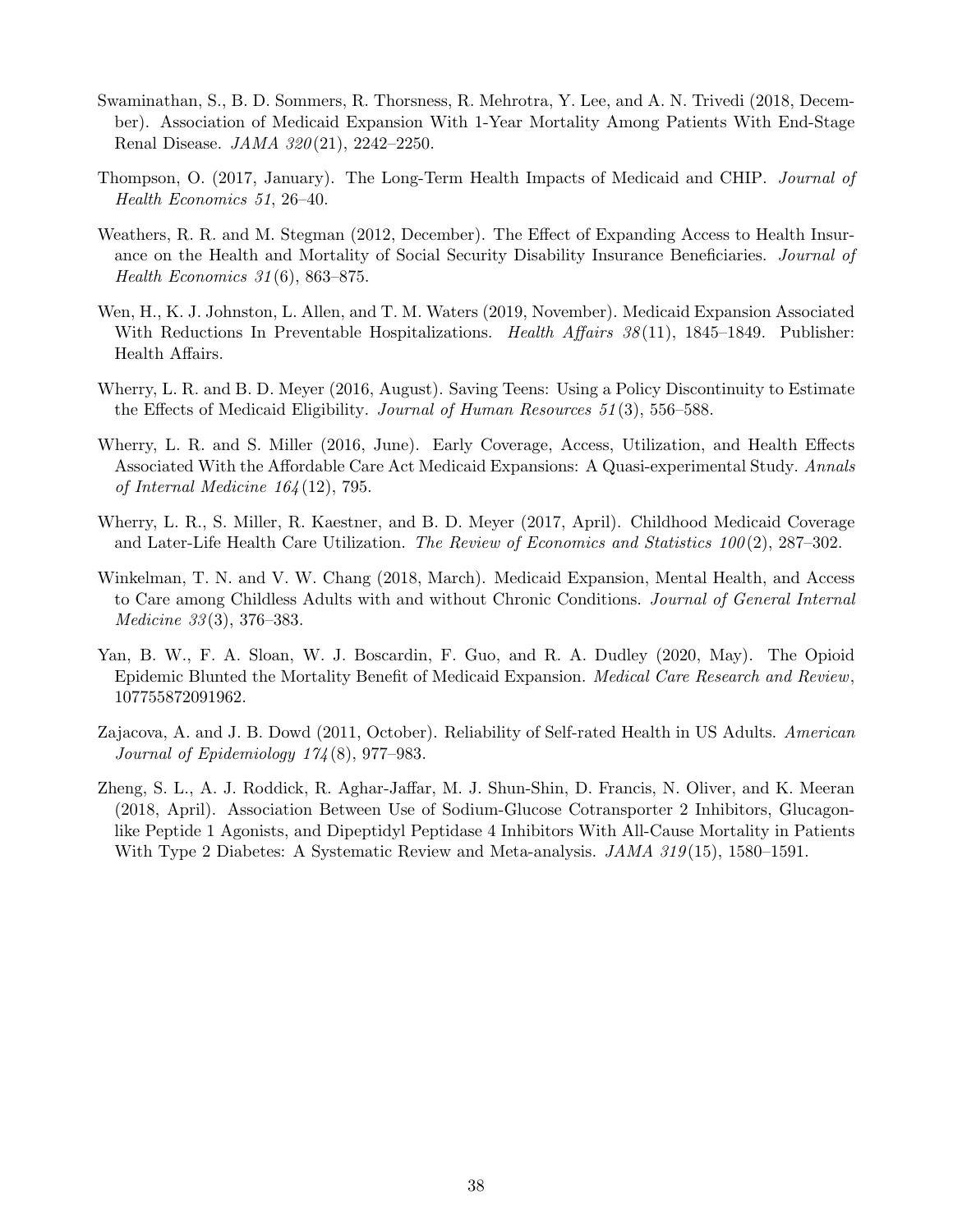Swaminathan, S., B. D. Sommers, R. Thorsness, R. Mehrotra, Y. Lee, and A. N. Trivedi (2018, December). Association of Medicaid Expansion With 1-Year Mortality Among Patients With End-Stage Renal Disease. *JAMA 320*(21), 2242–2250.

Thompson, O. (2017, January). The Long-Term Health Impacts of Medicaid and CHIP. *Journal of Health Economics 51*, 26–40.

Weathers, R. R. and M. Stegman (2012, December). The Effect of Expanding Access to Health Insurance on the Health and Mortality of Social Security Disability Insurance Beneficiaries. *Journal of Health Economics 31*(6), 863–875.

Wen, H., K. J. Johnston, L. Allen, and T. M. Waters (2019, November). Medicaid Expansion Associated With Reductions In Preventable Hospitalizations. *Health Affairs 38*(11), 1845–1849. Publisher: Health Affairs.

Wherry, L. R. and B. D. Meyer (2016, August). Saving Teens: Using a Policy Discontinuity to Estimate the Effects of Medicaid Eligibility. *Journal of Human Resources 51*(3), 556–588.

Wherry, L. R. and S. Miller (2016, June). Early Coverage, Access, Utilization, and Health Effects Associated With the Affordable Care Act Medicaid Expansions: A Quasi-experimental Study. *Annals of Internal Medicine 164*(12), 795.

Wherry, L. R., S. Miller, R. Kaestner, and B. D. Meyer (2017, April). Childhood Medicaid Coverage and Later-Life Health Care Utilization. *The Review of Economics and Statistics 100*(2), 287–302.

Winkelman, T. N. and V. W. Chang (2018, March). Medicaid Expansion, Mental Health, and Access to Care among Childless Adults with and without Chronic Conditions. *Journal of General Internal Medicine 33*(3), 376–383.

Yan, B. W., F. A. Sloan, W. J. Boscardin, F. Guo, and R. A. Dudley (2020, May). The Opioid Epidemic Blunted the Mortality Benefit of Medicaid Expansion. *Medical Care Research and Review*, 107755872091962.

Zajacova, A. and J. B. Dowd (2011, October). Reliability of Self-rated Health in US Adults. *American Journal of Epidemiology 174*(8), 977–983.

Zheng, S. L., A. J. Roddick, R. Aghar-Jaffar, M. J. Shun-Shin, D. Francis, N. Oliver, and K. Meeran (2018, April). Association Between Use of Sodium-Glucose Cotransporter 2 Inhibitors, Glucagon-like Peptide 1 Agonists, and Dipeptidyl Peptidase 4 Inhibitors With All-Cause Mortality in Patients With Type 2 Diabetes: A Systematic Review and Meta-analysis. *JAMA 319*(15), 1580–1591.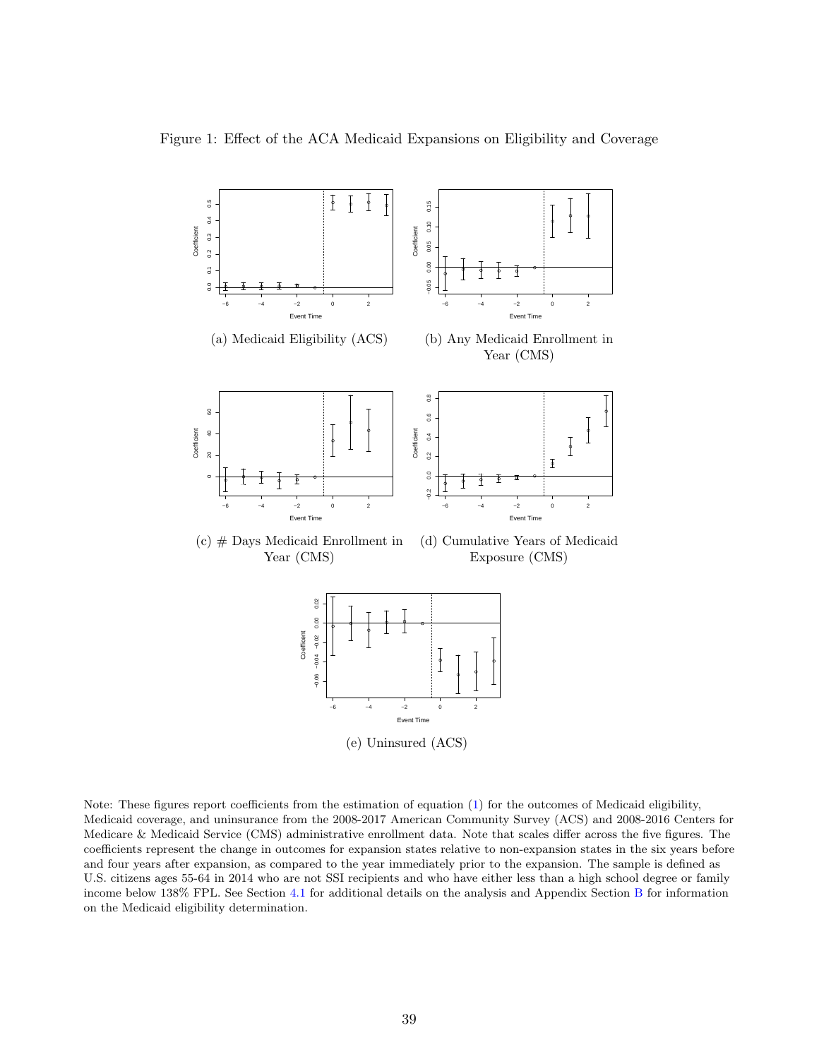Figure 1: Effect of the ACA Medicaid Expansions on Eligibility and Coverage

(a) Medicaid Eligibility (ACS)

(b) Any Medicaid Enrollment in Year (CMS)

(c) # Days Medicaid Enrollment in Year (CMS)

(d) Cumulative Years of Medicaid Exposure (CMS)

(e) Uninsured (ACS)

Note: These figures report coefficients from the estimation of equation (1) for the outcomes of Medicaid eligibility, Medicaid coverage, and uninsurance from the 2008-2017 American Community Survey (ACS) and 2008-2016 Centers for Medicare & Medicaid Service (CMS) administrative enrollment data. Note that scales differ across the five figures. The coefficients represent the change in outcomes for expansion states relative to non-expansion states in the six years before and four years after expansion, as compared to the year immediately prior to the expansion. The sample is defined as U.S. citizens ages 55-64 in 2014 who are not SSI recipients and who have either less than a high school degree or family income below 138% FPL. See Section 4.1 for additional details on the analysis and Appendix Section B for information on the Medicaid eligibility determination.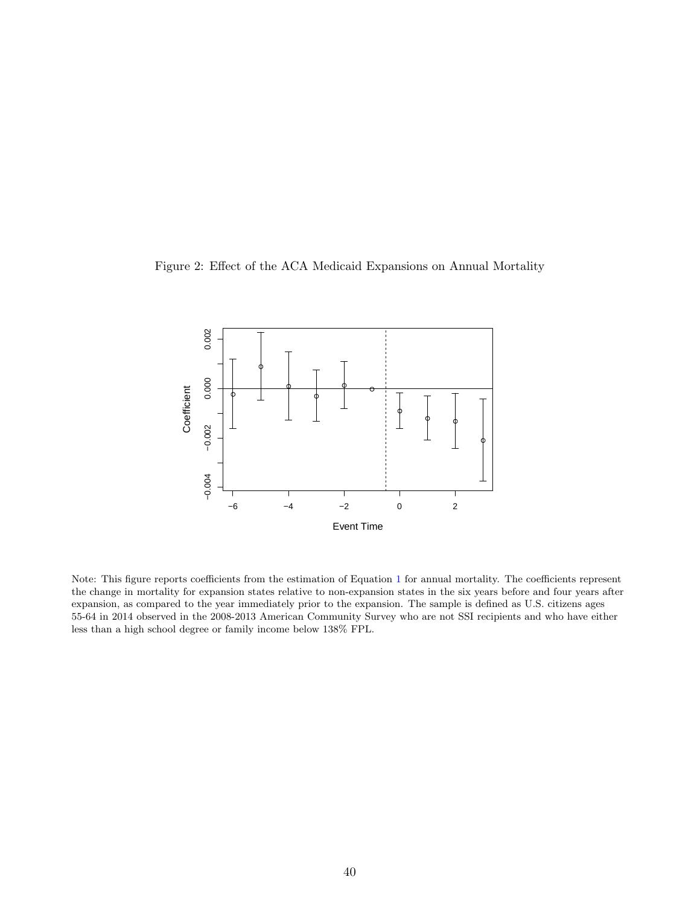Figure 2: Effect of the ACA Medicaid Expansions on Annual Mortality

Note: This figure reports coefficients from the estimation of Equation 1 for annual mortality. The coefficients represent the change in mortality for expansion states relative to non-expansion states in the six years before and four years after expansion, as compared to the year immediately prior to the expansion. The sample is defined as U.S. citizens ages 55-64 in 2014 observed in the 2008-2013 American Community Survey who are not SSI recipients and who have either less than a high school degree or family income below 138% FPL.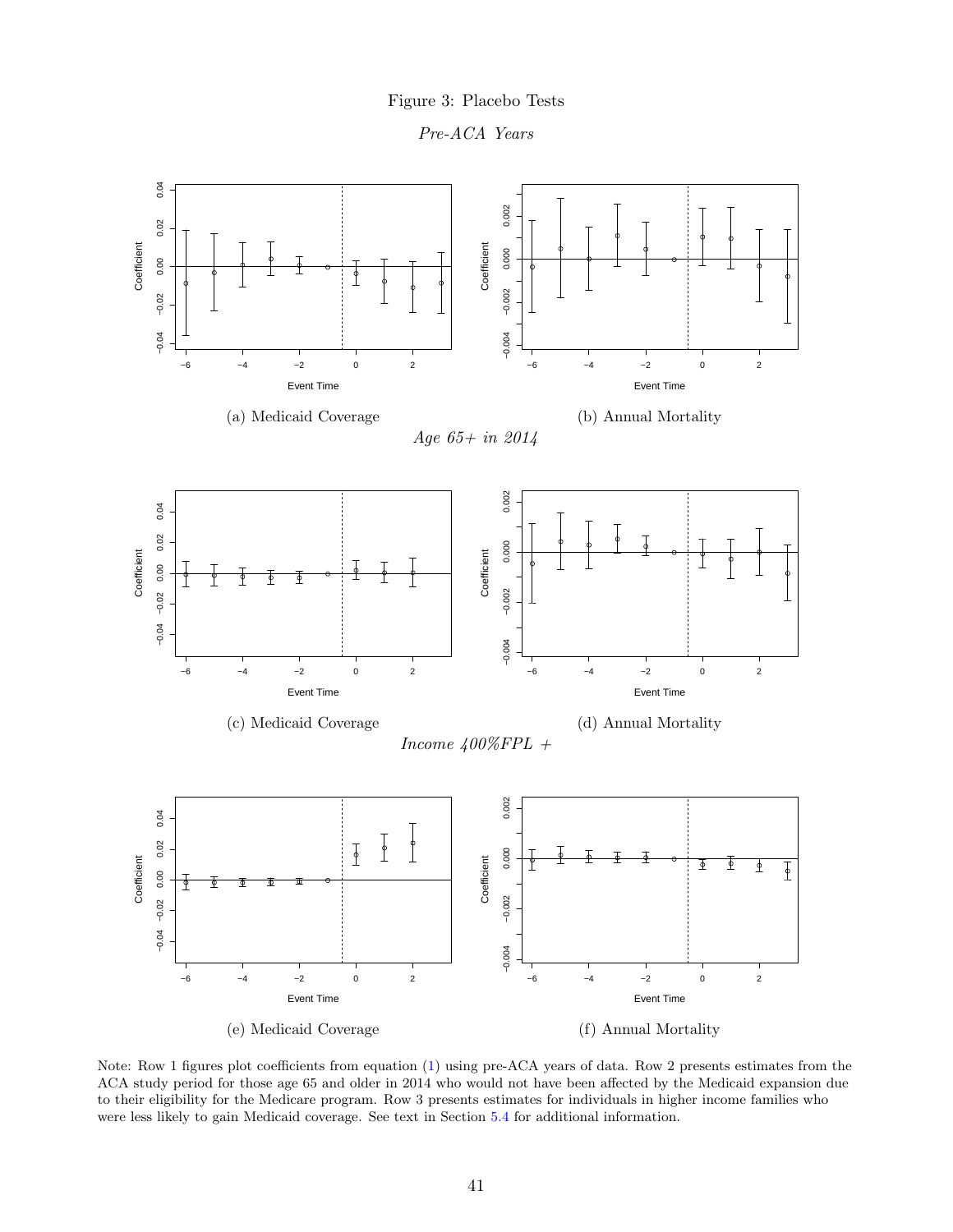Figure 3: Placebo Tests

*Pre-ACA Years*

(a) Medicaid Coverage

(b) Annual Mortality

*Age 65+ in 2014*

(c) Medicaid Coverage

(d) Annual Mortality

*Income 400%FPL +*

(e) Medicaid Coverage

(f) Annual Mortality

Note: Row 1 figures plot coefficients from equation (1) using pre-ACA years of data. Row 2 presents estimates from the ACA study period for those age 65 and older in 2014 who would not have been affected by the Medicaid expansion due to their eligibility for the Medicare program. Row 3 presents estimates for individuals in higher income families who were less likely to gain Medicaid coverage. See text in Section 5.4 for additional information.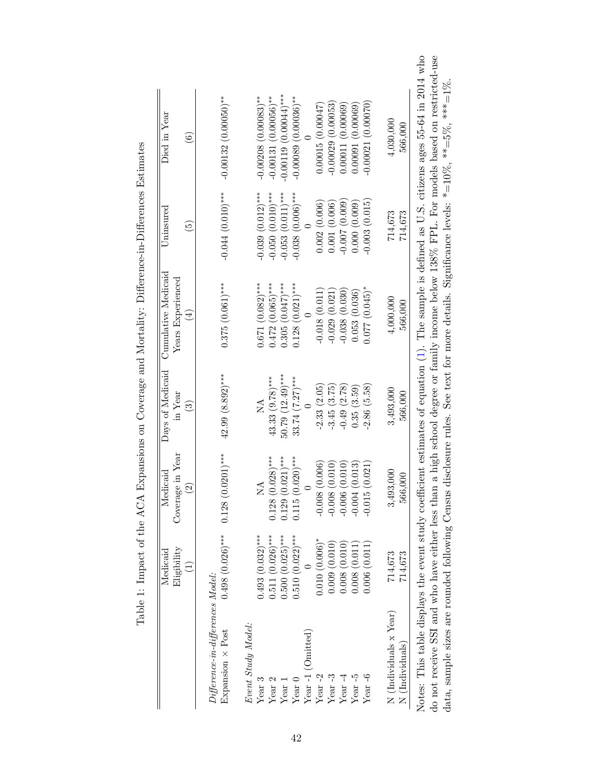Table 1: Impact of the ACA Expansions on Coverage and Mortality: Difference-in-Differences Estimates

| | Medicaid Eligibility (1) | Medicaid Coverage in Year (2) | Days of Medicaid in Year (3) | Cumulative Medicaid Years Experienced (4) | Uninsured (5) | Died in Year (6) |
|---|---|---|---|---|---|---|
| *Difference-in-differences Model:* | | | | | | |
| Expansion × Post | 0.498 (0.026)*** | 0.128 (0.0201)*** | 42.99 (8.892)*** | 0.375 (0.061)*** | -0.044 (0.010)*** | -0.00132 (0.00050)** |
| *Event Study Model:* | | | | | | |
| Year 3 | 0.493 (0.032)*** | NA | NA | 0.671 (0.082)*** | -0.039 (0.012)*** | -0.00208 (0.00083)** |
| Year 2 | 0.511 (0.026)*** | 0.128 (0.028)*** | 43.33 (9.78)*** | 0.472 (0.065)*** | -0.050 (0.010)*** | -0.00131 (0.00056)** |
| Year 1 | 0.500 (0.025)*** | 0.129 (0.021)*** | 50.79 (12.49)*** | 0.305 (0.047)*** | -0.053 (0.011)*** | -0.00119 (0.00044)*** |
| Year 0 | 0.510 (0.022)*** | 0.115 (0.020)*** | 33.74 (7.27)*** | 0.128 (0.021)*** | -0.038 (0.006)*** | -0.00089 (0.00036)** |
| Year -1 (Omitted) | 0 | 0 | 0 | 0 | 0 | 0 |
| Year -2 | 0.010 (0.006)* | -0.008 (0.006) | -2.33 (2.05) | -0.018 (0.011) | 0.002 (0.006) | 0.00015 (0.00047) |
| Year -3 | 0.009 (0.010) | -0.008 (0.010) | -3.45 (3.75) | -0.029 (0.021) | 0.001 (0.006) | -0.00029 (0.00053) |
| Year -4 | 0.008 (0.010) | -0.006 (0.010) | -0.49 (2.78) | -0.038 (0.030) | -0.007 (0.009) | 0.00011 (0.00069) |
| Year -5 | 0.008 (0.011) | -0.004 (0.013) | 0.35 (3.59) | 0.053 (0.036) | 0.000 (0.009) | 0.00091 (0.00069) |
| Year -6 | 0.006 (0.011) | -0.015 (0.021) | -2.86 (5.58) | 0.077 (0.045)* | -0.003 (0.015) | -0.00021 (0.00070) |
| N (Individuals x Year) | 714,673 | 3,493,000 | 3,493,000 | 4,000,000 | 714,673 | 4,030,000 |
| N (Individuals) | 714,673 | 566,000 | 566,000 | 566,000 | 714,673 | 566,000 |

Notes: This table displays the event study coefficient estimates of equation (1). The sample is defined as U.S. citizens ages 55-64 in 2014 who do not receive SSI and who have either less than a high school degree or family income below 138% FPL. For models based on restricted-use data, sample sizes are rounded following Census disclosure rules. See text for more details. Significance levels: *=10%, **=5%, ***=1%.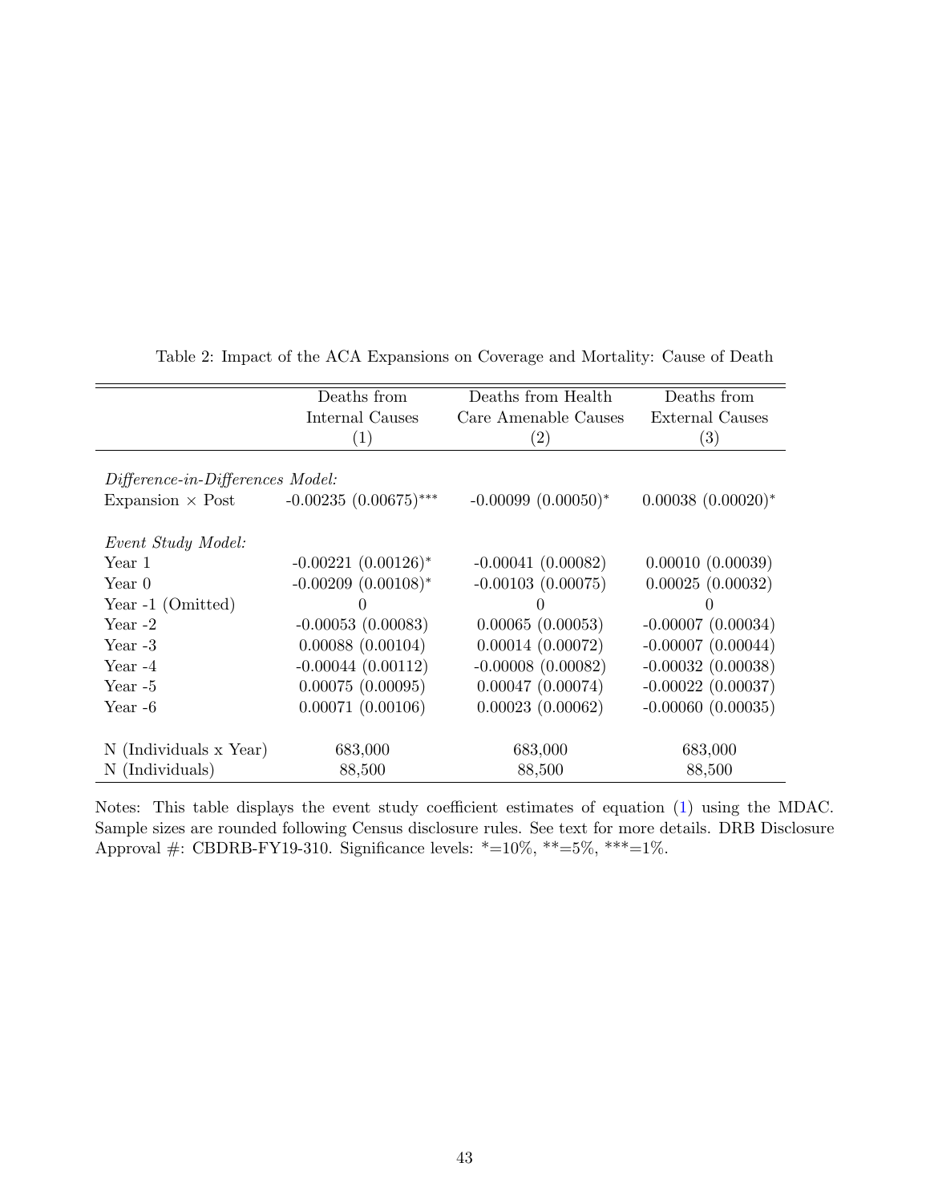Table 2: Impact of the ACA Expansions on Coverage and Mortality: Cause of Death

| | Deaths from Internal Causes (1) | Deaths from Health Care Amenable Causes (2) | Deaths from External Causes (3) |
|---|---|---|---|
| *Difference-in-Differences Model:* | | | |
| Expansion × Post | -0.00235 (0.00675)$^{***}$ | -0.00099 (0.00050)$^{*}$ | 0.00038 (0.00020)$^{*}$ |
| *Event Study Model:* | | | |
| Year 1 | -0.00221 (0.00126)$^{*}$ | -0.00041 (0.00082) | 0.00010 (0.00039) |
| Year 0 | -0.00209 (0.00108)$^{*}$ | -0.00103 (0.00075) | 0.00025 (0.00032) |
| Year -1 (Omitted) | 0 | 0 | 0 |
| Year -2 | -0.00053 (0.00083) | 0.00065 (0.00053) | -0.00007 (0.00034) |
| Year -3 | 0.00088 (0.00104) | 0.00014 (0.00072) | -0.00007 (0.00044) |
| Year -4 | -0.00044 (0.00112) | -0.00008 (0.00082) | -0.00032 (0.00038) |
| Year -5 | 0.00075 (0.00095) | 0.00047 (0.00074) | -0.00022 (0.00037) |
| Year -6 | 0.00071 (0.00106) | 0.00023 (0.00062) | -0.00060 (0.00035) |
| N (Individuals x Year) | 683,000 | 683,000 | 683,000 |
| N (Individuals) | 88,500 | 88,500 | 88,500 |

Notes: This table displays the event study coefficient estimates of equation (1) using the MDAC. Sample sizes are rounded following Census disclosure rules. See text for more details. DRB Disclosure Approval #: CBDRB-FY19-310. Significance levels: *=10%, **=5%, ***=1%.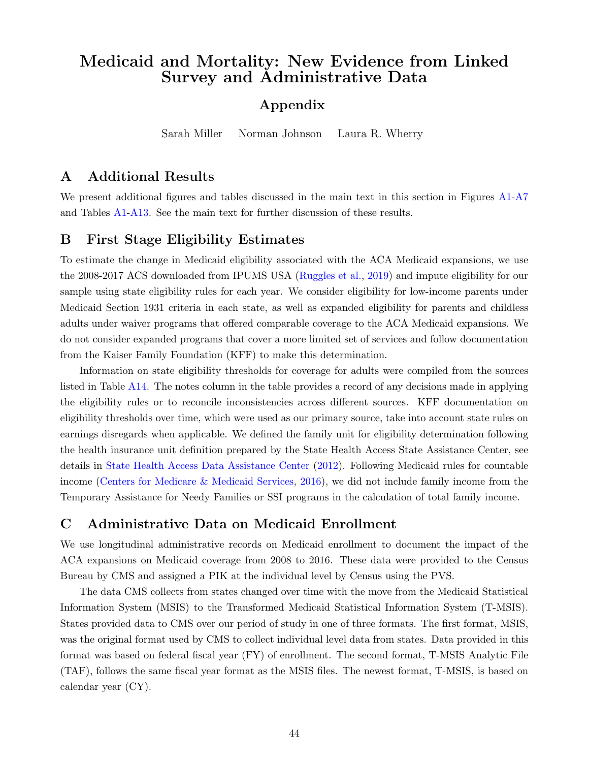# Medicaid and Mortality: New Evidence from Linked Survey and Administrative Data

## Appendix

Sarah Miller Norman Johnson Laura R. Wherry

## A Additional Results

We present additional figures and tables discussed in the main text in this section in Figures A1-A7 and Tables A1-A13. See the main text for further discussion of these results.

## B First Stage Eligibility Estimates

To estimate the change in Medicaid eligibility associated with the ACA Medicaid expansions, we use the 2008-2017 ACS downloaded from IPUMS USA (Ruggles et al., 2019) and impute eligibility for our sample using state eligibility rules for each year. We consider eligibility for low-income parents under Medicaid Section 1931 criteria in each state, as well as expanded eligibility for parents and childless adults under waiver programs that offered comparable coverage to the ACA Medicaid expansions. We do not consider expanded programs that cover a more limited set of services and follow documentation from the Kaiser Family Foundation (KFF) to make this determination.

Information on state eligibility thresholds for coverage for adults were compiled from the sources listed in Table A14. The notes column in the table provides a record of any decisions made in applying the eligibility rules or to reconcile inconsistencies across different sources. KFF documentation on eligibility thresholds over time, which were used as our primary source, take into account state rules on earnings disregards when applicable. We defined the family unit for eligibility determination following the health insurance unit definition prepared by the State Health Access State Assistance Center, see details in State Health Access Data Assistance Center (2012). Following Medicaid rules for countable income (Centers for Medicare & Medicaid Services, 2016), we did not include family income from the Temporary Assistance for Needy Families or SSI programs in the calculation of total family income.

## C Administrative Data on Medicaid Enrollment

We use longitudinal administrative records on Medicaid enrollment to document the impact of the ACA expansions on Medicaid coverage from 2008 to 2016. These data were provided to the Census Bureau by CMS and assigned a PIK at the individual level by Census using the PVS.

The data CMS collects from states changed over time with the move from the Medicaid Statistical Information System (MSIS) to the Transformed Medicaid Statistical Information System (T-MSIS). States provided data to CMS over our period of study in one of three formats. The first format, MSIS, was the original format used by CMS to collect individual level data from states. Data provided in this format was based on federal fiscal year (FY) of enrollment. The second format, T-MSIS Analytic File (TAF), follows the same fiscal year format as the MSIS files. The newest format, T-MSIS, is based on calendar year (CY).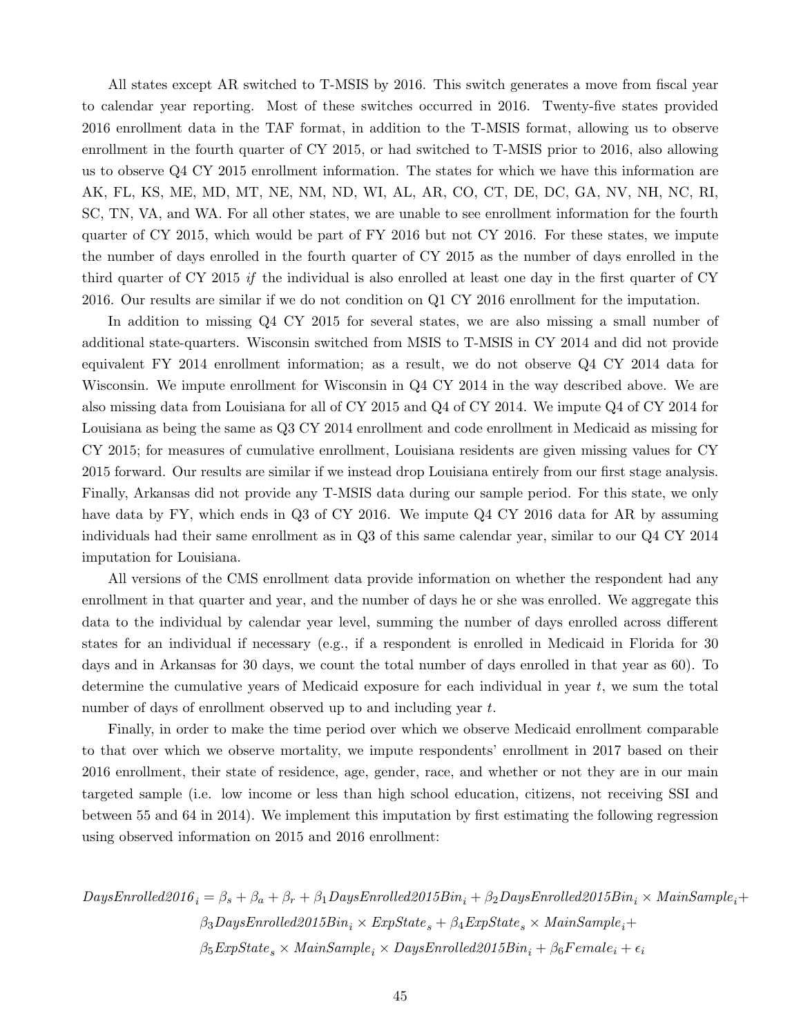All states except AR switched to T-MSIS by 2016. This switch generates a move from fiscal year to calendar year reporting. Most of these switches occurred in 2016. Twenty-five states provided 2016 enrollment data in the TAF format, in addition to the T-MSIS format, allowing us to observe enrollment in the fourth quarter of CY 2015, or had switched to T-MSIS prior to 2016, also allowing us to observe Q4 CY 2015 enrollment information. The states for which we have this information are AK, FL, KS, ME, MD, MT, NE, NM, ND, WI, AL, AR, CO, CT, DE, DC, GA, NV, NH, NC, RI, SC, TN, VA, and WA. For all other states, we are unable to see enrollment information for the fourth quarter of CY 2015, which would be part of FY 2016 but not CY 2016. For these states, we impute the number of days enrolled in the fourth quarter of CY 2015 as the number of days enrolled in the third quarter of CY 2015 *if* the individual is also enrolled at least one day in the first quarter of CY 2016. Our results are similar if we do not condition on Q1 CY 2016 enrollment for the imputation.

In addition to missing Q4 CY 2015 for several states, we are also missing a small number of additional state-quarters. Wisconsin switched from MSIS to T-MSIS in CY 2014 and did not provide equivalent FY 2014 enrollment information; as a result, we do not observe Q4 CY 2014 data for Wisconsin. We impute enrollment for Wisconsin in Q4 CY 2014 in the way described above. We are also missing data from Louisiana for all of CY 2015 and Q4 of CY 2014. We impute Q4 of CY 2014 for Louisiana as being the same as Q3 CY 2014 enrollment and code enrollment in Medicaid as missing for CY 2015; for measures of cumulative enrollment, Louisiana residents are given missing values for CY 2015 forward. Our results are similar if we instead drop Louisiana entirely from our first stage analysis. Finally, Arkansas did not provide any T-MSIS data during our sample period. For this state, we only have data by FY, which ends in Q3 of CY 2016. We impute Q4 CY 2016 data for AR by assuming individuals had their same enrollment as in Q3 of this same calendar year, similar to our Q4 CY 2014 imputation for Louisiana.

All versions of the CMS enrollment data provide information on whether the respondent had any enrollment in that quarter and year, and the number of days he or she was enrolled. We aggregate this data to the individual by calendar year level, summing the number of days enrolled across different states for an individual if necessary (e.g., if a respondent is enrolled in Medicaid in Florida for 30 days and in Arkansas for 30 days, we count the total number of days enrolled in that year as 60). To determine the cumulative years of Medicaid exposure for each individual in year $t$, we sum the total number of days of enrollment observed up to and including year $t$.

Finally, in order to make the time period over which we observe Medicaid enrollment comparable to that over which we observe mortality, we impute respondents' enrollment in 2017 based on their 2016 enrollment, their state of residence, age, gender, race, and whether or not they are in our main targeted sample (i.e. low income or less than high school education, citizens, not receiving SSI and between 55 and 64 in 2014). We implement this imputation by first estimating the following regression using observed information on 2015 and 2016 enrollment:

$$
\begin{aligned}
DaysEnrolled2016_i = \beta_s + \beta_a + \beta_r + \beta_1 DaysEnrolled2015Bin_i + \beta_2 DaysEnrolled2015Bin_i \times MainSample_i + \\
\beta_3 DaysEnrolled2015Bin_i \times ExpState_s + \beta_4 ExpState_s \times MainSample_i + \\
\beta_5 ExpState_s \times MainSample_i \times DaysEnrolled2015Bin_i + \beta_6 Female_i + \epsilon_i
\end{aligned}
$$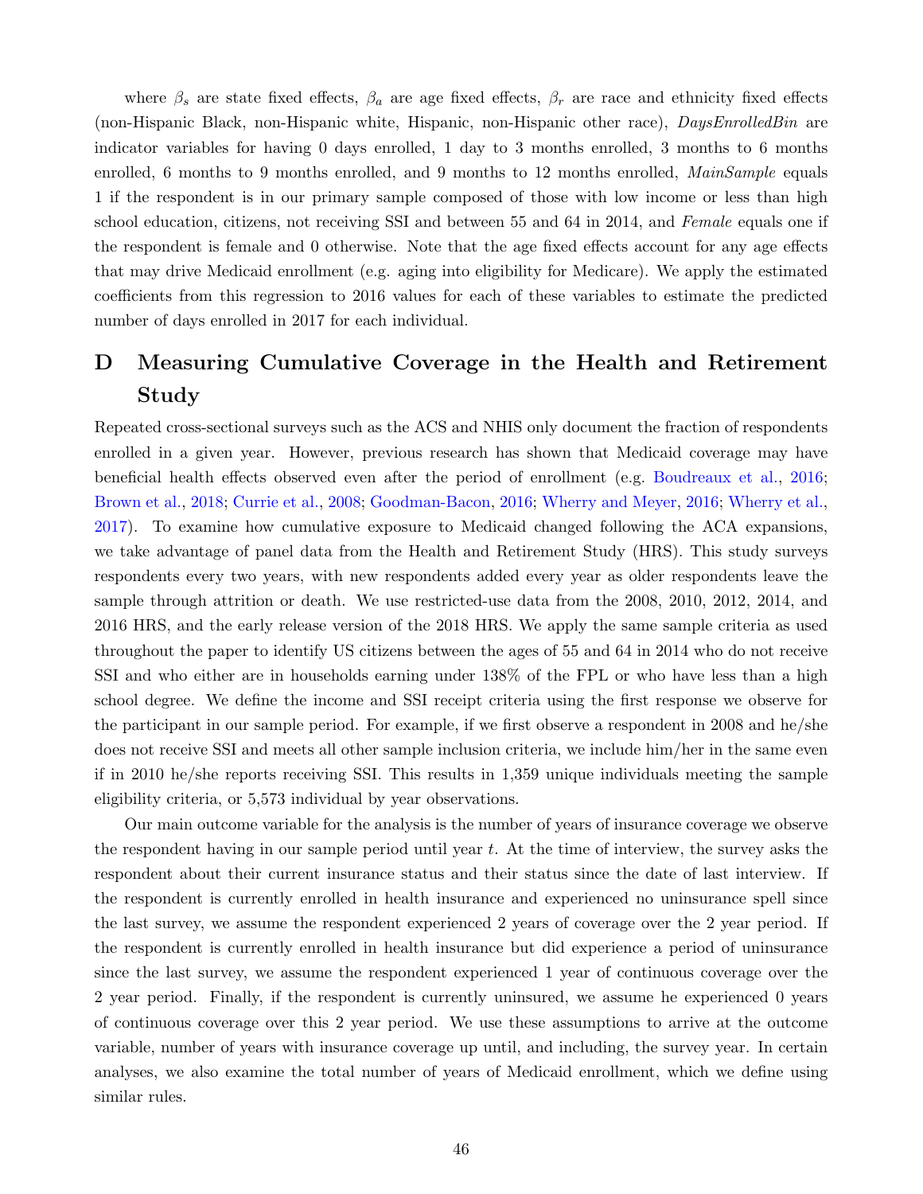where $\beta_s$ are state fixed effects, $\beta_a$ are age fixed effects, $\beta_r$ are race and ethnicity fixed effects (non-Hispanic Black, non-Hispanic white, Hispanic, non-Hispanic other race), *DaysEnrolledBin* are indicator variables for having 0 days enrolled, 1 day to 3 months enrolled, 3 months to 6 months enrolled, 6 months to 9 months enrolled, and 9 months to 12 months enrolled, *MainSample* equals 1 if the respondent is in our primary sample composed of those with low income or less than high school education, citizens, not receiving SSI and between 55 and 64 in 2014, and *Female* equals one if the respondent is female and 0 otherwise. Note that the age fixed effects account for any age effects that may drive Medicaid enrollment (e.g. aging into eligibility for Medicare). We apply the estimated coefficients from this regression to 2016 values for each of these variables to estimate the predicted number of days enrolled in 2017 for each individual.

# D Measuring Cumulative Coverage in the Health and Retirement Study

Repeated cross-sectional surveys such as the ACS and NHIS only document the fraction of respondents enrolled in a given year. However, previous research has shown that Medicaid coverage may have beneficial health effects observed even after the period of enrollment (e.g. Boudreaux et al., 2016; Brown et al., 2018; Currie et al., 2008; Goodman-Bacon, 2016; Wherry and Meyer, 2016; Wherry et al., 2017). To examine how cumulative exposure to Medicaid changed following the ACA expansions, we take advantage of panel data from the Health and Retirement Study (HRS). This study surveys respondents every two years, with new respondents added every year as older respondents leave the sample through attrition or death. We use restricted-use data from the 2008, 2010, 2012, 2014, and 2016 HRS, and the early release version of the 2018 HRS. We apply the same sample criteria as used throughout the paper to identify US citizens between the ages of 55 and 64 in 2014 who do not receive SSI and who either are in households earning under 138% of the FPL or who have less than a high school degree. We define the income and SSI receipt criteria using the first response we observe for the participant in our sample period. For example, if we first observe a respondent in 2008 and he/she does not receive SSI and meets all other sample inclusion criteria, we include him/her in the same even if in 2010 he/she reports receiving SSI. This results in 1,359 unique individuals meeting the sample eligibility criteria, or 5,573 individual by year observations.

Our main outcome variable for the analysis is the number of years of insurance coverage we observe the respondent having in our sample period until year $t$. At the time of interview, the survey asks the respondent about their current insurance status and their status since the date of last interview. If the respondent is currently enrolled in health insurance and experienced no uninsurance spell since the last survey, we assume the respondent experienced 2 years of coverage over the 2 year period. If the respondent is currently enrolled in health insurance but did experience a period of uninsurance since the last survey, we assume the respondent experienced 1 year of continuous coverage over the 2 year period. Finally, if the respondent is currently uninsured, we assume he experienced 0 years of continuous coverage over this 2 year period. We use these assumptions to arrive at the outcome variable, number of years with insurance coverage up until, and including, the survey year. In certain analyses, we also examine the total number of years of Medicaid enrollment, which we define using similar rules.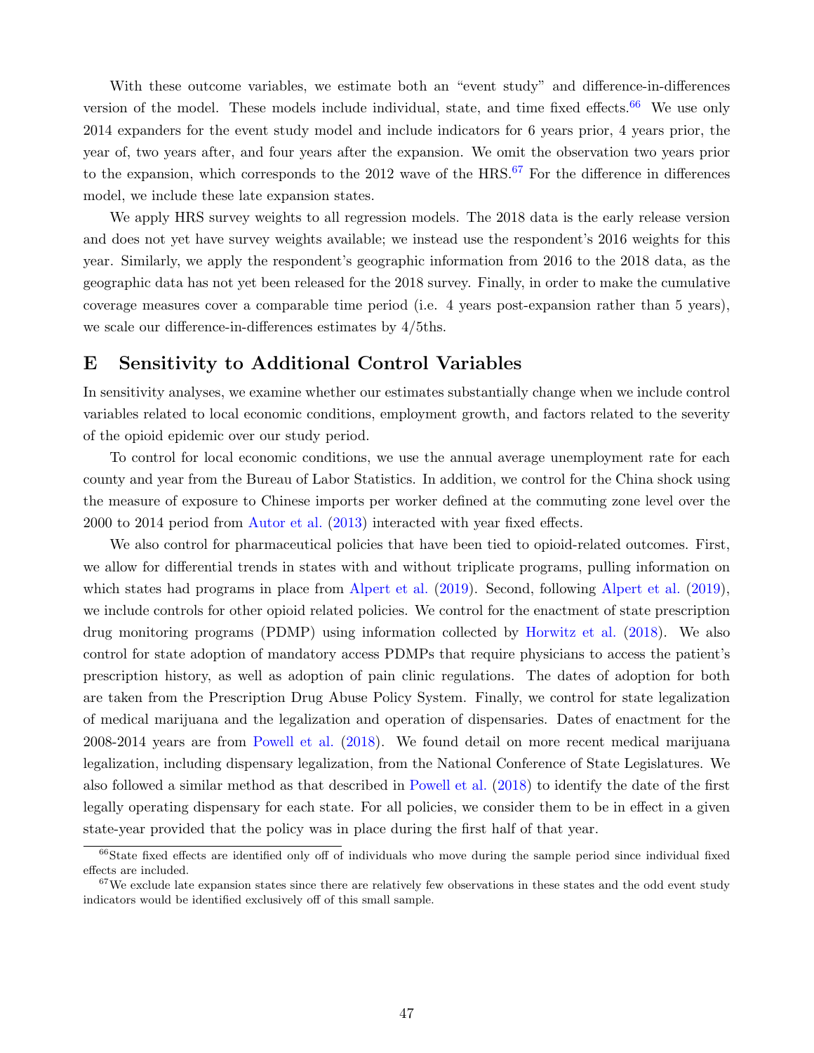With these outcome variables, we estimate both an "event study" and difference-in-differences version of the model. These models include individual, state, and time fixed effects.[66] We use only 2014 expanders for the event study model and include indicators for 6 years prior, 4 years prior, the year of, two years after, and four years after the expansion. We omit the observation two years prior to the expansion, which corresponds to the 2012 wave of the HRS.[67] For the difference in differences model, we include these late expansion states.

We apply HRS survey weights to all regression models. The 2018 data is the early release version and does not yet have survey weights available; we instead use the respondent's 2016 weights for this year. Similarly, we apply the respondent's geographic information from 2016 to the 2018 data, as the geographic data has not yet been released for the 2018 survey. Finally, in order to make the cumulative coverage measures cover a comparable time period (i.e. 4 years post-expansion rather than 5 years), we scale our difference-in-differences estimates by 4/5ths.

# E Sensitivity to Additional Control Variables

In sensitivity analyses, we examine whether our estimates substantially change when we include control variables related to local economic conditions, employment growth, and factors related to the severity of the opioid epidemic over our study period.

To control for local economic conditions, we use the annual average unemployment rate for each county and year from the Bureau of Labor Statistics. In addition, we control for the China shock using the measure of exposure to Chinese imports per worker defined at the commuting zone level over the 2000 to 2014 period from Autor et al. (2013) interacted with year fixed effects.

We also control for pharmaceutical policies that have been tied to opioid-related outcomes. First, we allow for differential trends in states with and without triplicate programs, pulling information on which states had programs in place from Alpert et al. (2019). Second, following Alpert et al. (2019), we include controls for other opioid related policies. We control for the enactment of state prescription drug monitoring programs (PDMP) using information collected by Horwitz et al. (2018). We also control for state adoption of mandatory access PDMPs that require physicians to access the patient's prescription history, as well as adoption of pain clinic regulations. The dates of adoption for both are taken from the Prescription Drug Abuse Policy System. Finally, we control for state legalization of medical marijuana and the legalization and operation of dispensaries. Dates of enactment for the 2008-2014 years are from Powell et al. (2018). We found detail on more recent medical marijuana legalization, including dispensary legalization, from the National Conference of State Legislatures. We also followed a similar method as that described in Powell et al. (2018) to identify the date of the first legally operating dispensary for each state. For all policies, we consider them to be in effect in a given state-year provided that the policy was in place during the first half of that year.

[66] State fixed effects are identified only off of individuals who move during the sample period since individual fixed effects are included.

[67] We exclude late expansion states since there are relatively few observations in these states and the odd event study indicators would be identified exclusively off of this small sample.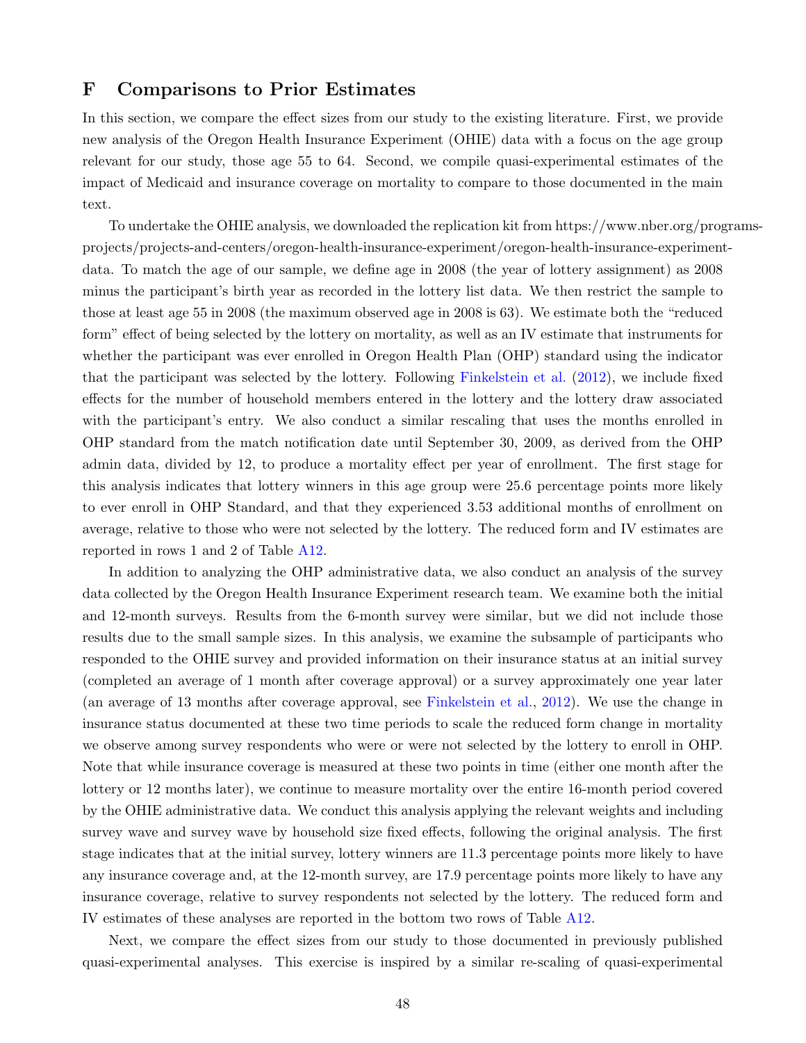# F Comparisons to Prior Estimates

In this section, we compare the effect sizes from our study to the existing literature. First, we provide new analysis of the Oregon Health Insurance Experiment (OHIE) data with a focus on the age group relevant for our study, those age 55 to 64. Second, we compile quasi-experimental estimates of the impact of Medicaid and insurance coverage on mortality to compare to those documented in the main text.

To undertake the OHIE analysis, we downloaded the replication kit from https://www.nber.org/programs-projects/projects-and-centers/oregon-health-insurance-experiment/oregon-health-insurance-experiment-data. To match the age of our sample, we define age in 2008 (the year of lottery assignment) as 2008 minus the participant's birth year as recorded in the lottery list data. We then restrict the sample to those at least age 55 in 2008 (the maximum observed age in 2008 is 63). We estimate both the "reduced form" effect of being selected by the lottery on mortality, as well as an IV estimate that instruments for whether the participant was ever enrolled in Oregon Health Plan (OHP) standard using the indicator that the participant was selected by the lottery. Following Finkelstein et al. (2012), we include fixed effects for the number of household members entered in the lottery and the lottery draw associated with the participant's entry. We also conduct a similar rescaling that uses the months enrolled in OHP standard from the match notification date until September 30, 2009, as derived from the OHP admin data, divided by 12, to produce a mortality effect per year of enrollment. The first stage for this analysis indicates that lottery winners in this age group were 25.6 percentage points more likely to ever enroll in OHP Standard, and that they experienced 3.53 additional months of enrollment on average, relative to those who were not selected by the lottery. The reduced form and IV estimates are reported in rows 1 and 2 of Table A12.

In addition to analyzing the OHP administrative data, we also conduct an analysis of the survey data collected by the Oregon Health Insurance Experiment research team. We examine both the initial and 12-month surveys. Results from the 6-month survey were similar, but we did not include those results due to the small sample sizes. In this analysis, we examine the subsample of participants who responded to the OHIE survey and provided information on their insurance status at an initial survey (completed an average of 1 month after coverage approval) or a survey approximately one year later (an average of 13 months after coverage approval, see Finkelstein et al., 2012). We use the change in insurance status documented at these two time periods to scale the reduced form change in mortality we observe among survey respondents who were or were not selected by the lottery to enroll in OHP. Note that while insurance coverage is measured at these two points in time (either one month after the lottery or 12 months later), we continue to measure mortality over the entire 16-month period covered by the OHIE administrative data. We conduct this analysis applying the relevant weights and including survey wave and survey wave by household size fixed effects, following the original analysis. The first stage indicates that at the initial survey, lottery winners are 11.3 percentage points more likely to have any insurance coverage and, at the 12-month survey, are 17.9 percentage points more likely to have any insurance coverage, relative to survey respondents not selected by the lottery. The reduced form and IV estimates of these analyses are reported in the bottom two rows of Table A12.

Next, we compare the effect sizes from our study to those documented in previously published quasi-experimental analyses. This exercise is inspired by a similar re-scaling of quasi-experimental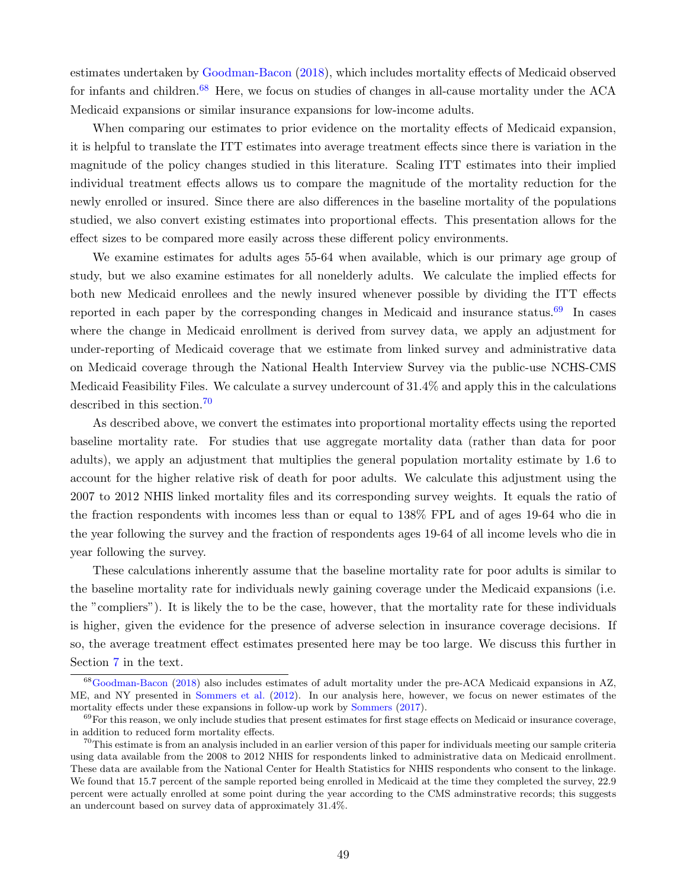estimates undertaken by Goodman-Bacon (2018), which includes mortality effects of Medicaid observed for infants and children.[68] Here, we focus on studies of changes in all-cause mortality under the ACA Medicaid expansions or similar insurance expansions for low-income adults.

When comparing our estimates to prior evidence on the mortality effects of Medicaid expansion, it is helpful to translate the ITT estimates into average treatment effects since there is variation in the magnitude of the policy changes studied in this literature. Scaling ITT estimates into their implied individual treatment effects allows us to compare the magnitude of the mortality reduction for the newly enrolled or insured. Since there are also differences in the baseline mortality of the populations studied, we also convert existing estimates into proportional effects. This presentation allows for the effect sizes to be compared more easily across these different policy environments.

We examine estimates for adults ages 55-64 when available, which is our primary age group of study, but we also examine estimates for all nonelderly adults. We calculate the implied effects for both new Medicaid enrollees and the newly insured whenever possible by dividing the ITT effects reported in each paper by the corresponding changes in Medicaid and insurance status.[69] In cases where the change in Medicaid enrollment is derived from survey data, we apply an adjustment for under-reporting of Medicaid coverage that we estimate from linked survey and administrative data on Medicaid coverage through the National Health Interview Survey via the public-use NCHS-CMS Medicaid Feasibility Files. We calculate a survey undercount of 31.4% and apply this in the calculations described in this section.[70]

As described above, we convert the estimates into proportional mortality effects using the reported baseline mortality rate. For studies that use aggregate mortality data (rather than data for poor adults), we apply an adjustment that multiplies the general population mortality estimate by 1.6 to account for the higher relative risk of death for poor adults. We calculate this adjustment using the 2007 to 2012 NHIS linked mortality files and its corresponding survey weights. It equals the ratio of the fraction respondents with incomes less than or equal to 138% FPL and of ages 19-64 who die in the year following the survey and the fraction of respondents ages 19-64 of all income levels who die in year following the survey.

These calculations inherently assume that the baseline mortality rate for poor adults is similar to the baseline mortality rate for individuals newly gaining coverage under the Medicaid expansions (i.e. the "compliers"). It is likely the to be the case, however, that the mortality rate for these individuals is higher, given the evidence for the presence of adverse selection in insurance coverage decisions. If so, the average treatment effect estimates presented here may be too large. We discuss this further in Section 7 in the text.

[68] Goodman-Bacon (2018) also includes estimates of adult mortality under the pre-ACA Medicaid expansions in AZ, ME, and NY presented in Sommers et al. (2012). In our analysis here, however, we focus on newer estimates of the mortality effects under these expansions in follow-up work by Sommers (2017).

[69] For this reason, we only include studies that present estimates for first stage effects on Medicaid or insurance coverage, in addition to reduced form mortality effects.

[70] This estimate is from an analysis included in an earlier version of this paper for individuals meeting our sample criteria using data available from the 2008 to 2012 NHIS for respondents linked to administrative data on Medicaid enrollment. These data are available from the National Center for Health Statistics for NHIS respondents who consent to the linkage. We found that 15.7 percent of the sample reported being enrolled in Medicaid at the time they completed the survey, 22.9 percent were actually enrolled at some point during the year according to the CMS adminstrative records; this suggests an undercount based on survey data of approximately 31.4%.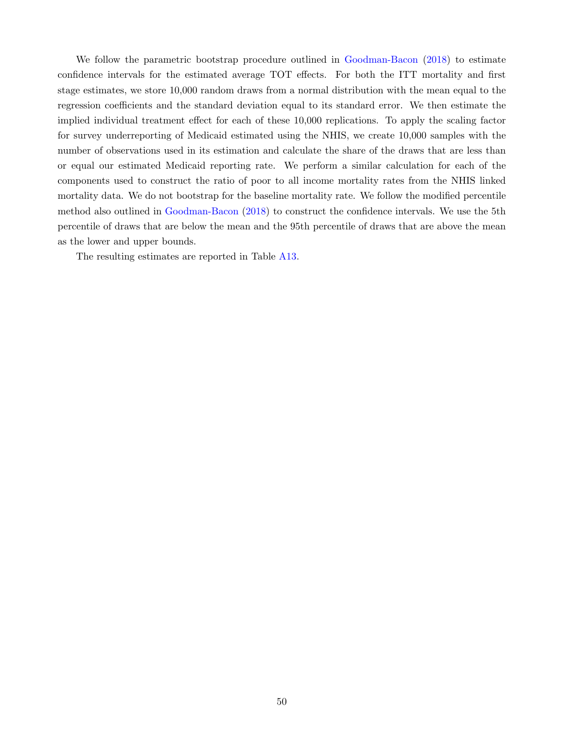We follow the parametric bootstrap procedure outlined in Goodman-Bacon (2018) to estimate confidence intervals for the estimated average TOT effects. For both the ITT mortality and first stage estimates, we store 10,000 random draws from a normal distribution with the mean equal to the regression coefficients and the standard deviation equal to its standard error. We then estimate the implied individual treatment effect for each of these 10,000 replications. To apply the scaling factor for survey underreporting of Medicaid estimated using the NHIS, we create 10,000 samples with the number of observations used in its estimation and calculate the share of the draws that are less than or equal our estimated Medicaid reporting rate. We perform a similar calculation for each of the components used to construct the ratio of poor to all income mortality rates from the NHIS linked mortality data. We do not bootstrap for the baseline mortality rate. We follow the modified percentile method also outlined in Goodman-Bacon (2018) to construct the confidence intervals. We use the 5th percentile of draws that are below the mean and the 95th percentile of draws that are above the mean as the lower and upper bounds.

The resulting estimates are reported in Table A13.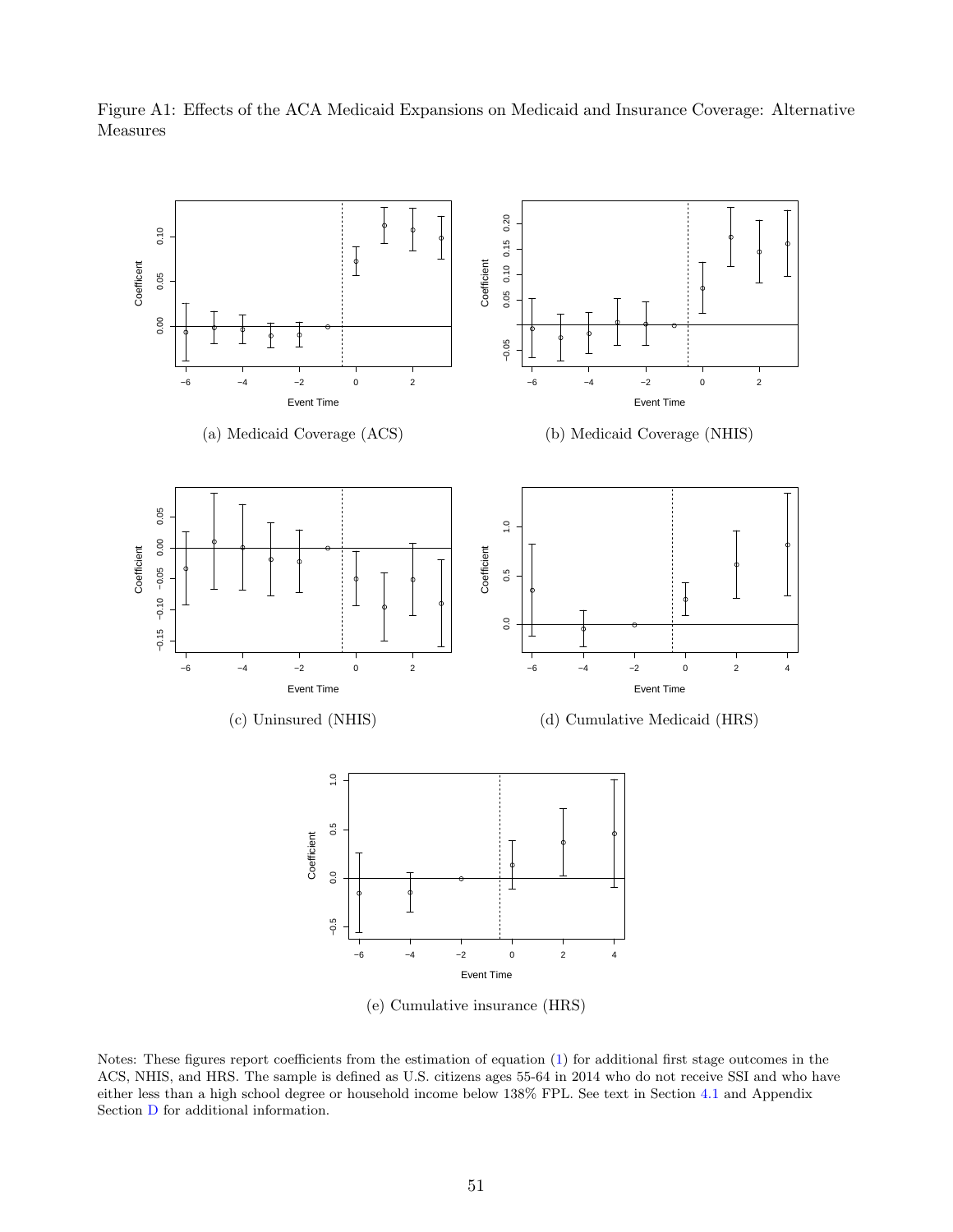Figure A1: Effects of the ACA Medicaid Expansions on Medicaid and Insurance Coverage: Alternative Measures

(a) Medicaid Coverage (ACS)

(b) Medicaid Coverage (NHIS)

(c) Uninsured (NHIS)

(d) Cumulative Medicaid (HRS)

(e) Cumulative insurance (HRS)

Notes: These figures report coefficients from the estimation of equation (1) for additional first stage outcomes in the ACS, NHIS, and HRS. The sample is defined as U.S. citizens ages 55-64 in 2014 who do not receive SSI and who have either less than a high school degree or household income below 138% FPL. See text in Section 4.1 and Appendix Section D for additional information.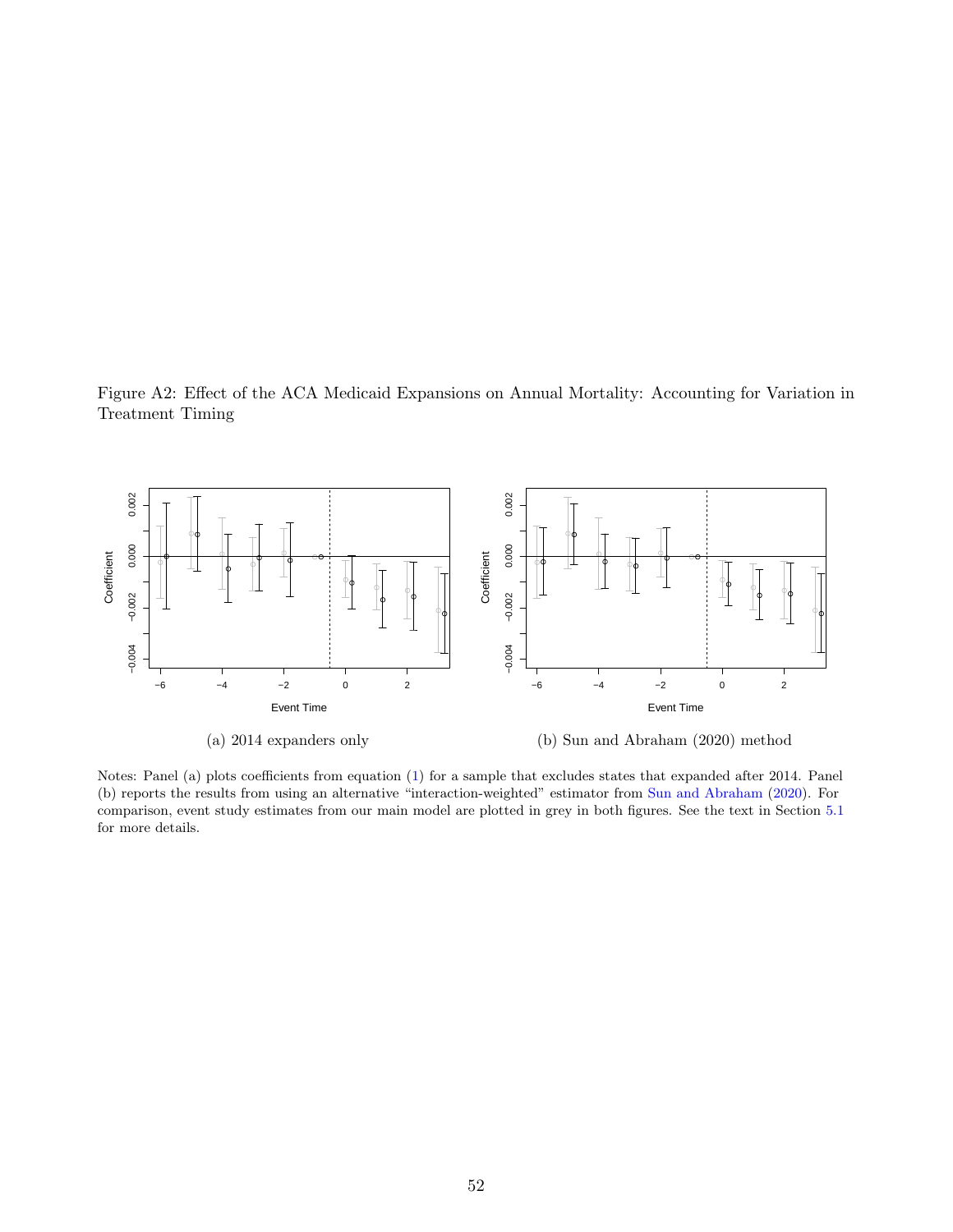Figure A2: Effect of the ACA Medicaid Expansions on Annual Mortality: Accounting for Variation in Treatment Timing

(a) 2014 expanders only

(b) Sun and Abraham (2020) method

Notes: Panel (a) plots coefficients from equation (1) for a sample that excludes states that expanded after 2014. Panel (b) reports the results from using an alternative "interaction-weighted" estimator from Sun and Abraham (2020). For comparison, event study estimates from our main model are plotted in grey in both figures. See the text in Section 5.1 for more details.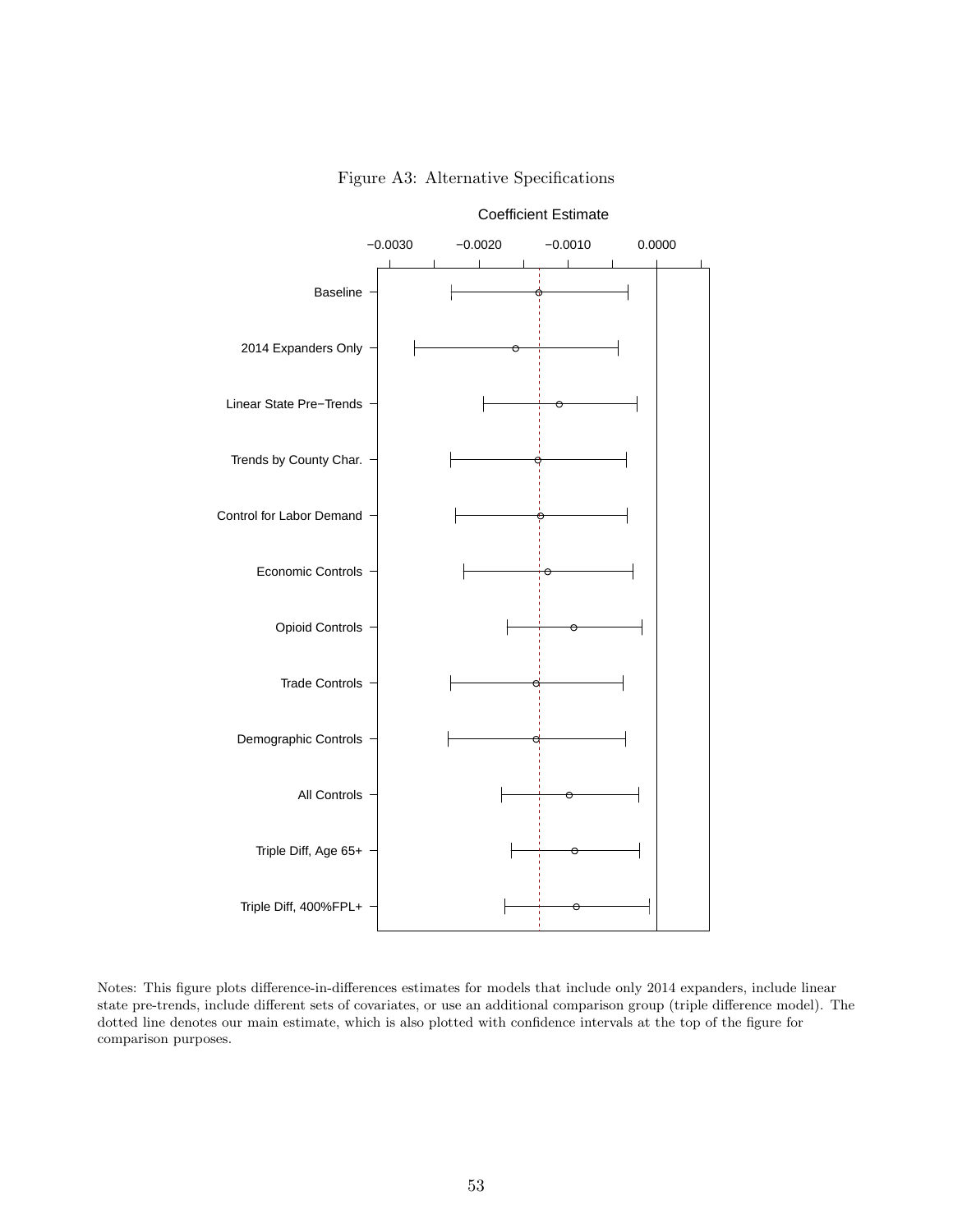Figure A3: Alternative Specifications

Notes: This figure plots difference-in-differences estimates for models that include only 2014 expanders, include linear state pre-trends, include different sets of covariates, or use an additional comparison group (triple difference model). The dotted line denotes our main estimate, which is also plotted with confidence intervals at the top of the figure for comparison purposes.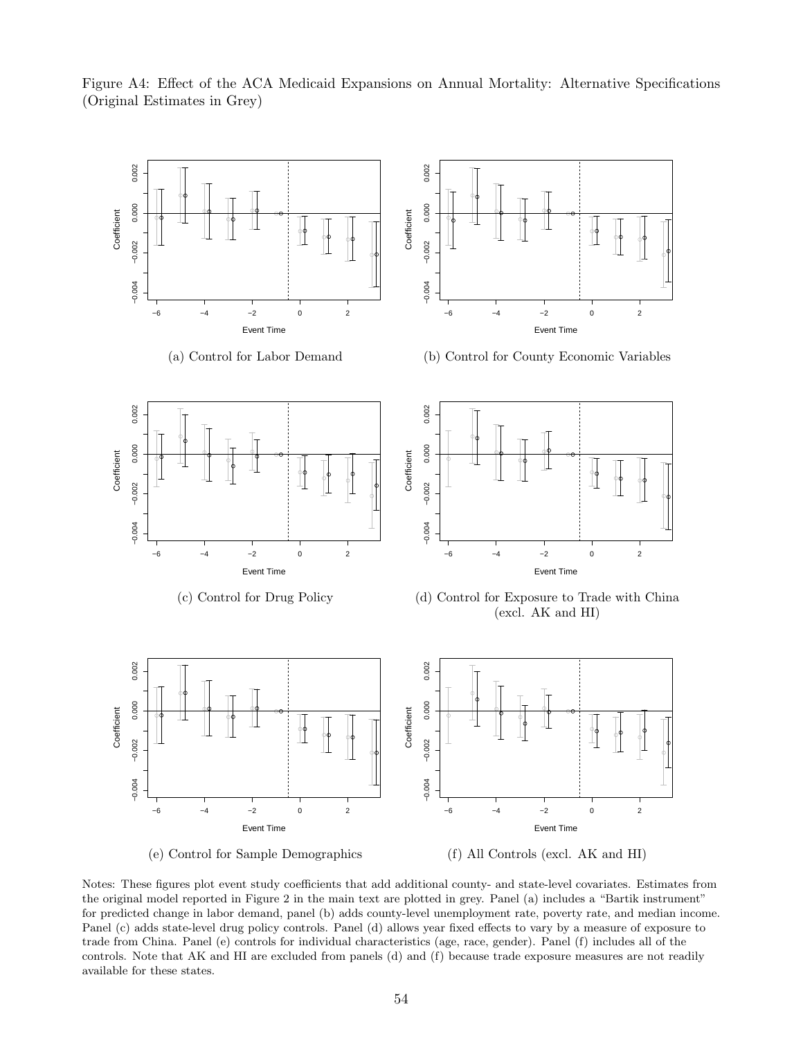Figure A4: Effect of the ACA Medicaid Expansions on Annual Mortality: Alternative Specifications (Original Estimates in Grey)

(a) Control for Labor Demand

(b) Control for County Economic Variables

(c) Control for Drug Policy

(d) Control for Exposure to Trade with China (excl. AK and HI)

(e) Control for Sample Demographics

(f) All Controls (excl. AK and HI)

Notes: These figures plot event study coefficients that add additional county- and state-level covariates. Estimates from the original model reported in Figure 2 in the main text are plotted in grey. Panel (a) includes a "Bartik instrument" for predicted change in labor demand, panel (b) adds county-level unemployment rate, poverty rate, and median income. Panel (c) adds state-level drug policy controls. Panel (d) allows year fixed effects to vary by a measure of exposure to trade from China. Panel (e) controls for individual characteristics (age, race, gender). Panel (f) includes all of the controls. Note that AK and HI are excluded from panels (d) and (f) because trade exposure measures are not readily available for these states.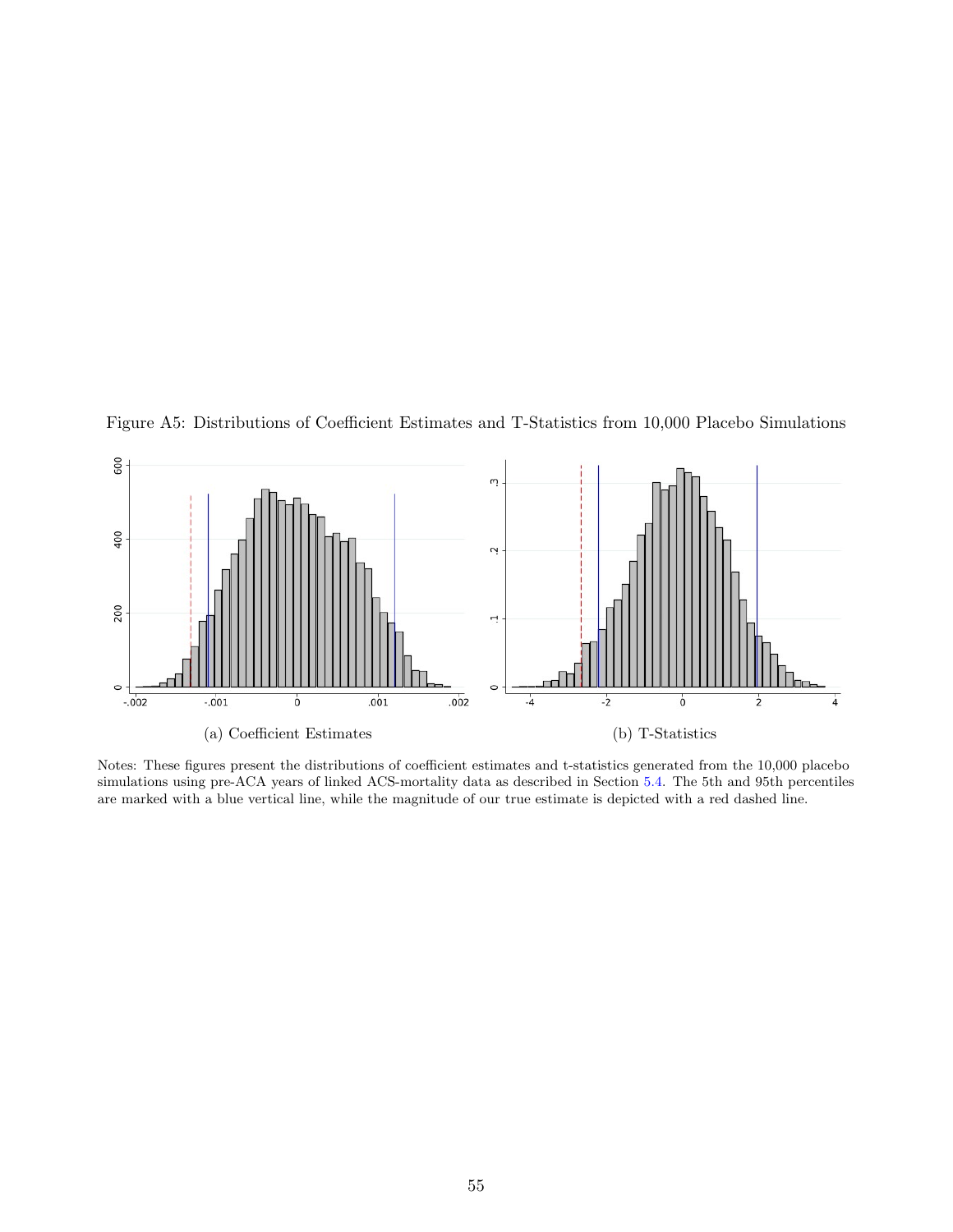Figure A5: Distributions of Coefficient Estimates and T-Statistics from 10,000 Placebo Simulations

(a) Coefficient Estimates

(b) T-Statistics

Notes: These figures present the distributions of coefficient estimates and t-statistics generated from the 10,000 placebo simulations using pre-ACA years of linked ACS-mortality data as described in Section 5.4. The 5th and 95th percentiles are marked with a blue vertical line, while the magnitude of our true estimate is depicted with a red dashed line.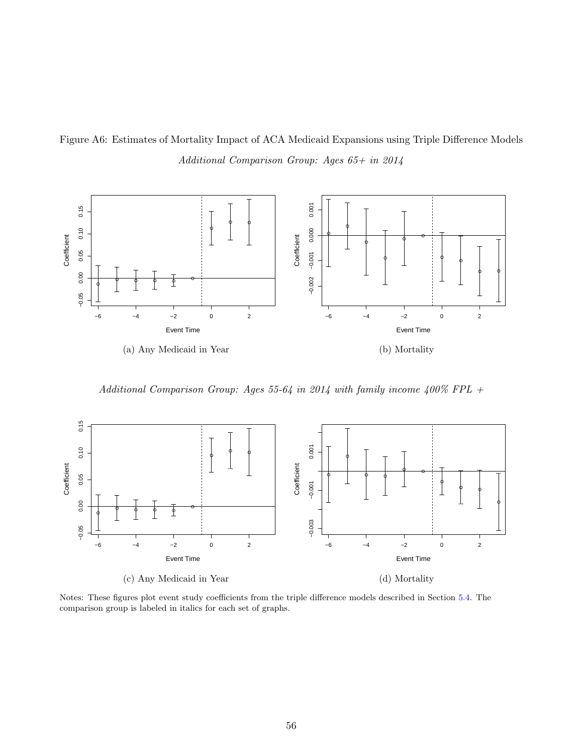Figure A6: Estimates of Mortality Impact of ACA Medicaid Expansions using Triple Difference Models

*Additional Comparison Group: Ages 65+ in 2014*

(a) Any Medicaid in Year

(b) Mortality

*Additional Comparison Group: Ages 55-64 in 2014 with family income 400% FPL +*

(c) Any Medicaid in Year

(d) Mortality

Notes: These figures plot event study coefficients from the triple difference models described in Section 5.4. The comparison group is labeled in italics for each set of graphs.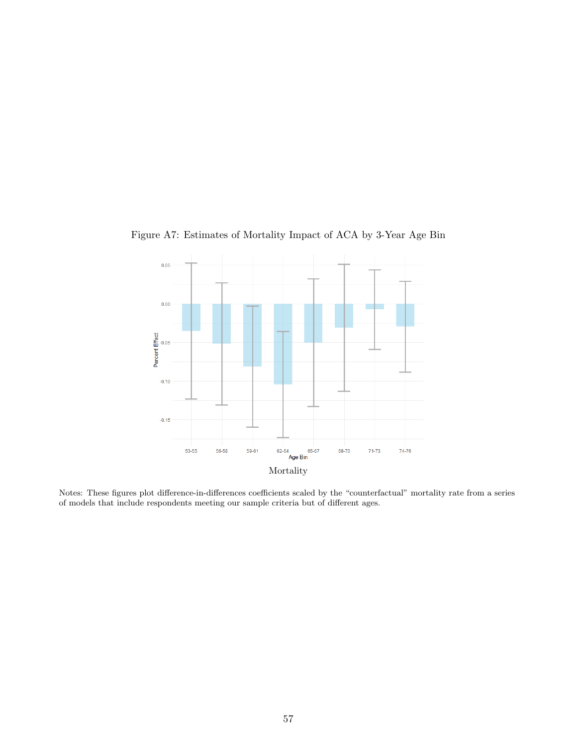Figure A7: Estimates of Mortality Impact of ACA by 3-Year Age Bin

Mortality

Notes: These figures plot difference-in-differences coefficients scaled by the "counterfactual" mortality rate from a series of models that include respondents meeting our sample criteria but of different ages.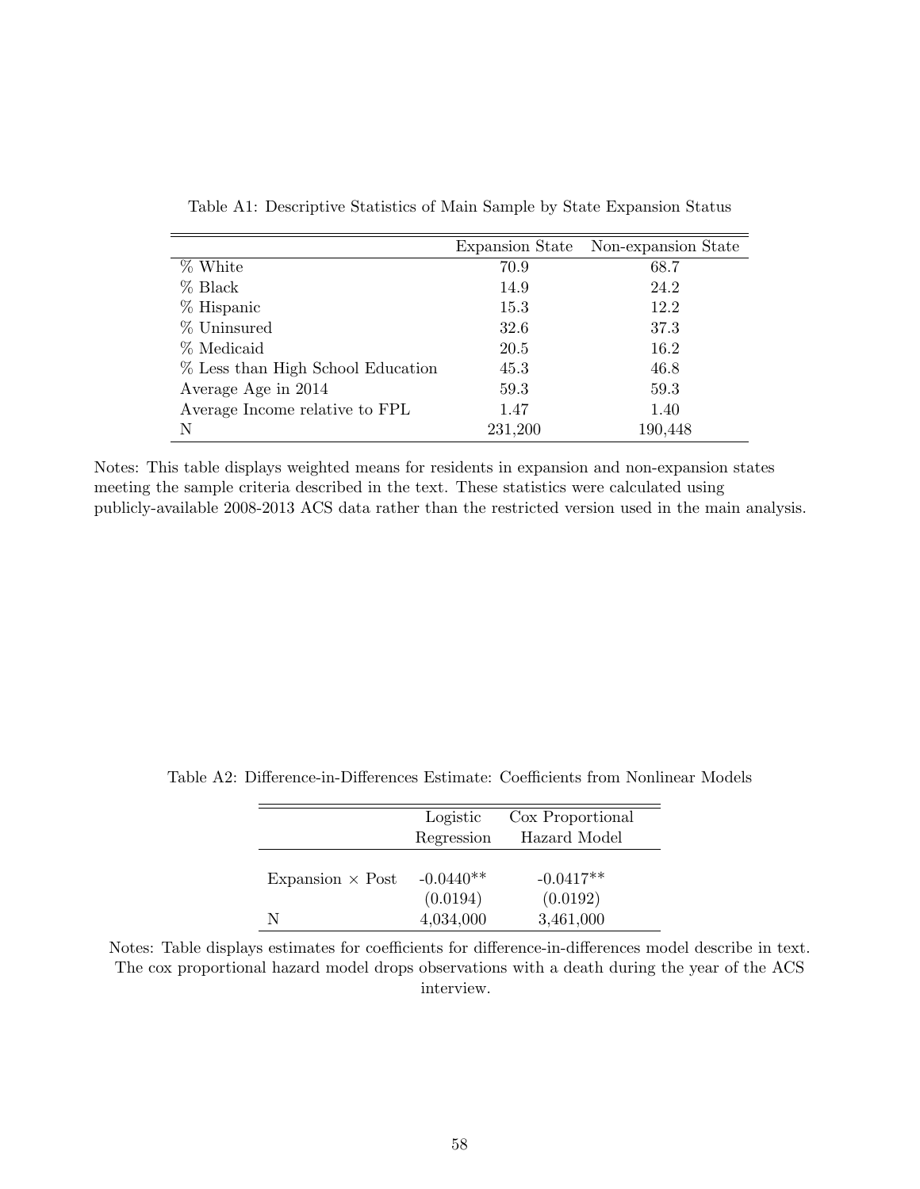Table A1: Descriptive Statistics of Main Sample by State Expansion Status

| | Expansion State | Non-expansion State |
|---|---|---|
| % White | 70.9 | 68.7 |
| % Black | 14.9 | 24.2 |
| % Hispanic | 15.3 | 12.2 |
| % Uninsured | 32.6 | 37.3 |
| % Medicaid | 20.5 | 16.2 |
| % Less than High School Education | 45.3 | 46.8 |
| Average Age in 2014 | 59.3 | 59.3 |
| Average Income relative to FPL | 1.47 | 1.40 |
| N | 231,200 | 190,448 |

Notes: This table displays weighted means for residents in expansion and non-expansion states meeting the sample criteria described in the text. These statistics were calculated using publicly-available 2008-2013 ACS data rather than the restricted version used in the main analysis.

Table A2: Difference-in-Differences Estimate: Coefficients from Nonlinear Models

| | Logistic Regression | Cox Proportional Hazard Model |
|---|---|---|
| Expansion × Post | -0.0440** | -0.0417** |
| | (0.0194) | (0.0192) |
| N | 4,034,000 | 3,461,000 |

Notes: Table displays estimates for coefficients for difference-in-differences model describe in text. The cox proportional hazard model drops observations with a death during the year of the ACS interview.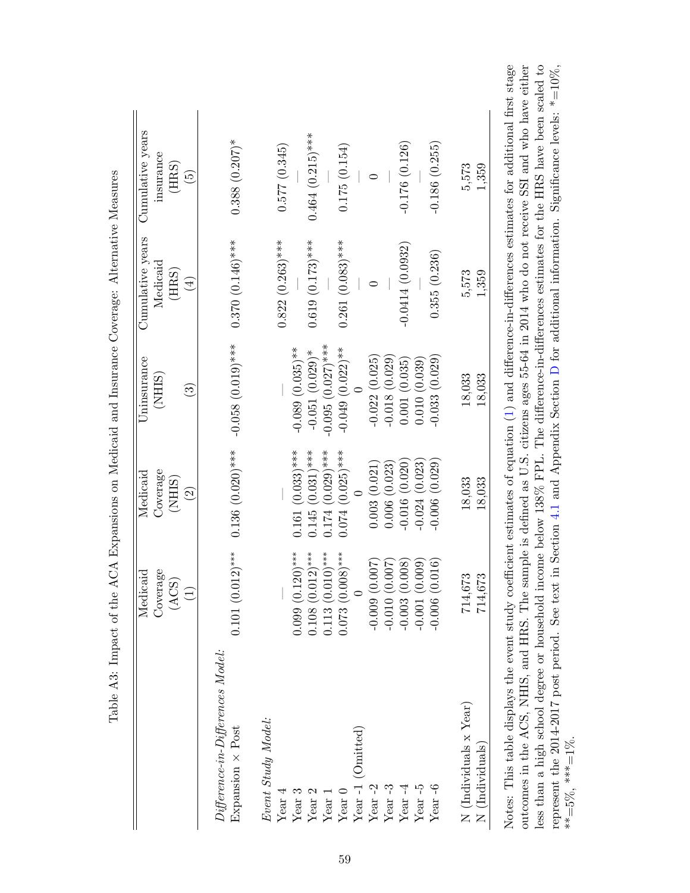Table A3: Impact of the ACA Expansions on Medicaid and Insurance Coverage: Alternative Measures

| | Medicaid Coverage (ACS) (1) | Medicaid Coverage (NHIS) (2) | Uninsurance (NHIS) (3) | Cumulative years Medicaid (HRS) (4) | Cumulative years insurance (HRS) (5) |
|---|---|---|---|---|---|
| *Difference-in-Differences Model:* | | | | | |
| Expansion × Post | 0.101 (0.012)*** | 0.136 (0.020)*** | -0.058 (0.019)*** | 0.370 (0.146)*** | 0.388 (0.207)* |
| *Event Study Model:* | | | | | |
| Year 4 | — | — | — | 0.822 (0.263)*** | 0.577 (0.345) |
| Year 3 | 0.099 (0.120)*** | 0.161 (0.033)*** | -0.089 (0.035)** | — | — |
| Year 2 | 0.108 (0.012)*** | 0.145 (0.031)*** | -0.051 (0.029)* | 0.619 (0.173)*** | 0.464 (0.215)*** |
| Year 1 | 0.113 (0.010)*** | 0.174 (0.029)*** | -0.095 (0.027)*** | — | — |
| Year 0 | 0.073 (0.008)*** | 0.074 (0.025)*** | -0.049 (0.022)** | 0.261 (0.083)*** | 0.175 (0.154) |
| Year -1 (Omitted) | 0 | 0 | 0 | — | — |
| Year -2 | -0.009 (0.007) | 0.003 (0.021) | -0.022 (0.025) | 0 | 0 |
| Year -3 | -0.010 (0.007) | 0.006 (0.023) | -0.018 (0.029) | — | — |
| Year -4 | -0.003 (0.008) | -0.016 (0.020) | 0.001 (0.035) | -0.0414 (0.0932) | -0.176 (0.126) |
| Year -5 | -0.001 (0.009) | -0.024 (0.023) | 0.010 (0.039) | — | — |
| Year -6 | -0.006 (0.016) | -0.006 (0.029) | -0.033 (0.029) | 0.355 (0.236) | -0.186 (0.255) |
| N (Individuals x Year) | 714,673 | 18,033 | 18,033 | 5,573 | 5,573 |
| N (Individuals) | 714,673 | 18,033 | 18,033 | 1,359 | 1,359 |

Notes: This table displays the event study coefficient estimates of equation (1) and difference-in-differences estimates for additional first stage outcomes in the ACS, NHIS, and HRS. The sample is defined as U.S. citizens ages 55-64 in 2014 who do not receive SSI and who have either less than a high school degree or household income below 138% FPL. The difference-in-differences estimates for the HRS have been scaled to represent the 2014-2017 post period. See text in Section 4.1 and Appendix Section D for additional information. Significance levels: *=10%, **=5%, ***=1%.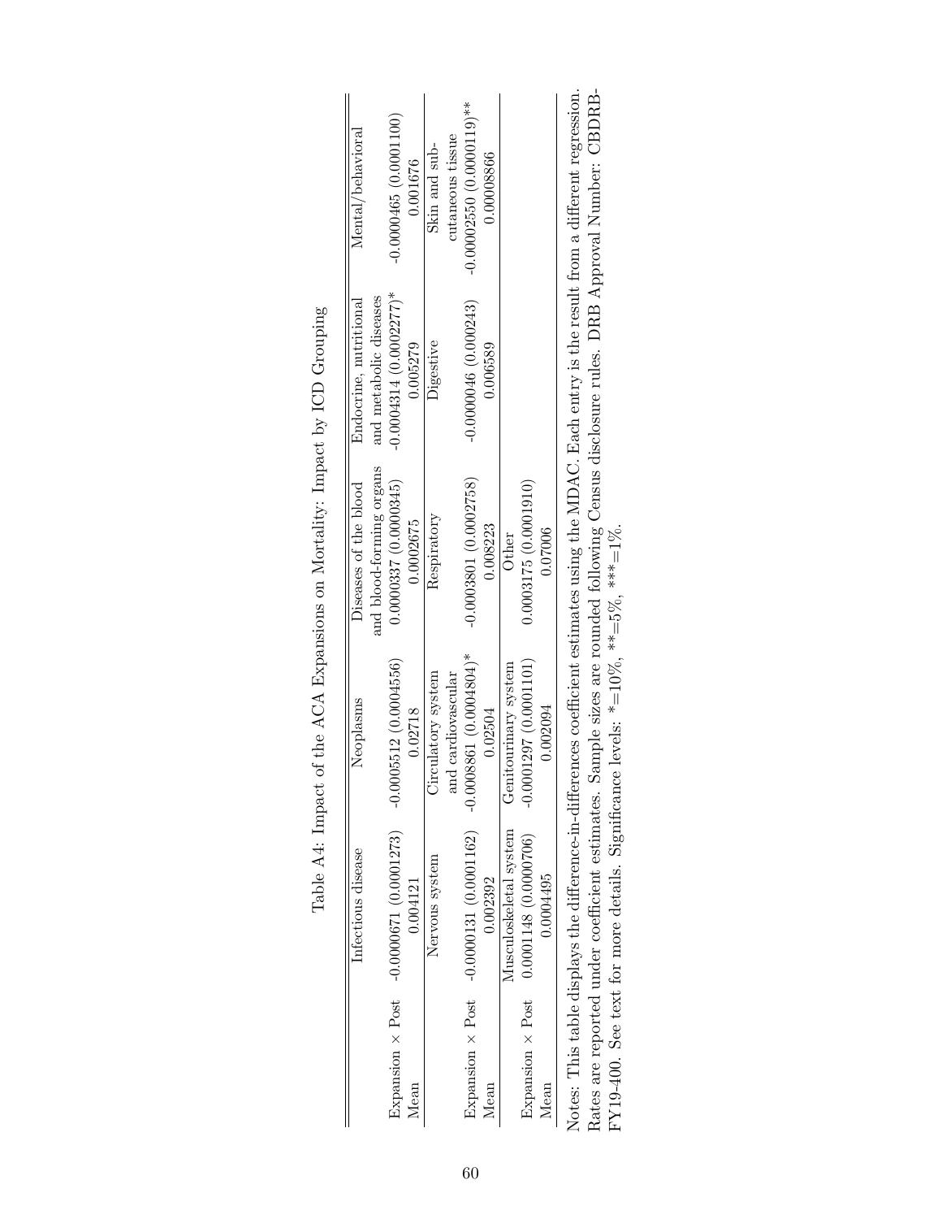Table A4: Impact of the ACA Expansions on Mortality: Impact by ICD Grouping

| | Infectious disease | Neoplasms | Diseases of the blood and blood-forming organs | Endocrine, nutritional and metabolic diseases | Mental/behavioral |
|---|---|---|---|---|---|
| Expansion × Post | -0.0000671 (0.0001273) | -0.0005512 (0.0004556) | 0.0000337 (0.0000345) | -0.0004314 (0.0002277)* | -0.0000465 (0.0001100) |
| Mean | 0.004121 | 0.02718 | 0.0002675 | 0.005279 | 0.001676 |
| | Nervous system | Circulatory system and cardiovascular | Respiratory | Digestive | Skin and sub-cutaneous tissue |
| Expansion × Post | -0.0000131 (0.0001162) | -0.0008861 (0.0004804)* | -0.0003801 (0.0002758) | -0.0000046 (0.000243) | -0.00002550 (0.0000119)** |
| Mean | 0.002392 | 0.02504 | 0.008223 | 0.006589 | 0.00008866 |
| | Musculoskeletal system | Genitourinary system | Other | | |
| Expansion × Post | 0.0001148 (0.0000706) | -0.0001297 (0.0001101) | 0.0003175 (0.0001910) | | |
| Mean | 0.0004495 | 0.002094 | 0.07006 | | |

Notes: This table displays the difference-in-differences coefficient estimates using the MDAC. Each entry is the result from a different regression. Rates are reported under coefficient estimates. Sample sizes are rounded following Census disclosure rules. DRB Approval Number: CBDRB-FY19-400. See text for more details. Significance levels: *=10%, **=5%, ***=1%.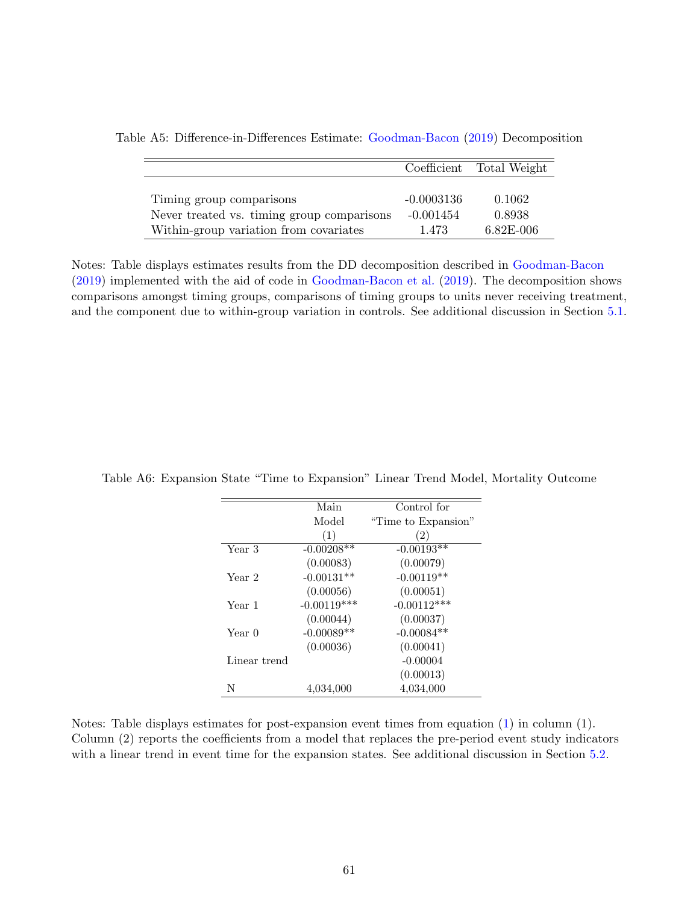Table A5: Difference-in-Differences Estimate: Goodman-Bacon (2019) Decomposition

| | Coefficient | Total Weight |
|---|---|---|
| Timing group comparisons | -0.0003136 | 0.1062 |
| Never treated vs. timing group comparisons | -0.001454 | 0.8938 |
| Within-group variation from covariates | 1.473 | 6.82E-006 |

Notes: Table displays estimates results from the DD decomposition described in Goodman-Bacon (2019) implemented with the aid of code in Goodman-Bacon et al. (2019). The decomposition shows comparisons amongst timing groups, comparisons of timing groups to units never receiving treatment, and the component due to within-group variation in controls. See additional discussion in Section 5.1.

Table A6: Expansion State "Time to Expansion" Linear Trend Model, Mortality Outcome

| | Main Model (1) | Control for "Time to Expansion" (2) |
|---|---|---|
| Year 3 | -0.00208** | -0.00193** |
| | (0.00083) | (0.00079) |
| Year 2 | -0.00131** | -0.00119** |
| | (0.00056) | (0.00051) |
| Year 1 | -0.00119*** | -0.00112*** |
| | (0.00044) | (0.00037) |
| Year 0 | -0.00089** | -0.00084** |
| | (0.00036) | (0.00041) |
| Linear trend | | -0.00004 |
| | | (0.00013) |
| N | 4,034,000 | 4,034,000 |

Notes: Table displays estimates for post-expansion event times from equation (1) in column (1). Column (2) reports the coefficients from a model that replaces the pre-period event study indicators with a linear trend in event time for the expansion states. See additional discussion in Section 5.2.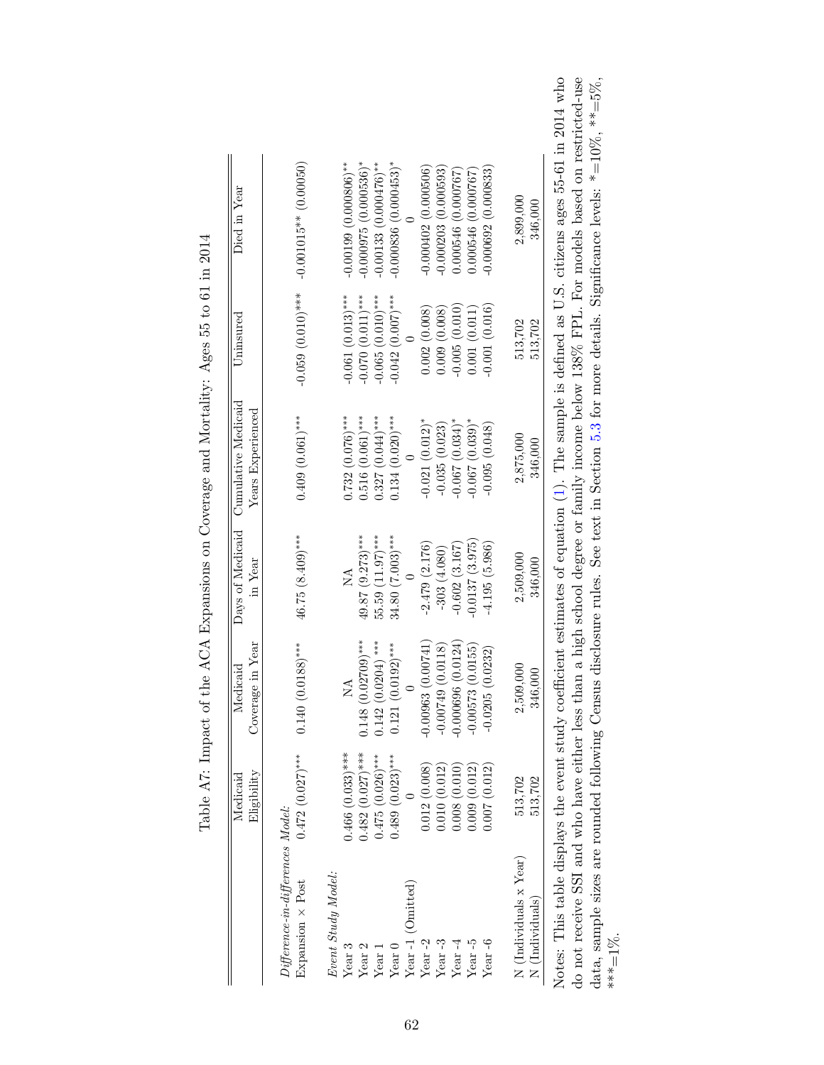Table A7: Impact of the ACA Expansions on Coverage and Mortality: Ages 55 to 61 in 2014

| | Medicaid Eligibility | Medicaid Coverage in Year | Days of Medicaid in Year | Cumulative Medicaid Years Experienced | Uninsured | Died in Year |
|---|---|---|---|---|---|---|
| *Difference-in-differences Model:* | | | | | | |
| Expansion × Post | 0.472 (0.027)*** | 0.140 (0.0188)*** | 46.75 (8.409)*** | 0.409 (0.061)*** | -0.059 (0.010)*** | -0.001015** (0.00050) |
| *Event Study Model:* | | | | | | |
| Year 3 | 0.466 (0.033)*** | NA | NA | 0.732 (0.076)*** | -0.061 (0.013)*** | -0.00199 (0.000806)** |
| Year 2 | 0.482 (0.027)*** | 0.148 (0.02709)*** | 49.87 (9.273)*** | 0.516 (0.061)*** | -0.070 (0.011)*** | -0.000975 (0.000536)* |
| Year 1 | 0.475 (0.026)*** | 0.142 (0.0204) *** | 55.59 (11.97)*** | 0.327 (0.044)*** | -0.065 (0.010)*** | -0.00133 (0.000476)** |
| Year 0 | 0.489 (0.023)*** | 0.121 (0.0192)*** | 34.80 (7.003)*** | 0.134 (0.020)*** | -0.042 (0.007)*** | -0.000836 (0.000453)* |
| Year -1 (Omitted) | 0 | 0 | 0 | 0 | 0 | 0 |
| Year -2 | 0.012 (0.008) | -0.00963 (0.00741) | -2.479 (2.176) | -0.021 (0.012)* | 0.002 (0.008) | -0.000402 (0.000506) |
| Year -3 | 0.010 (0.012) | -0.00749 (0.0118) | -303 (4.080) | -0.035 (0.023) | 0.009 (0.008) | -0.000203 (0.000593) |
| Year -4 | 0.008 (0.010) | -0.000696 (0.0124) | -0.602 (3.167) | -0.067 (0.034)* | -0.005 (0.010) | 0.000546 (0.000767) |
| Year -5 | 0.009 (0.012) | -0.00573 (0.0155) | -0.0137 (3.975) | -0.067 (0.039)* | 0.001 (0.011) | 0.000546 (0.000767) |
| Year -6 | 0.007 (0.012) | -0.0205 (0.0232) | -4.195 (5.986) | -0.095 (0.048) | -0.001 (0.016) | -0.000692 (0.000833) |
| N (Individuals x Year) | 513,702 | 2,509,000 | 2,509,000 | 2,875,000 | 513,702 | 2,899,000 |
| N (Individuals) | 513,702 | 346,000 | 346,000 | 346,000 | 513,702 | 346,000 |

Notes: This table displays the event study coefficient estimates of equation (1). The sample is defined as U.S. citizens ages 55-61 in 2014 who do not receive SSI and who have either less than a high school degree or family income below 138% FPL. For models based on restricted-use data, sample sizes are rounded following Census disclosure rules. See text in Section 5.3 for more details. Significance levels: *=10%, **=5%, ***=1%.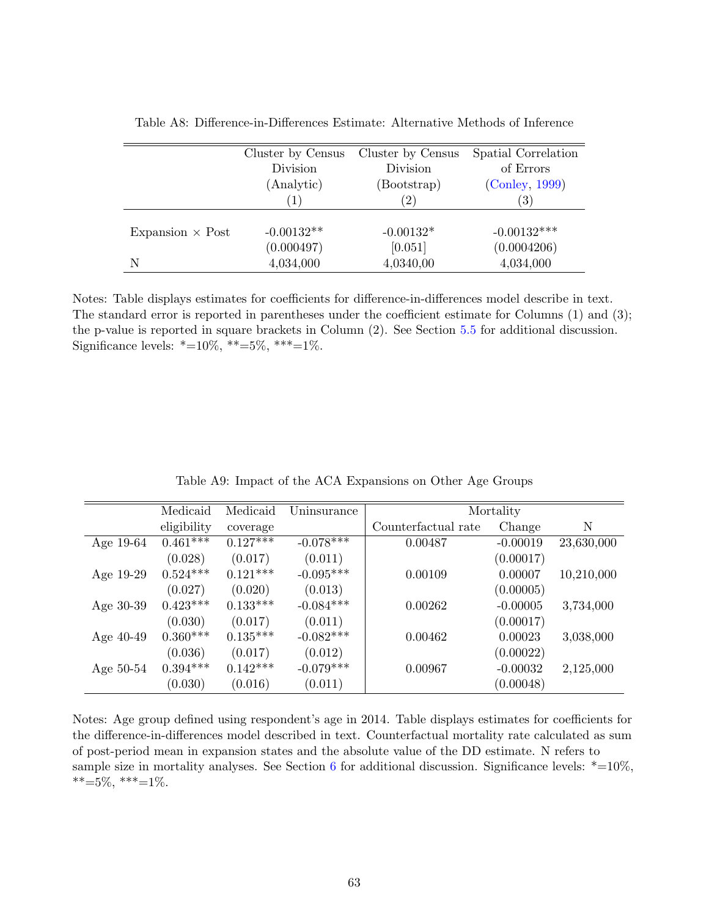Table A8: Difference-in-Differences Estimate: Alternative Methods of Inference

| | Cluster by Census Division (Analytic) (1) | Cluster by Census Division (Bootstrap) (2) | Spatial Correlation of Errors (Conley, 1999) (3) |
|---|---|---|---|
| Expansion × Post | -0.00132** | -0.00132* | -0.00132*** |
| | (0.000497) | [0.051] | (0.0004206) |
| N | 4,034,000 | 4,0340,00 | 4,034,000 |

Notes: Table displays estimates for coefficients for difference-in-differences model describe in text. The standard error is reported in parentheses under the coefficient estimate for Columns (1) and (3); the p-value is reported in square brackets in Column (2). See Section 5.5 for additional discussion. Significance levels: *=10%, **=5%, ***=1%.

Table A9: Impact of the ACA Expansions on Other Age Groups

| | Medicaid eligibility | Medicaid coverage | Uninsurance | Mortality | | |
|---|---|---|---|---|---|---|
| | | | | Counterfactual rate | Change | N |
| Age 19-64 | 0.461*** | 0.127*** | -0.078*** | 0.00487 | -0.00019 | 23,630,000 |
| | (0.028) | (0.017) | (0.011) | | (0.00017) | |
| Age 19-29 | 0.524*** | 0.121*** | -0.095*** | 0.00109 | 0.00007 | 10,210,000 |
| | (0.027) | (0.020) | (0.013) | | (0.00005) | |
| Age 30-39 | 0.423*** | 0.133*** | -0.084*** | 0.00262 | -0.00005 | 3,734,000 |
| | (0.030) | (0.017) | (0.011) | | (0.00017) | |
| Age 40-49 | 0.360*** | 0.135*** | -0.082*** | 0.00462 | 0.00023 | 3,038,000 |
| | (0.036) | (0.017) | (0.012) | | (0.00022) | |
| Age 50-54 | 0.394*** | 0.142*** | -0.079*** | 0.00967 | -0.00032 | 2,125,000 |
| | (0.030) | (0.016) | (0.011) | | (0.00048) | |

Notes: Age group defined using respondent's age in 2014. Table displays estimates for coefficients for the difference-in-differences model described in text. Counterfactual mortality rate calculated as sum of post-period mean in expansion states and the absolute value of the DD estimate. N refers to sample size in mortality analyses. See Section 6 for additional discussion. Significance levels: *=10%, **=5%, ***=1%.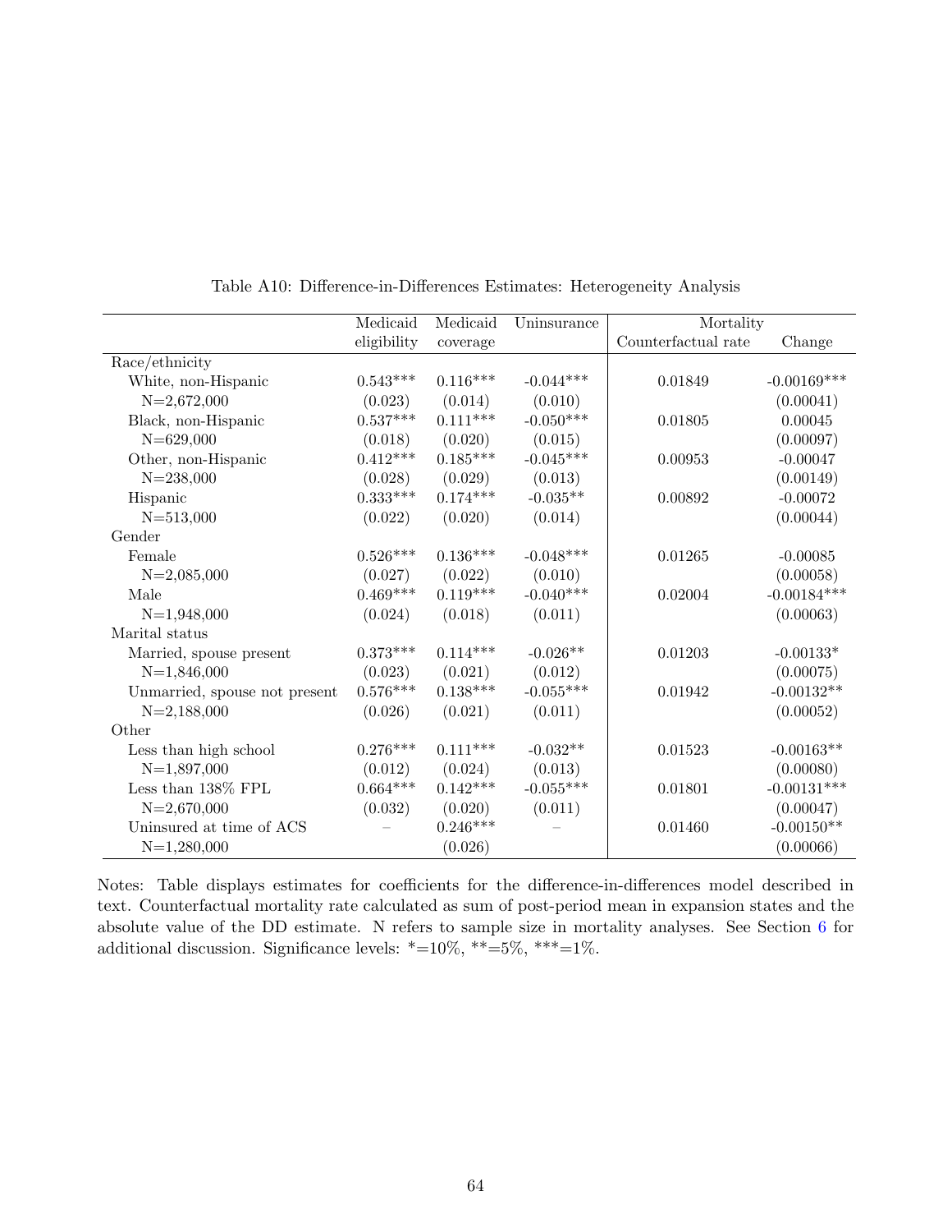Table A10: Difference-in-Differences Estimates: Heterogeneity Analysis

| | Medicaid eligibility | Medicaid coverage | Uninsurance | Mortality | |
|---|---|---|---|---|---|
| | | | | Counterfactual rate | Change |
| Race/ethnicity | | | | | |
| White, non-Hispanic | 0.543*** | 0.116*** | -0.044*** | 0.01849 | -0.00169*** |
| N=2,672,000 | (0.023) | (0.014) | (0.010) | | (0.00041) |
| Black, non-Hispanic | 0.537*** | 0.111*** | -0.050*** | 0.01805 | 0.00045 |
| N=629,000 | (0.018) | (0.020) | (0.015) | | (0.00097) |
| Other, non-Hispanic | 0.412*** | 0.185*** | -0.045*** | 0.00953 | -0.00047 |
| N=238,000 | (0.028) | (0.029) | (0.013) | | (0.00149) |
| Hispanic | 0.333*** | 0.174*** | -0.035** | 0.00892 | -0.00072 |
| N=513,000 | (0.022) | (0.020) | (0.014) | | (0.00044) |
| Gender | | | | | |
| Female | 0.526*** | 0.136*** | -0.048*** | 0.01265 | -0.00085 |
| N=2,085,000 | (0.027) | (0.022) | (0.010) | | (0.00058) |
| Male | 0.469*** | 0.119*** | -0.040*** | 0.02004 | -0.00184*** |
| N=1,948,000 | (0.024) | (0.018) | (0.011) | | (0.00063) |
| Marital status | | | | | |
| Married, spouse present | 0.373*** | 0.114*** | -0.026** | 0.01203 | -0.00133* |
| N=1,846,000 | (0.023) | (0.021) | (0.012) | | (0.00075) |
| Unmarried, spouse not present | 0.576*** | 0.138*** | -0.055*** | 0.01942 | -0.00132** |
| N=2,188,000 | (0.026) | (0.021) | (0.011) | | (0.00052) |
| Other | | | | | |
| Less than high school | 0.276*** | 0.111*** | -0.032** | 0.01523 | -0.00163** |
| N=1,897,000 | (0.012) | (0.024) | (0.013) | | (0.00080) |
| Less than 138% FPL | 0.664*** | 0.142*** | -0.055*** | 0.01801 | -0.00131*** |
| N=2,670,000 | (0.032) | (0.020) | (0.011) | | (0.00047) |
| Uninsured at time of ACS | – | 0.246*** | – | 0.01460 | -0.00150** |
| N=1,280,000 | | (0.026) | | | (0.00066) |

Notes: Table displays estimates for coefficients for the difference-in-differences model described in text. Counterfactual mortality rate calculated as sum of post-period mean in expansion states and the absolute value of the DD estimate. N refers to sample size in mortality analyses. See Section 6 for additional discussion. Significance levels: *=10%, **=5%, ***=1%.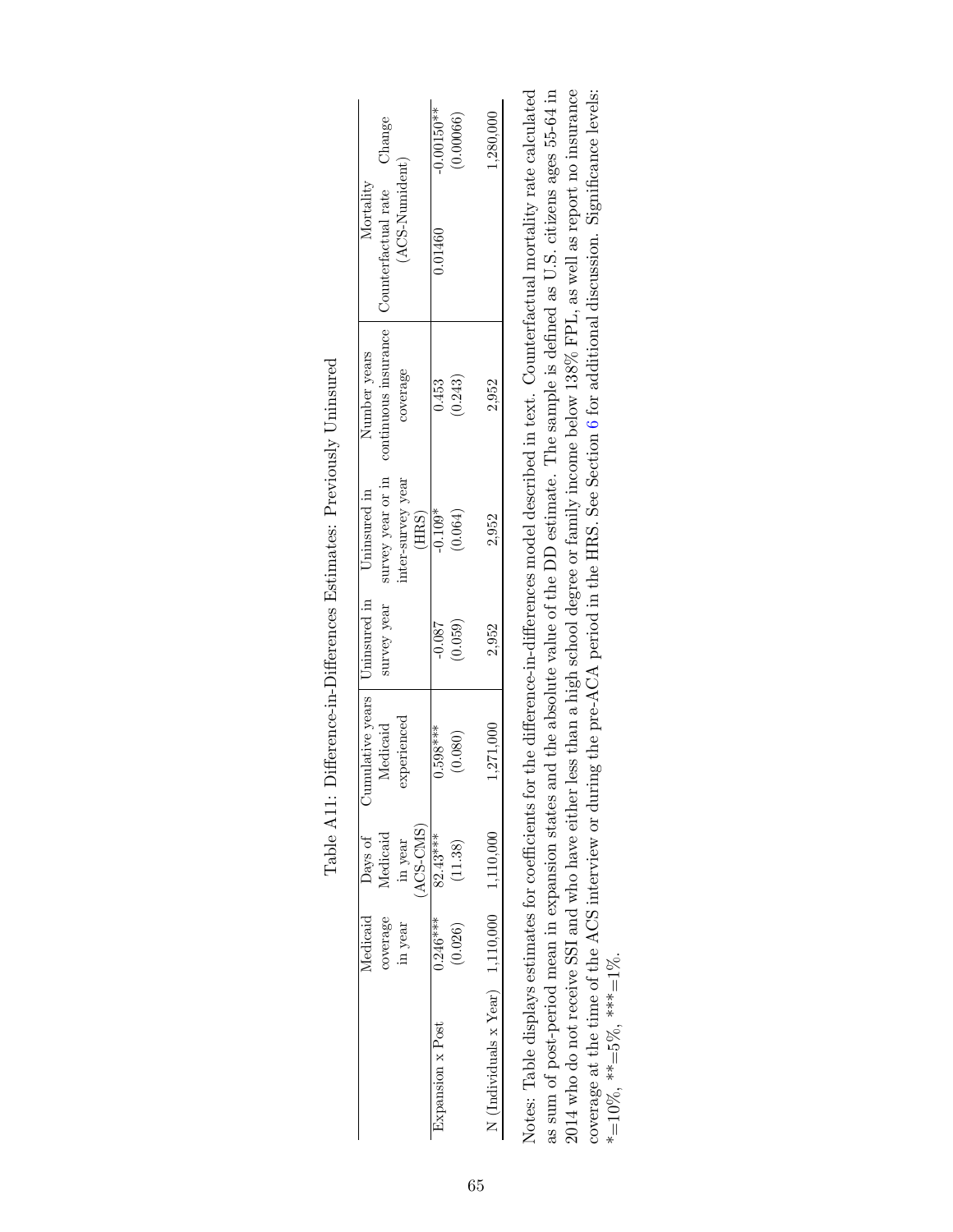Table A11: Difference-in-Differences Estimates: Previously Uninsured

| | Medicaid coverage in year | Days of Medicaid in year (ACS-CMS) | Cumulative years Medicaid experienced | Uninsured in survey year | Uninsured in survey year or in inter-survey year (HRS) | Number years continuous insurance coverage | Mortality | |
|---|---|---|---|---|---|---|---|---|
| | | | | | | | Counterfactual rate (ACS-Numident) | Change |
| Expansion x Post | 0.246*** | 82.43*** | 0.598*** | -0.087 | -0.109* | 0.453 | 0.01460 | -0.00150** |
| | (0.026) | (11.38) | (0.080) | (0.059) | (0.064) | (0.243) | | (0.00066) |
| N (Individuals x Year) | 1,110,000 | 1,110,000 | 1,271,000 | 2,952 | 2,952 | 2,952 | | 1,280,000 |

Notes: Table displays estimates for coefficients for the difference-in-differences model described in text. Counterfactual mortality rate calculated as sum of post-period mean in expansion states and the absolute value of the DD estimate. The sample is defined as U.S. citizens ages 55-64 in 2014 who do not receive SSI and who have either less than a high school degree or family income below 138% FPL, as well as report no insurance coverage at the time of the ACS interview or during the pre-ACA period in the HRS. See Section 6 for additional discussion. Significance levels: *=10%, **=5%, ***=1%.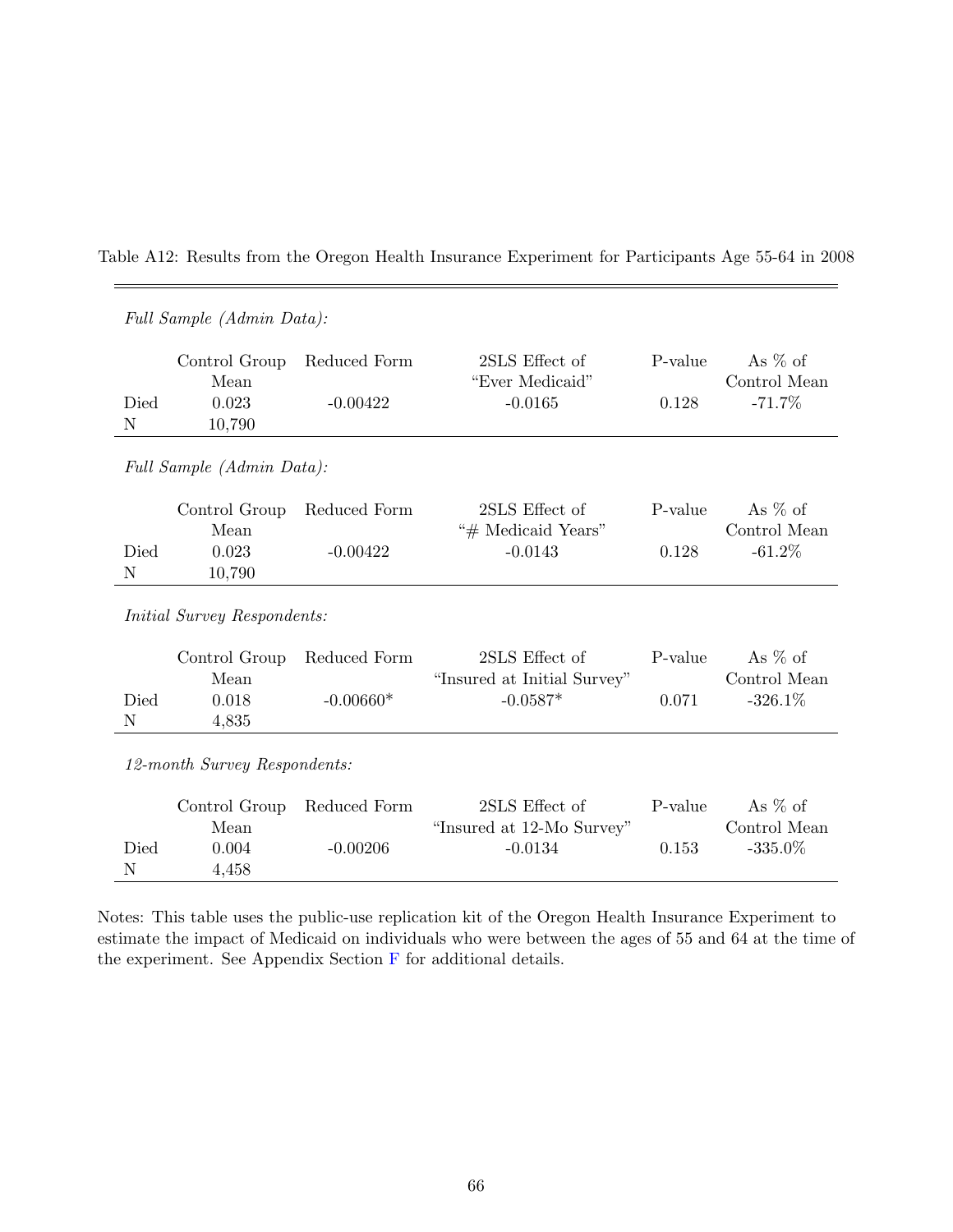Table A12: Results from the Oregon Health Insurance Experiment for Participants Age 55-64 in 2008

*Full Sample (Admin Data):*

| | Control Group Mean | Reduced Form | 2SLS Effect of "Ever Medicaid" | P-value | As % of Control Mean |
|---|---|---|---|---|---|
| Died | 0.023 | -0.00422 | -0.0165 | 0.128 | -71.7% |
| N | 10,790 | | | | |

*Full Sample (Admin Data):*

| | Control Group Mean | Reduced Form | 2SLS Effect of "# Medicaid Years" | P-value | As % of Control Mean |
|---|---|---|---|---|---|
| Died | 0.023 | -0.00422 | -0.0143 | 0.128 | -61.2% |
| N | 10,790 | | | | |

*Initial Survey Respondents:*

| | Control Group Mean | Reduced Form | 2SLS Effect of "Insured at Initial Survey" | P-value | As % of Control Mean |
|---|---|---|---|---|---|
| Died | 0.018 | -0.00660* | -0.0587* | 0.071 | -326.1% |
| N | 4,835 | | | | |

*12-month Survey Respondents:*

| | Control Group Mean | Reduced Form | 2SLS Effect of "Insured at 12-Mo Survey" | P-value | As % of Control Mean |
|---|---|---|---|---|---|
| Died | 0.004 | -0.00206 | -0.0134 | 0.153 | -335.0% |
| N | 4,458 | | | | |

Notes: This table uses the public-use replication kit of the Oregon Health Insurance Experiment to estimate the impact of Medicaid on individuals who were between the ages of 55 and 64 at the time of the experiment. See Appendix Section F for additional details.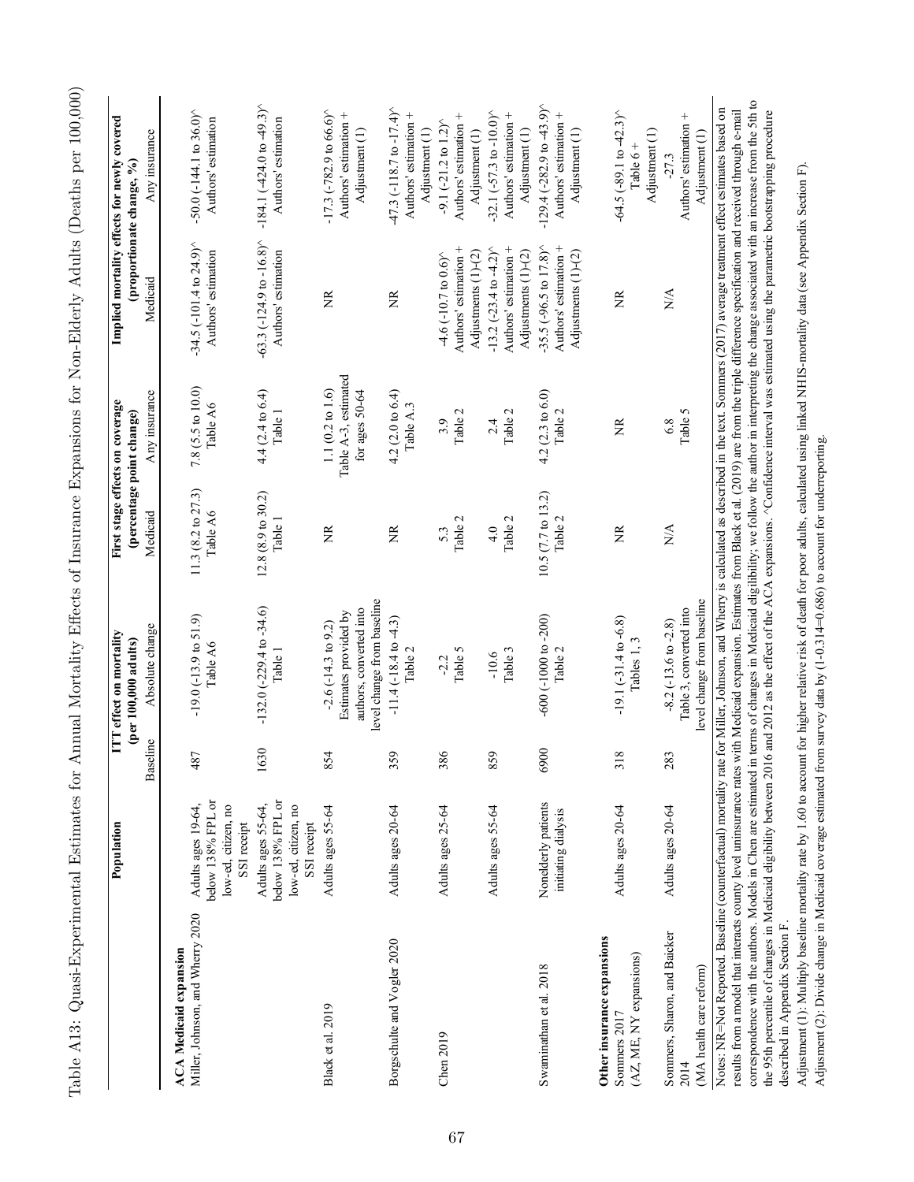Table A13: Quasi-Experimental Estimates for Annual Mortality Effects of Insurance Expansions for Non-Elderly Adults (Deaths per 100,000)

| | Population | ITT effect on mortality (per 100,000 adults) | | First stage effects on coverage (percentage point change) | | Implied mortality effects for newly covered (proportionate change, %) | |
|---|---|---|---|---|---|---|---|
| | | Baseline | Absolute change | Medicaid | Any insurance | Medicaid | Any insurance |
| **ACA Medicaid expansion** | | | | | | | |
| Miller, Johnson, and Wherry 2020 | Adults ages 19-64, below 138% FPL or low-ed, citizen, no SSI receipt | 487 | -19.0 (-13.9 to 51.9) Table A6 | 11.3 (8.2 to 27.3) Table A6 | 7.8 (5.5 to 10.0) Table A6 | -34.5 (-101.4 to 24.9)^ Authors' estimation | -50.0 (-144.1 to 36.0)^ Authors' estimation |
| | Adults ages 55-64, below 138% FPL or low-ed, citizen, no SSI receipt | 1630 | -132.0 (-229.4 to -34.6) Table 1 | 12.8 (8.9 to 30.2) Table 1 | 4.4 (2.4 to 6.4) Table 1 | -63.3 (-124.9 to -16.8)^ Authors' estimation | -184.1 (-424.0 to -49.3)^ Authors' estimation |
| Black et al. 2019 | Adults ages 55-64 | 854 | -2.6 (-14.3 to 9.2) Estimates provided by authors, converted into level change from baseline | NR | 1.1 (0.2 to 1.6) Table A-3, estimated for ages 50-64 | NR | -17.3 (-782.9 to 66.6)^ Authors' estimation + Adjustment (1) |
| Borgschulte and Vogler 2020 | Adults ages 20-64 | 359 | -11.4 (-18.4 to -4.3) Table 2 | NR | 4.2 (2.0 to 6.4) Table A.3 | NR | -47.3 (-118.7 to -17.4)^ Authors' estimation + Adjustment (1) |
| Chen 2019 | Adults ages 25-64 | 386 | -2.2 Table 5 | 5.3 Table 2 | 3.9 Table 2 | -4.6 (-10.7 to 0.6)^ Authors' estimation + Adjustments (1)-(2) | -9.1 (-21.2 to 1.2)^ Authors' estimation + Adjustment (1) |
| | Adults ages 55-64 | 859 | -10.6 Table 3 | 4.0 Table 2 | 2.4 Table 2 | -13.2 (-23.4 to -4.2)^ Authors' estimation + Adjustments (1)-(2) | -32.1 (-57.3 to -10.0)^ Authors' estimation + Adjustment (1) |
| Swaminathan et al. 2018 | Nonelderly patients initiating dialysis | 6900 | -600 (-1000 to -200) Table 2 | 10.5 (7.7 to 13.2) Table 2 | 4.2 (2.3 to 6.0) Table 2 | -35.5 (-96.5 to 17.8)^ Authors' estimation + Adjustments (1)-(2) | -129.4 (-282.9 to -43.9)^ Authors' estimation + Adjustment (1) |
| **Other insurance expansions** | | | | | | | |
| Sommers 2017 (AZ, ME, NY expansions) | Adults ages 20-64 | 318 | -19.1 (-31.4 to -6.8) Tables 1, 3 | NR | NR | NR | -64.5 (-89.1 to -42.3)^ Table 6 + Adjustment (1) |
| Sommers, Sharon, and Baicker 2014 (MA health care reform) | Adults ages 20-64 | 283 | -8.2 (-13.6 to -2.8) Table 3, converted into level change from baseline | N/A | 6.8 Table 5 | N/A | -27.3 Authors' estimation + Adjustment (1) |

Notes: NR=Not Reported. Baseline (counterfactual) mortality rate for Miller, Johnson, and Wherry is calculated as described in the text. Sommers (2017) average treatment effect estimates based on results from a model that interacts county level uninsurance rates with Medicaid expansion. Estimates from Black et al. (2019) are from the triple difference specification and received through e-mail correspondence with the authors. Models in Chen are estimated in terms of changes in Medicaid eligibility; we follow the author in interpreting the change associated with an increase from the 5th to the 95th percentile of changes in Medicaid eligibility between 2016 and 2012 as the effect of the ACA expansions. ^Confidence interval was estimated using the parametric bootstrapping procedure described in Appendix Section F.

Adjustment (1): Multiply baseline mortality rate by 1.60 to account for higher relative risk of death for poor adults, calculated using linked NHIS-mortality data (see Appendix Section F).

Adjusment (2): Divide change in Medicaid coverage estimated from survey data by (1-0.314=0.686) to account for underreporting.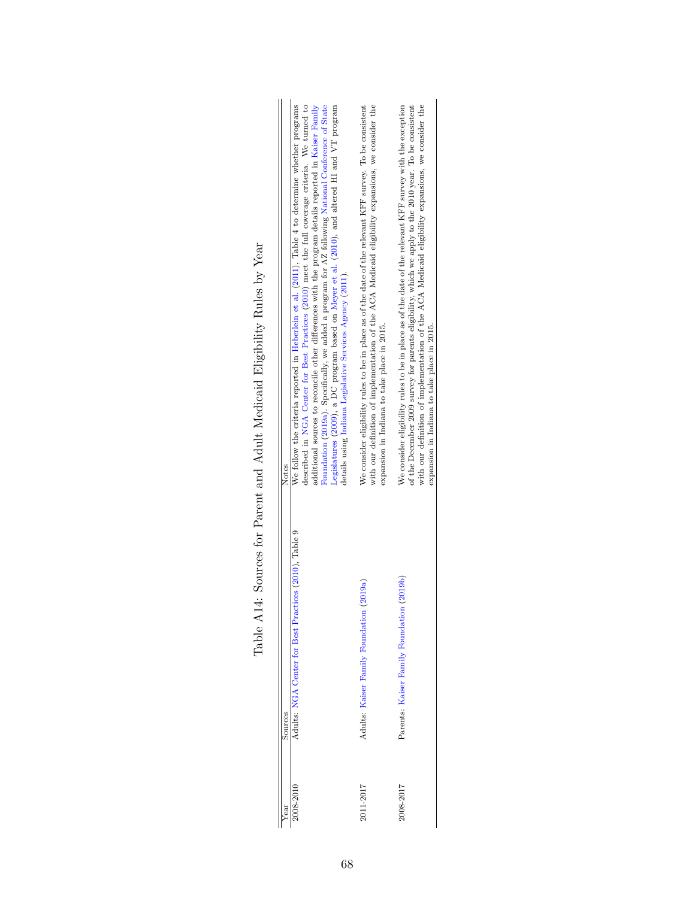# Table A14: Sources for Parent and Adult Medicaid Eligibility Rules by Year

| Year | Sources | Notes |
|---|---|---|
| 2008-2010 | Adults: NGA Center for Best Practices (2010), Table 9 | We follow the criteria reported in Heberlein et al. (2011), Table 4 to determine whether programs described in NGA Center for Best Practices (2010) meet the full coverage criteria. We turned to additional sources to reconcile other differences with the program details reported in Kaiser Family Foundation (2019a). Specifically, we added a program for AZ following National Conference of State Legislatures (2009), a DC program based on Meyer et al. (2010), and altered HI and VT program details using Indiana Legislative Services Agency (2011). |
| 2011-2017 | Adults: Kaiser Family Foundation (2019a) | We consider eligibility rules to be in place as of the date of the relevant KFF survey. To be consistent with our definition of implementation of the ACA Medicaid eligibility expansions, we consider the expansion in Indiana to take place in 2015. |
| 2008-2017 | Parents: Kaiser Family Foundation (2019b) | We consider eligibility rules to be in place as of the date of the relevant KFF survey with the exception of the December 2009 survey for parents eligibility, which we apply to the 2010 year. To be consistent with our definition of implementation of the ACA Medicaid eligibility expansions, we consider the expansion in Indiana to take place in 2015. |